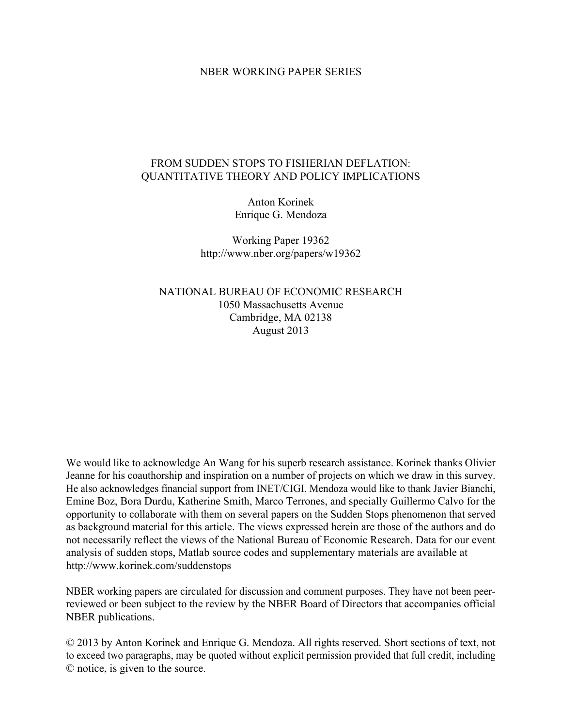NBER WORKING PAPER SERIES

# FROM SUDDEN STOPS TO FISHERIAN DEFLATION: QUANTITATIVE THEORY AND POLICY IMPLICATIONS

Anton Korinek
Enrique G. Mendoza

Working Paper 19362
http://www.nber.org/papers/w19362

NATIONAL BUREAU OF ECONOMIC RESEARCH
1050 Massachusetts Avenue
Cambridge, MA 02138
August 2013

We would like to acknowledge An Wang for his superb research assistance. Korinek thanks Olivier Jeanne for his coauthorship and inspiration on a number of projects on which we draw in this survey. He also acknowledges financial support from INET/CIGI. Mendoza would like to thank Javier Bianchi, Emine Boz, Bora Durdu, Katherine Smith, Marco Terrones, and specially Guillermo Calvo for the opportunity to collaborate with them on several papers on the Sudden Stops phenomenon that served as background material for this article. The views expressed herein are those of the authors and do not necessarily reflect the views of the National Bureau of Economic Research. Data for our event analysis of sudden stops, Matlab source codes and supplementary materials are available at http://www.korinek.com/suddenstops

NBER working papers are circulated for discussion and comment purposes. They have not been peer-reviewed or been subject to the review by the NBER Board of Directors that accompanies official NBER publications.

© 2013 by Anton Korinek and Enrique G. Mendoza. All rights reserved. Short sections of text, not to exceed two paragraphs, may be quoted without explicit permission provided that full credit, including © notice, is given to the source.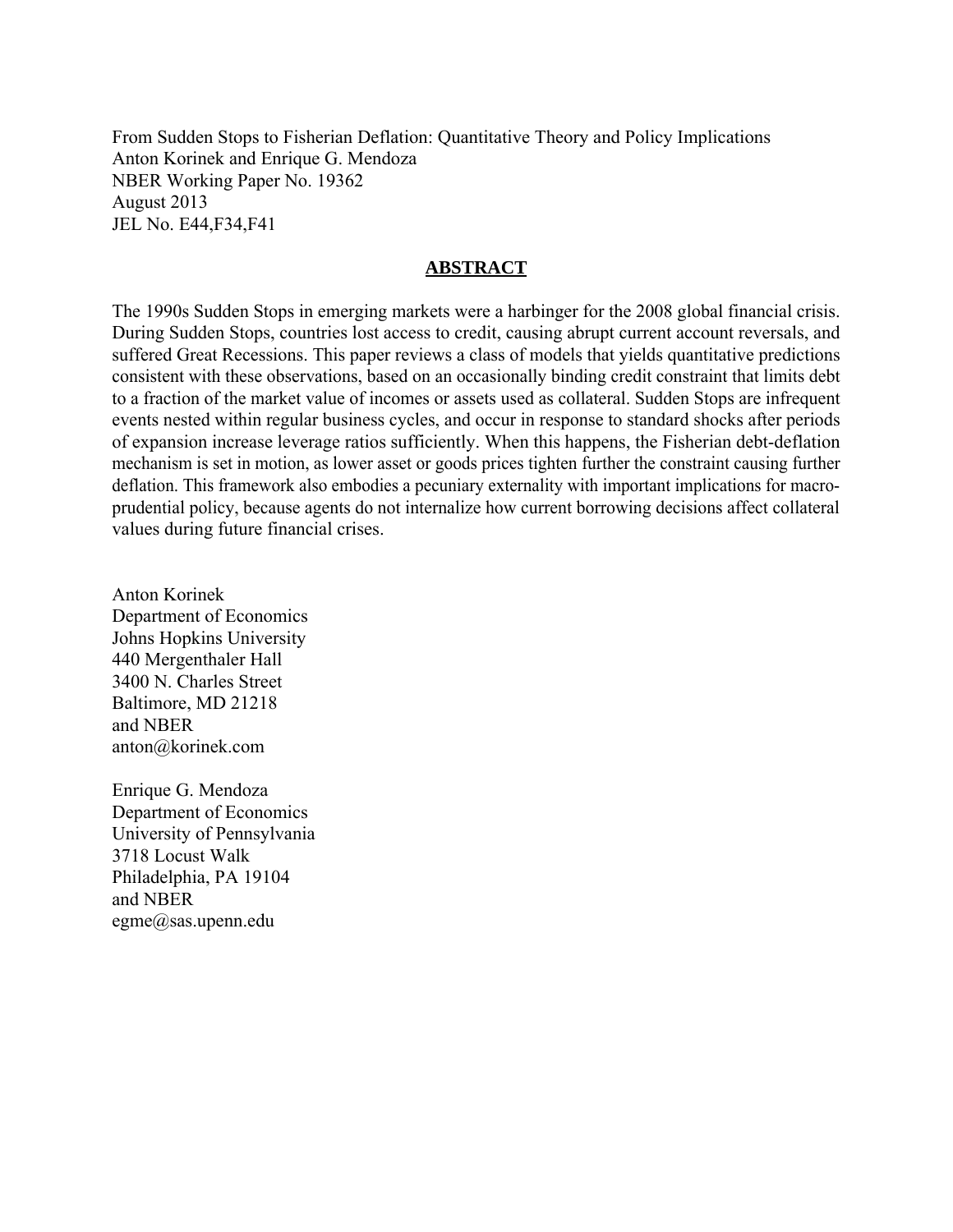From Sudden Stops to Fisherian Deflation: Quantitative Theory and Policy Implications
Anton Korinek and Enrique G. Mendoza
NBER Working Paper No. 19362
August 2013
JEL No. E44,F34,F41

## ABSTRACT

The 1990s Sudden Stops in emerging markets were a harbinger for the 2008 global financial crisis. During Sudden Stops, countries lost access to credit, causing abrupt current account reversals, and suffered Great Recessions. This paper reviews a class of models that yields quantitative predictions consistent with these observations, based on an occasionally binding credit constraint that limits debt to a fraction of the market value of incomes or assets used as collateral. Sudden Stops are infrequent events nested within regular business cycles, and occur in response to standard shocks after periods of expansion increase leverage ratios sufficiently. When this happens, the Fisherian debt-deflation mechanism is set in motion, as lower asset or goods prices tighten further the constraint causing further deflation. This framework also embodies a pecuniary externality with important implications for macro-prudential policy, because agents do not internalize how current borrowing decisions affect collateral values during future financial crises.

Anton Korinek
Department of Economics
Johns Hopkins University
440 Mergenthaler Hall
3400 N. Charles Street
Baltimore, MD 21218
and NBER
anton@korinek.com

Enrique G. Mendoza
Department of Economics
University of Pennsylvania
3718 Locust Walk
Philadelphia, PA 19104
and NBER
egme@sas.upenn.edu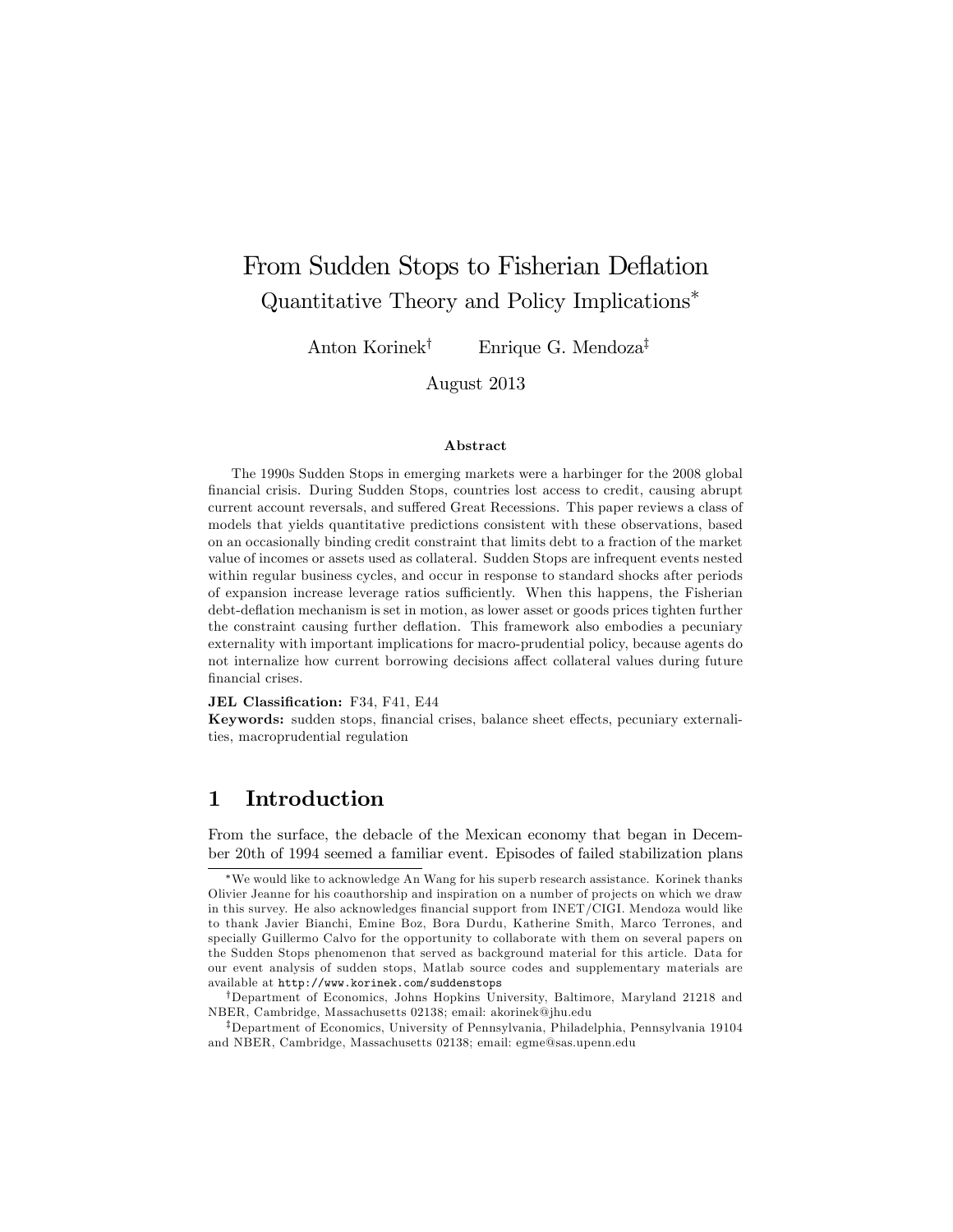# From Sudden Stops to Fisherian Deflation

## Quantitative Theory and Policy Implications*

Anton Korinek[†] Enrique G. Mendoza[‡]

August 2013

### Abstract

The 1990s Sudden Stops in emerging markets were a harbinger for the 2008 global financial crisis. During Sudden Stops, countries lost access to credit, causing abrupt current account reversals, and suffered Great Recessions. This paper reviews a class of models that yields quantitative predictions consistent with these observations, based on an occasionally binding credit constraint that limits debt to a fraction of the market value of incomes or assets used as collateral. Sudden Stops are infrequent events nested within regular business cycles, and occur in response to standard shocks after periods of expansion increase leverage ratios sufficiently. When this happens, the Fisherian debt-deflation mechanism is set in motion, as lower asset or goods prices tighten further the constraint causing further deflation. This framework also embodies a pecuniary externality with important implications for macro-prudential policy, because agents do not internalize how current borrowing decisions affect collateral values during future financial crises.

**JEL Classification:** F34, F41, E44

**Keywords:** sudden stops, financial crises, balance sheet effects, pecuniary externalities, macroprudential regulation

## 1 Introduction

From the surface, the debacle of the Mexican economy that began in December 20th of 1994 seemed a familiar event. Episodes of failed stabilization plans

---

*We would like to acknowledge An Wang for his superb research assistance. Korinek thanks Olivier Jeanne for his coauthorship and inspiration on a number of projects on which we draw in this survey. He also acknowledges financial support from INET/CIGI. Mendoza would like to thank Javier Bianchi, Emine Boz, Bora Durdu, Katherine Smith, Marco Terrones, and specially Guillermo Calvo for the opportunity to collaborate with them on several papers on the Sudden Stops phenomenon that served as background material for this article. Data for our event analysis of sudden stops, Matlab source codes and supplementary materials are available at `http://www.korinek.com/suddenstops`

[†]Department of Economics, Johns Hopkins University, Baltimore, Maryland 21218 and NBER, Cambridge, Massachusetts 02138; email: akorinek@jhu.edu

[‡]Department of Economics, University of Pennsylvania, Philadelphia, Pennsylvania 19104 and NBER, Cambridge, Massachusetts 02138; email: egme@sas.upenn.edu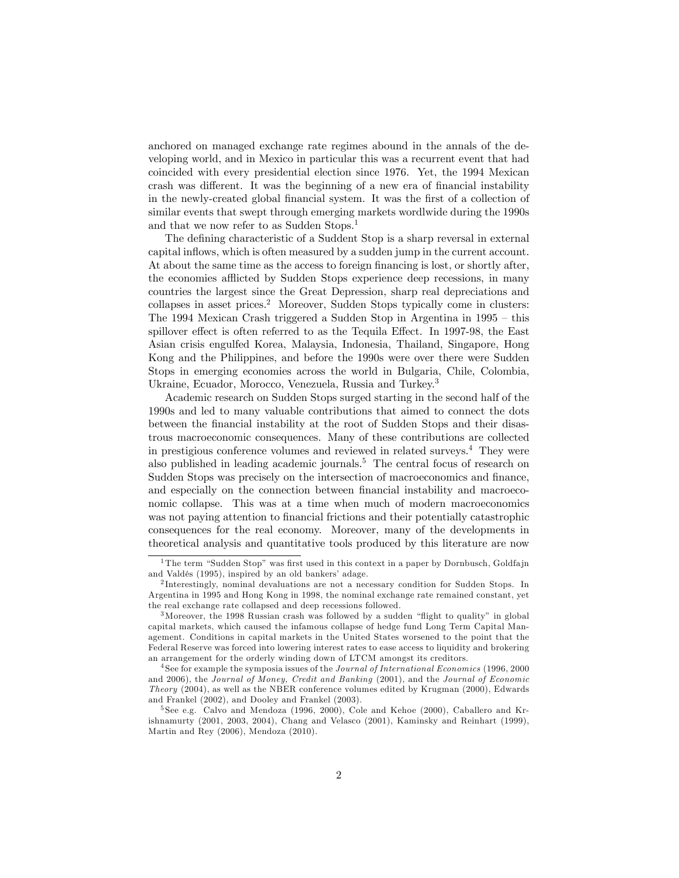anchored on managed exchange rate regimes abound in the annals of the developing world, and in Mexico in particular this was a recurrent event that had coincided with every presidential election since 1976. Yet, the 1994 Mexican crash was different. It was the beginning of a new era of financial instability in the newly-created global financial system. It was the first of a collection of similar events that swept through emerging markets wordlwide during the 1990s and that we now refer to as Sudden Stops.[1]

The defining characteristic of a Suddent Stop is a sharp reversal in external capital inflows, which is often measured by a sudden jump in the current account. At about the same time as the access to foreign financing is lost, or shortly after, the economies afflicted by Sudden Stops experience deep recessions, in many countries the largest since the Great Depression, sharp real depreciations and collapses in asset prices.[2] Moreover, Sudden Stops typically come in clusters: The 1994 Mexican Crash triggered a Sudden Stop in Argentina in 1995 – this spillover effect is often referred to as the Tequila Effect. In 1997-98, the East Asian crisis engulfed Korea, Malaysia, Indonesia, Thailand, Singapore, Hong Kong and the Philippines, and before the 1990s were over there were Sudden Stops in emerging economies across the world in Bulgaria, Chile, Colombia, Ukraine, Ecuador, Morocco, Venezuela, Russia and Turkey.[3]

Academic research on Sudden Stops surged starting in the second half of the 1990s and led to many valuable contributions that aimed to connect the dots between the financial instability at the root of Sudden Stops and their disastrous macroeconomic consequences. Many of these contributions are collected in prestigious conference volumes and reviewed in related surveys.[4] They were also published in leading academic journals.[5] The central focus of research on Sudden Stops was precisely on the intersection of macroeconomics and finance, and especially on the connection between financial instability and macroeconomic collapse. This was at a time when much of modern macroeconomics was not paying attention to financial frictions and their potentially catastrophic consequences for the real economy. Moreover, many of the developments in theoretical analysis and quantitative tools produced by this literature are now

---

[1] The term "Sudden Stop" was first used in this context in a paper by Dornbusch, Goldfajn and Valdés (1995), inspired by an old bankers' adage.

[2] Interestingly, nominal devaluations are not a necessary condition for Sudden Stops. In Argentina in 1995 and Hong Kong in 1998, the nominal exchange rate remained constant, yet the real exchange rate collapsed and deep recessions followed.

[3] Moreover, the 1998 Russian crash was followed by a sudden "flight to quality" in global capital markets, which caused the infamous collapse of hedge fund Long Term Capital Management. Conditions in capital markets in the United States worsened to the point that the Federal Reserve was forced into lowering interest rates to ease access to liquidity and brokering an arrangement for the orderly winding down of LTCM amongst its creditors.

[4] See for example the symposia issues of the *Journal of International Economics* (1996, 2000 and 2006), the *Journal of Money, Credit and Banking* (2001), and the *Journal of Economic Theory* (2004), as well as the NBER conference volumes edited by Krugman (2000), Edwards and Frankel (2002), and Dooley and Frankel (2003).

[5] See e.g. Calvo and Mendoza (1996, 2000), Cole and Kehoe (2000), Caballero and Krishnamurty (2001, 2003, 2004), Chang and Velasco (2001), Kaminsky and Reinhart (1999), Martin and Rey (2006), Mendoza (2010).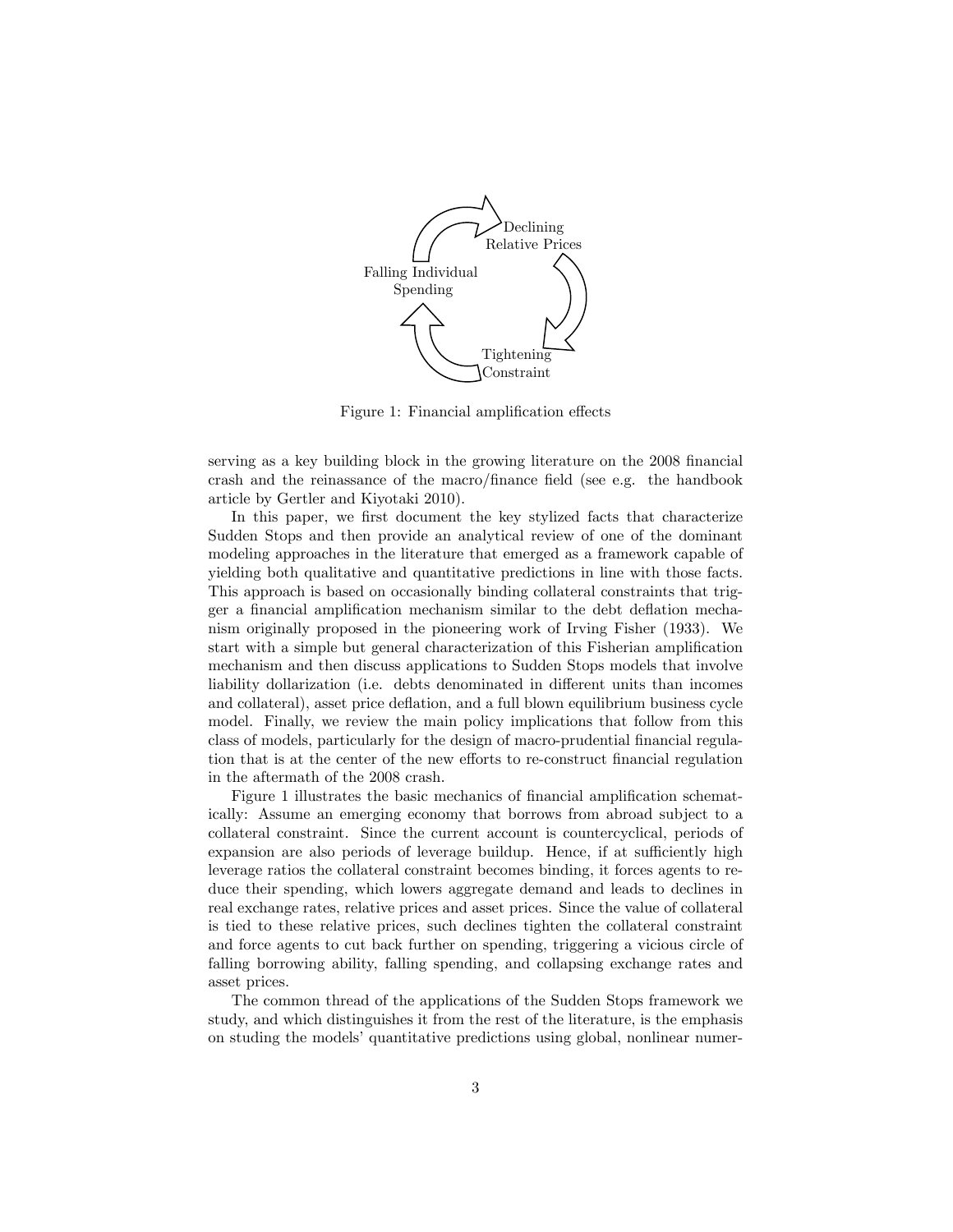Figure 1: Financial amplification effects

serving as a key building block in the growing literature on the 2008 financial crash and the reinassance of the macro/finance field (see e.g. the handbook article by Gertler and Kiyotaki 2010).

In this paper, we first document the key stylized facts that characterize Sudden Stops and then provide an analytical review of one of the dominant modeling approaches in the literature that emerged as a framework capable of yielding both qualitative and quantitative predictions in line with those facts. This approach is based on occasionally binding collateral constraints that trigger a financial amplification mechanism similar to the debt deflation mechanism originally proposed in the pioneering work of Irving Fisher (1933). We start with a simple but general characterization of this Fisherian amplification mechanism and then discuss applications to Sudden Stops models that involve liability dollarization (i.e. debts denominated in different units than incomes and collateral), asset price deflation, and a full blown equilibrium business cycle model. Finally, we review the main policy implications that follow from this class of models, particularly for the design of macro-prudential financial regulation that is at the center of the new efforts to re-construct financial regulation in the aftermath of the 2008 crash.

Figure 1 illustrates the basic mechanics of financial amplification schematically: Assume an emerging economy that borrows from abroad subject to a collateral constraint. Since the current account is countercyclical, periods of expansion are also periods of leverage buildup. Hence, if at sufficiently high leverage ratios the collateral constraint becomes binding, it forces agents to reduce their spending, which lowers aggregate demand and leads to declines in real exchange rates, relative prices and asset prices. Since the value of collateral is tied to these relative prices, such declines tighten the collateral constraint and force agents to cut back further on spending, triggering a vicious circle of falling borrowing ability, falling spending, and collapsing exchange rates and asset prices.

The common thread of the applications of the Sudden Stops framework we study, and which distinguishes it from the rest of the literature, is the emphasis on studing the models' quantitative predictions using global, nonlinear numer-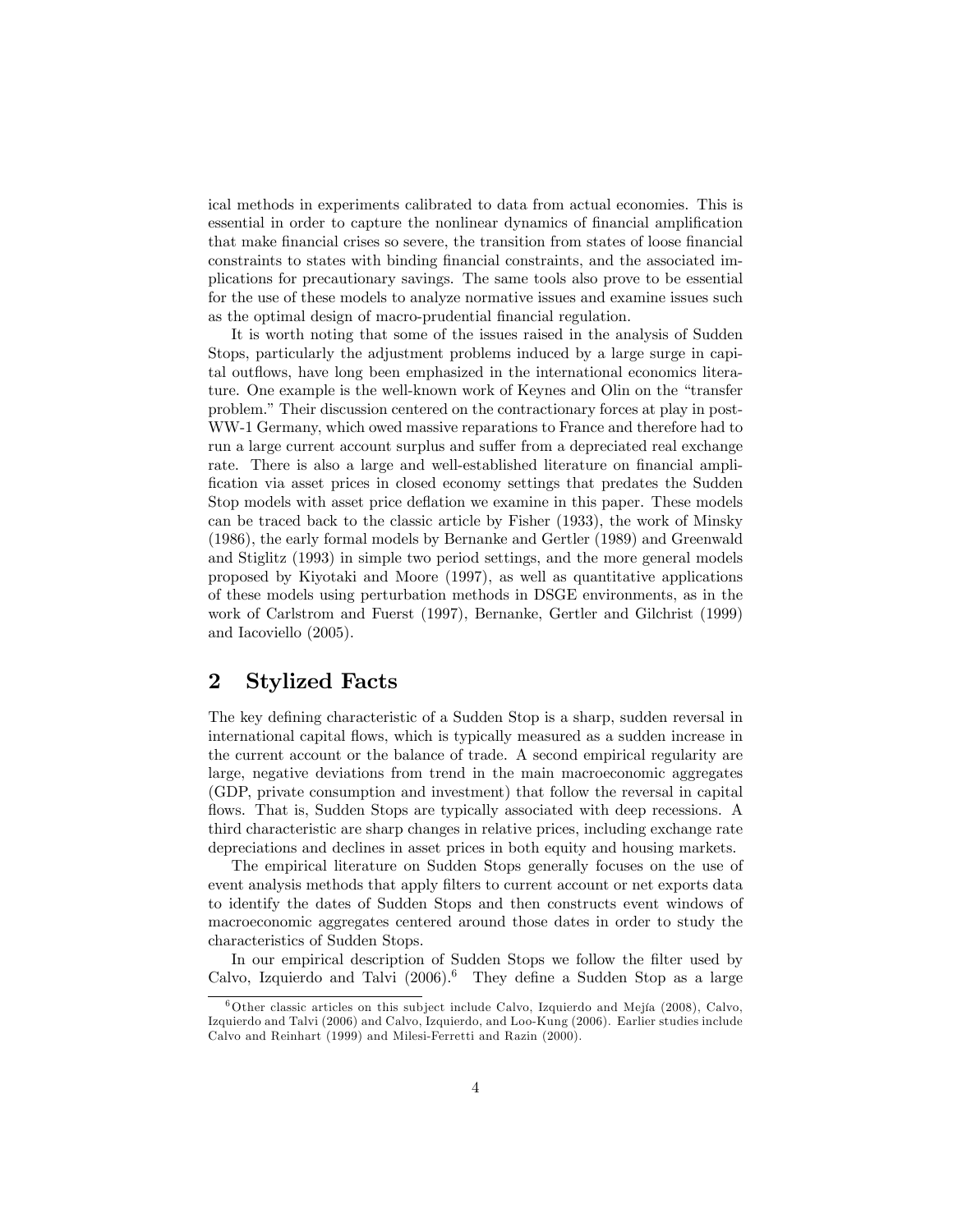ical methods in experiments calibrated to data from actual economies. This is essential in order to capture the nonlinear dynamics of financial amplification that make financial crises so severe, the transition from states of loose financial constraints to states with binding financial constraints, and the associated implications for precautionary savings. The same tools also prove to be essential for the use of these models to analyze normative issues and examine issues such as the optimal design of macro-prudential financial regulation.

It is worth noting that some of the issues raised in the analysis of Sudden Stops, particularly the adjustment problems induced by a large surge in capital outflows, have long been emphasized in the international economics literature. One example is the well-known work of Keynes and Olin on the "transfer problem." Their discussion centered on the contractionary forces at play in post-WW-1 Germany, which owed massive reparations to France and therefore had to run a large current account surplus and suffer from a depreciated real exchange rate. There is also a large and well-established literature on financial amplification via asset prices in closed economy settings that predates the Sudden Stop models with asset price deflation we examine in this paper. These models can be traced back to the classic article by Fisher (1933), the work of Minsky (1986), the early formal models by Bernanke and Gertler (1989) and Greenwald and Stiglitz (1993) in simple two period settings, and the more general models proposed by Kiyotaki and Moore (1997), as well as quantitative applications of these models using perturbation methods in DSGE environments, as in the work of Carlstrom and Fuerst (1997), Bernanke, Gertler and Gilchrist (1999) and Iacoviello (2005).

## 2 Stylized Facts

The key defining characteristic of a Sudden Stop is a sharp, sudden reversal in international capital flows, which is typically measured as a sudden increase in the current account or the balance of trade. A second empirical regularity are large, negative deviations from trend in the main macroeconomic aggregates (GDP, private consumption and investment) that follow the reversal in capital flows. That is, Sudden Stops are typically associated with deep recessions. A third characteristic are sharp changes in relative prices, including exchange rate depreciations and declines in asset prices in both equity and housing markets.

The empirical literature on Sudden Stops generally focuses on the use of event analysis methods that apply filters to current account or net exports data to identify the dates of Sudden Stops and then constructs event windows of macroeconomic aggregates centered around those dates in order to study the characteristics of Sudden Stops.

In our empirical description of Sudden Stops we follow the filter used by Calvo, Izquierdo and Talvi (2006).[6] They define a Sudden Stop as a large

[6] Other classic articles on this subject include Calvo, Izquierdo and Mejía (2008), Calvo, Izquierdo and Talvi (2006) and Calvo, Izquierdo, and Loo-Kung (2006). Earlier studies include Calvo and Reinhart (1999) and Milesi-Ferretti and Razin (2000).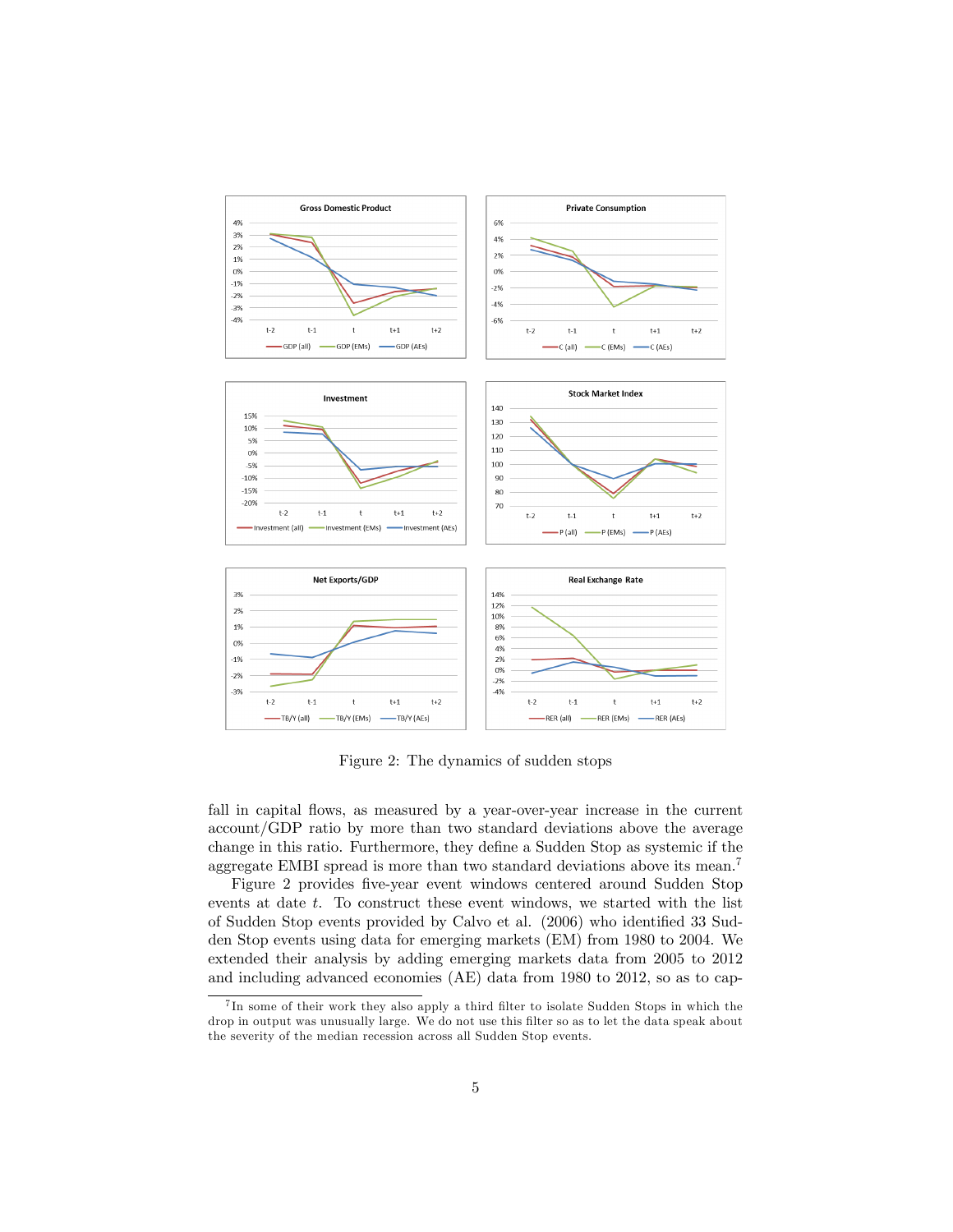Figure 2: The dynamics of sudden stops

fall in capital flows, as measured by a year-over-year increase in the current account/GDP ratio by more than two standard deviations above the average change in this ratio. Furthermore, they define a Sudden Stop as systemic if the aggregate EMBI spread is more than two standard deviations above its mean.[7]

Figure 2 provides five-year event windows centered around Sudden Stop events at date $t$. To construct these event windows, we started with the list of Sudden Stop events provided by Calvo et al. (2006) who identified 33 Sudden Stop events using data for emerging markets (EM) from 1980 to 2004. We extended their analysis by adding emerging markets data from 2005 to 2012 and including advanced economies (AE) data from 1980 to 2012, so as to cap-

[7] In some of their work they also apply a third filter to isolate Sudden Stops in which the drop in output was unusually large. We do not use this filter so as to let the data speak about the severity of the median recession across all Sudden Stop events.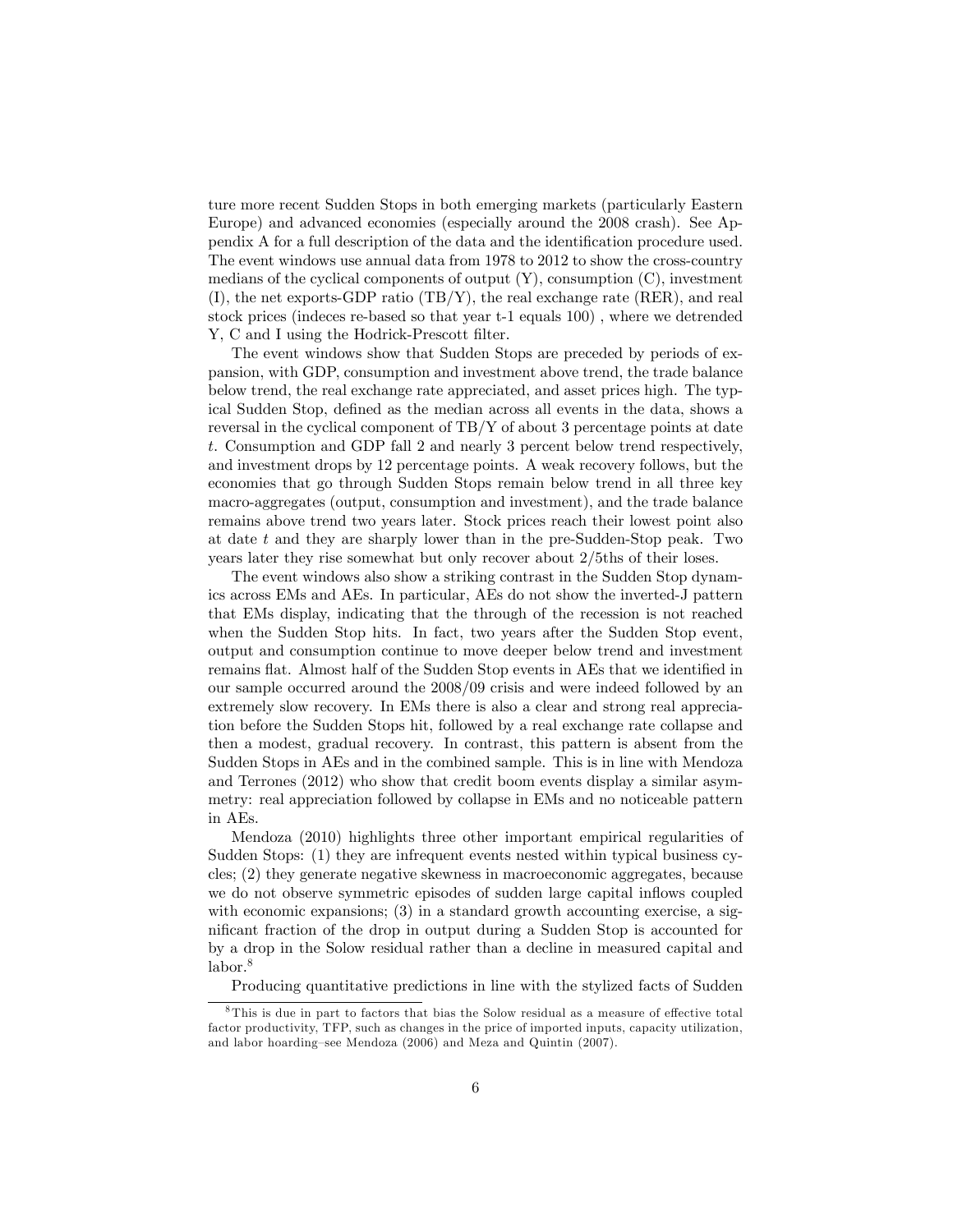ture more recent Sudden Stops in both emerging markets (particularly Eastern Europe) and advanced economies (especially around the 2008 crash). See Appendix A for a full description of the data and the identification procedure used. The event windows use annual data from 1978 to 2012 to show the cross-country medians of the cyclical components of output (Y), consumption (C), investment (I), the net exports-GDP ratio (TB/Y), the real exchange rate (RER), and real stock prices (indeces re-based so that year t-1 equals 100) , where we detrended Y, C and I using the Hodrick-Prescott filter.

The event windows show that Sudden Stops are preceded by periods of expansion, with GDP, consumption and investment above trend, the trade balance below trend, the real exchange rate appreciated, and asset prices high. The typical Sudden Stop, defined as the median across all events in the data, shows a reversal in the cyclical component of TB/Y of about 3 percentage points at date $t$. Consumption and GDP fall 2 and nearly 3 percent below trend respectively, and investment drops by 12 percentage points. A weak recovery follows, but the economies that go through Sudden Stops remain below trend in all three key macro-aggregates (output, consumption and investment), and the trade balance remains above trend two years later. Stock prices reach their lowest point also at date $t$ and they are sharply lower than in the pre-Sudden-Stop peak. Two years later they rise somewhat but only recover about 2/5ths of their loses.

The event windows also show a striking contrast in the Sudden Stop dynamics across EMs and AEs. In particular, AEs do not show the inverted-J pattern that EMs display, indicating that the through of the recession is not reached when the Sudden Stop hits. In fact, two years after the Sudden Stop event, output and consumption continue to move deeper below trend and investment remains flat. Almost half of the Sudden Stop events in AEs that we identified in our sample occurred around the 2008/09 crisis and were indeed followed by an extremely slow recovery. In EMs there is also a clear and strong real appreciation before the Sudden Stops hit, followed by a real exchange rate collapse and then a modest, gradual recovery. In contrast, this pattern is absent from the Sudden Stops in AEs and in the combined sample. This is in line with Mendoza and Terrones (2012) who show that credit boom events display a similar asymmetry: real appreciation followed by collapse in EMs and no noticeable pattern in AEs.

Mendoza (2010) highlights three other important empirical regularities of Sudden Stops: (1) they are infrequent events nested within typical business cycles; (2) they generate negative skewness in macroeconomic aggregates, because we do not observe symmetric episodes of sudden large capital inflows coupled with economic expansions; (3) in a standard growth accounting exercise, a significant fraction of the drop in output during a Sudden Stop is accounted for by a drop in the Solow residual rather than a decline in measured capital and labor.[8]

Producing quantitative predictions in line with the stylized facts of Sudden

[8] This is due in part to factors that bias the Solow residual as a measure of effective total factor productivity, TFP, such as changes in the price of imported inputs, capacity utilization, and labor hoarding–see Mendoza (2006) and Meza and Quintin (2007).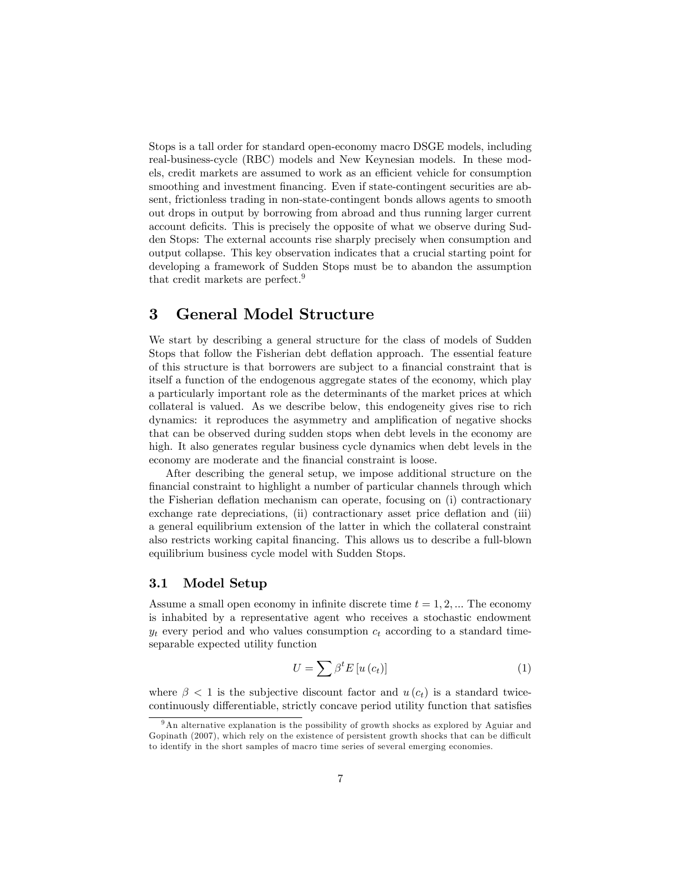Stops is a tall order for standard open-economy macro DSGE models, including real-business-cycle (RBC) models and New Keynesian models. In these models, credit markets are assumed to work as an efficient vehicle for consumption smoothing and investment financing. Even if state-contingent securities are absent, frictionless trading in non-state-contingent bonds allows agents to smooth out drops in output by borrowing from abroad and thus running larger current account deficits. This is precisely the opposite of what we observe during Sudden Stops: The external accounts rise sharply precisely when consumption and output collapse. This key observation indicates that a crucial starting point for developing a framework of Sudden Stops must be to abandon the assumption that credit markets are perfect.[9]

# 3 General Model Structure

We start by describing a general structure for the class of models of Sudden Stops that follow the Fisherian debt deflation approach. The essential feature of this structure is that borrowers are subject to a financial constraint that is itself a function of the endogenous aggregate states of the economy, which play a particularly important role as the determinants of the market prices at which collateral is valued. As we describe below, this endogeneity gives rise to rich dynamics: it reproduces the asymmetry and amplification of negative shocks that can be observed during sudden stops when debt levels in the economy are high. It also generates regular business cycle dynamics when debt levels in the economy are moderate and the financial constraint is loose.

After describing the general setup, we impose additional structure on the financial constraint to highlight a number of particular channels through which the Fisherian deflation mechanism can operate, focusing on (i) contractionary exchange rate depreciations, (ii) contractionary asset price deflation and (iii) a general equilibrium extension of the latter in which the collateral constraint also restricts working capital financing. This allows us to describe a full-blown equilibrium business cycle model with Sudden Stops.

## 3.1 Model Setup

Assume a small open economy in infinite discrete time $t = 1, 2, ...$ The economy is inhabited by a representative agent who receives a stochastic endowment $y_t$ every period and who values consumption $c_t$ according to a standard time-separable expected utility function

$$U = \sum \beta^t E\left[u\left(c_t\right)\right] \tag{1}$$

where $\beta < 1$ is the subjective discount factor and $u\left(c_t\right)$ is a standard twice-continuously differentiable, strictly concave period utility function that satisfies

[9] An alternative explanation is the possibility of growth shocks as explored by Aguiar and Gopinath (2007), which rely on the existence of persistent growth shocks that can be difficult to identify in the short samples of macro time series of several emerging economies.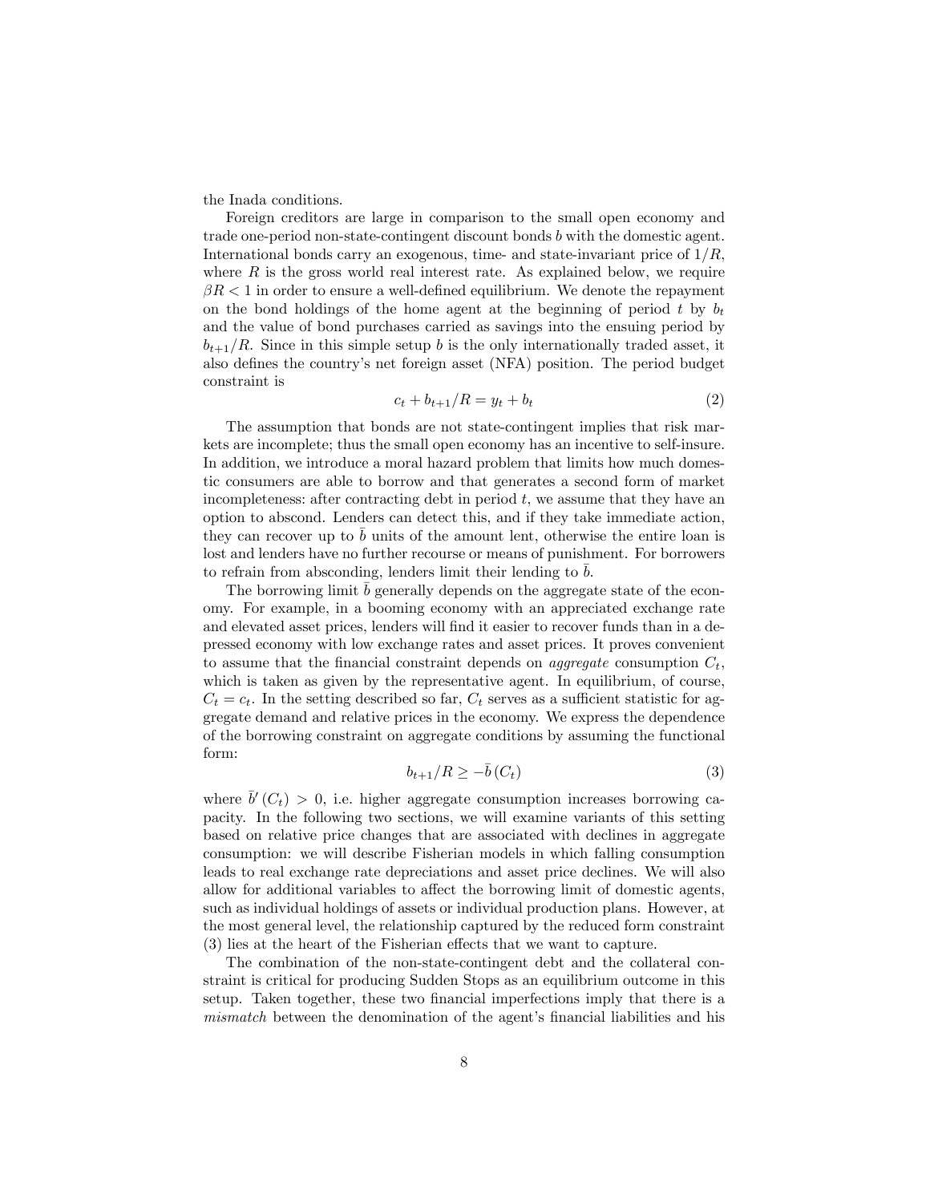the Inada conditions.

Foreign creditors are large in comparison to the small open economy and trade one-period non-state-contingent discount bonds $b$ with the domestic agent. International bonds carry an exogenous, time- and state-invariant price of $1/R$, where $R$ is the gross world real interest rate. As explained below, we require $\beta R < 1$ in order to ensure a well-defined equilibrium. We denote the repayment on the bond holdings of the home agent at the beginning of period $t$ by $b_t$ and the value of bond purchases carried as savings into the ensuing period by $b_{t+1}/R$. Since in this simple setup $b$ is the only internationally traded asset, it also defines the country's net foreign asset (NFA) position. The period budget constraint is

$$c_t + b_{t+1}/R = y_t + b_t \tag{2}$$

The assumption that bonds are not state-contingent implies that risk markets are incomplete; thus the small open economy has an incentive to self-insure. In addition, we introduce a moral hazard problem that limits how much domestic consumers are able to borrow and that generates a second form of market incompleteness: after contracting debt in period $t$, we assume that they have an option to abscond. Lenders can detect this, and if they take immediate action, they can recover up to $\bar{b}$ units of the amount lent, otherwise the entire loan is lost and lenders have no further recourse or means of punishment. For borrowers to refrain from absconding, lenders limit their lending to $\bar{b}$.

The borrowing limit $\bar{b}$ generally depends on the aggregate state of the economy. For example, in a booming economy with an appreciated exchange rate and elevated asset prices, lenders will find it easier to recover funds than in a depressed economy with low exchange rates and asset prices. It proves convenient to assume that the financial constraint depends on *aggregate* consumption $C_t$, which is taken as given by the representative agent. In equilibrium, of course, $C_t = c_t$. In the setting described so far, $C_t$ serves as a sufficient statistic for aggregate demand and relative prices in the economy. We express the dependence of the borrowing constraint on aggregate conditions by assuming the functional form:

$$b_{t+1}/R \geq -\bar{b}\left(C_t\right) \tag{3}$$

where $\bar{b}'\left(C_t\right) > 0$, i.e. higher aggregate consumption increases borrowing capacity. In the following two sections, we will examine variants of this setting based on relative price changes that are associated with declines in aggregate consumption: we will describe Fisherian models in which falling consumption leads to real exchange rate depreciations and asset price declines. We will also allow for additional variables to affect the borrowing limit of domestic agents, such as individual holdings of assets or individual production plans. However, at the most general level, the relationship captured by the reduced form constraint (3) lies at the heart of the Fisherian effects that we want to capture.

The combination of the non-state-contingent debt and the collateral constraint is critical for producing Sudden Stops as an equilibrium outcome in this setup. Taken together, these two financial imperfections imply that there is a *mismatch* between the denomination of the agent's financial liabilities and his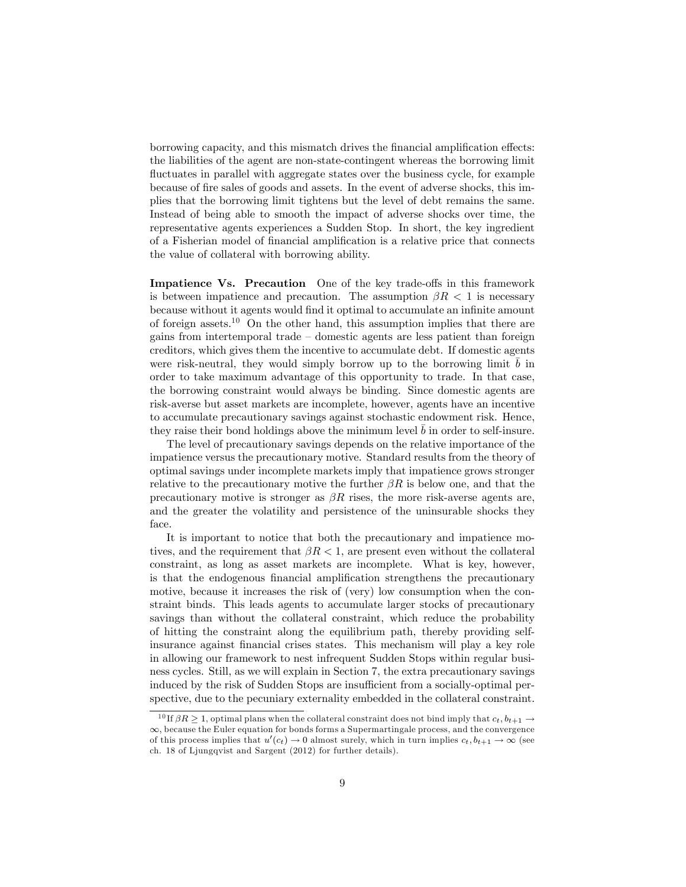borrowing capacity, and this mismatch drives the financial amplification effects: the liabilities of the agent are non-state-contingent whereas the borrowing limit fluctuates in parallel with aggregate states over the business cycle, for example because of fire sales of goods and assets. In the event of adverse shocks, this implies that the borrowing limit tightens but the level of debt remains the same. Instead of being able to smooth the impact of adverse shocks over time, the representative agents experiences a Sudden Stop. In short, the key ingredient of a Fisherian model of financial amplification is a relative price that connects the value of collateral with borrowing ability.

**Impatience Vs. Precaution** One of the key trade-offs in this framework is between impatience and precaution. The assumption $\beta R < 1$ is necessary because without it agents would find it optimal to accumulate an infinite amount of foreign assets.[10] On the other hand, this assumption implies that there are gains from intertemporal trade – domestic agents are less patient than foreign creditors, which gives them the incentive to accumulate debt. If domestic agents were risk-neutral, they would simply borrow up to the borrowing limit $\bar{b}$ in order to take maximum advantage of this opportunity to trade. In that case, the borrowing constraint would always be binding. Since domestic agents are risk-averse but asset markets are incomplete, however, agents have an incentive to accumulate precautionary savings against stochastic endowment risk. Hence, they raise their bond holdings above the minimum level $\bar{b}$ in order to self-insure.

The level of precautionary savings depends on the relative importance of the impatience versus the precautionary motive. Standard results from the theory of optimal savings under incomplete markets imply that impatience grows stronger relative to the precautionary motive the further $\beta R$ is below one, and that the precautionary motive is stronger as $\beta R$ rises, the more risk-averse agents are, and the greater the volatility and persistence of the uninsurable shocks they face.

It is important to notice that both the precautionary and impatience motives, and the requirement that $\beta R < 1$, are present even without the collateral constraint, as long as asset markets are incomplete. What is key, however, is that the endogenous financial amplification strengthens the precautionary motive, because it increases the risk of (very) low consumption when the constraint binds. This leads agents to accumulate larger stocks of precautionary savings than without the collateral constraint, which reduce the probability of hitting the constraint along the equilibrium path, thereby providing self-insurance against financial crises states. This mechanism will play a key role in allowing our framework to nest infrequent Sudden Stops within regular business cycles. Still, as we will explain in Section 7, the extra precautionary savings induced by the risk of Sudden Stops are insufficient from a socially-optimal perspective, due to the pecuniary externality embedded in the collateral constraint.

[10] If $\beta R \geq 1$, optimal plans when the collateral constraint does not bind imply that $c_t, b_{t+1} \rightarrow \infty$, because the Euler equation for bonds forms a Supermartingale process, and the convergence of this process implies that $u'(c_t) \rightarrow 0$ almost surely, which in turn implies $c_t, b_{t+1} \rightarrow \infty$ (see ch. 18 of Ljungqvist and Sargent (2012) for further details).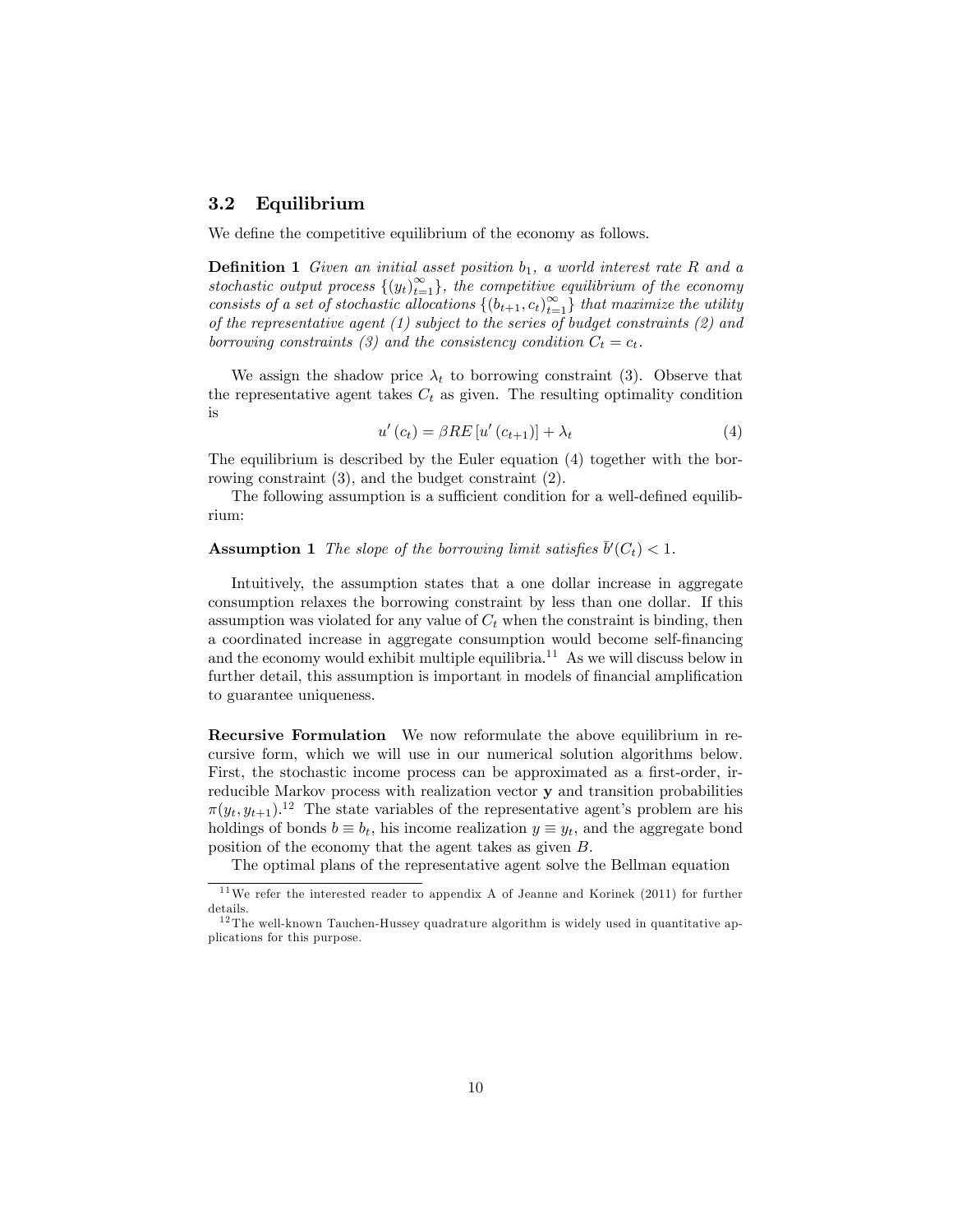### 3.2 Equilibrium

We define the competitive equilibrium of the economy as follows.

**Definition 1** *Given an initial asset position $b_1$, a world interest rate $R$ and a stochastic output process $\{(y_t)_{t=1}^{\infty}\}$, the competitive equilibrium of the economy consists of a set of stochastic allocations $\{(b_{t+1}, c_t)_{t=1}^{\infty}\}$ that maximize the utility of the representative agent (1) subject to the series of budget constraints (2) and borrowing constraints (3) and the consistency condition $C_t = c_t$.*

We assign the shadow price $\lambda_t$ to borrowing constraint (3). Observe that the representative agent takes $C_t$ as given. The resulting optimality condition is

$$u'(c_t) = \beta R E\left[u'(c_{t+1})\right] + \lambda_t \tag{4}$$

The equilibrium is described by the Euler equation (4) together with the borrowing constraint (3), and the budget constraint (2).

The following assumption is a sufficient condition for a well-defined equilibrium:

**Assumption 1** *The slope of the borrowing limit satisfies $\bar{b}'(C_t) < 1$.*

Intuitively, the assumption states that a one dollar increase in aggregate consumption relaxes the borrowing constraint by less than one dollar. If this assumption was violated for any value of $C_t$ when the constraint is binding, then a coordinated increase in aggregate consumption would become self-financing and the economy would exhibit multiple equilibria.[11] As we will discuss below in further detail, this assumption is important in models of financial amplification to guarantee uniqueness.

**Recursive Formulation** We now reformulate the above equilibrium in recursive form, which we will use in our numerical solution algorithms below. First, the stochastic income process can be approximated as a first-order, irreducible Markov process with realization vector $\mathbf{y}$ and transition probabilities $\pi(y_t, y_{t+1})$.[12] The state variables of the representative agent's problem are his holdings of bonds $b \equiv b_t$, his income realization $y \equiv y_t$, and the aggregate bond position of the economy that the agent takes as given $B$.

The optimal plans of the representative agent solve the Bellman equation

[11] We refer the interested reader to appendix A of Jeanne and Korinek (2011) for further details.

[12] The well-known Tauchen-Hussey quadrature algorithm is widely used in quantitative applications for this purpose.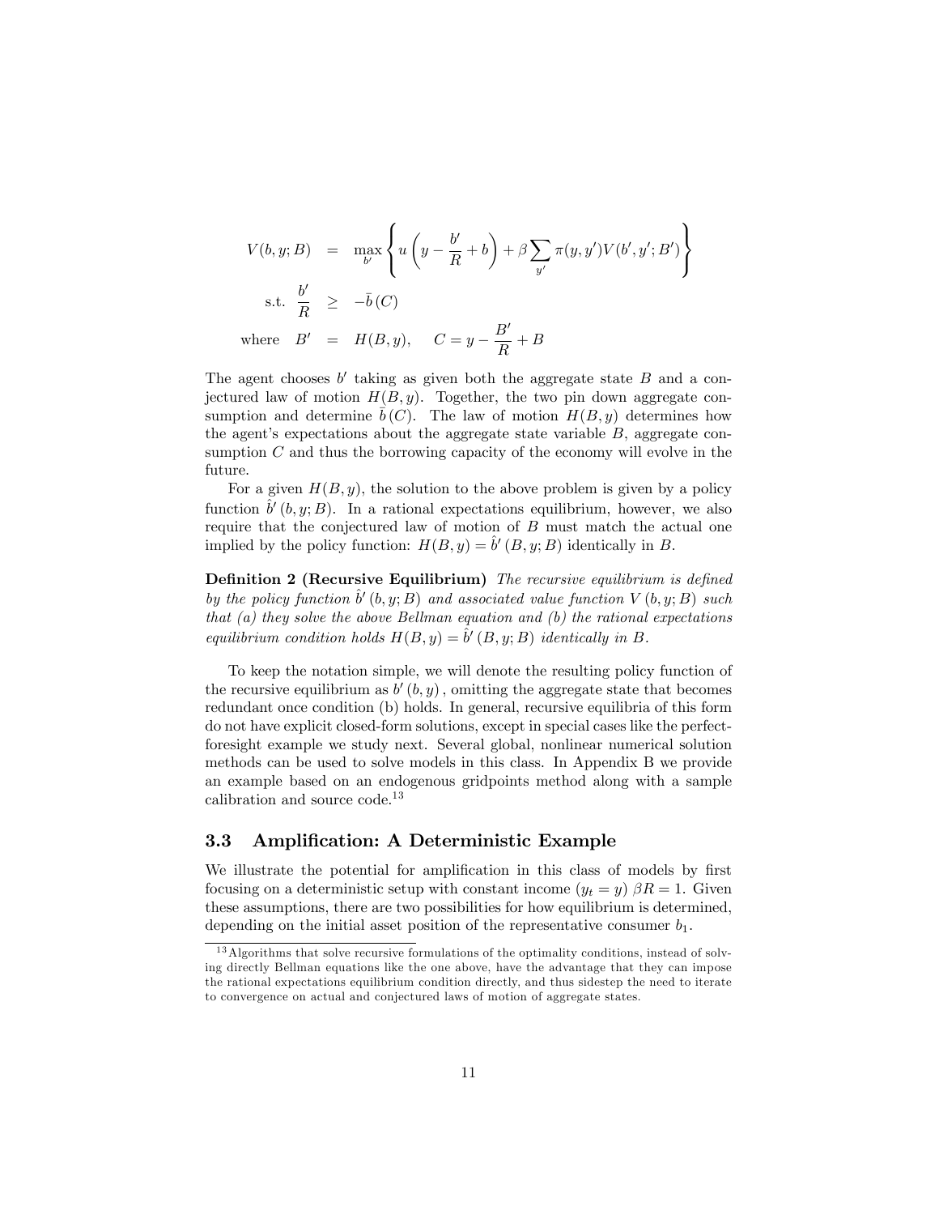$$
\begin{aligned}
V(b, y; B) &= \max_{b'} \left\{ u\left( y - \frac{b'}{R} + b \right) + \beta \sum_{y'} \pi(y, y') V(b', y'; B') \right\} \\
\text{s.t. } \frac{b'}{R} &\geq -\bar{b}(C) \\
\text{where } \quad B' &= H(B, y), \quad C = y - \frac{B'}{R} + B
\end{aligned}
$$

The agent chooses $b'$ taking as given both the aggregate state $B$ and a conjectured law of motion $H(B, y)$. Together, the two pin down aggregate consumption and determine $\bar{b}(C)$. The law of motion $H(B, y)$ determines how the agent's expectations about the aggregate state variable $B$, aggregate consumption $C$ and thus the borrowing capacity of the economy will evolve in the future.

For a given $H(B, y)$, the solution to the above problem is given by a policy function $\hat{b}'(b, y; B)$. In a rational expectations equilibrium, however, we also require that the conjectured law of motion of $B$ must match the actual one implied by the policy function: $H(B, y) = \hat{b}'(B, y; B)$ identically in $B$.

**Definition 2 (Recursive Equilibrium)** *The recursive equilibrium is defined by the policy function $\hat{b}'(b, y; B)$ and associated value function $V(b, y; B)$ such that (a) they solve the above Bellman equation and (b) the rational expectations equilibrium condition holds $H(B, y) = \hat{b}'(B, y; B)$ identically in $B$.*

To keep the notation simple, we will denote the resulting policy function of the recursive equilibrium as $b'(b, y)$, omitting the aggregate state that becomes redundant once condition (b) holds. In general, recursive equilibria of this form do not have explicit closed-form solutions, except in special cases like the perfect-foresight example we study next. Several global, nonlinear numerical solution methods can be used to solve models in this class. In Appendix B we provide an example based on an endogenous gridpoints method along with a sample calibration and source code.[13]

## 3.3 Amplification: A Deterministic Example

We illustrate the potential for amplification in this class of models by first focusing on a deterministic setup with constant income ($y_t = y$) $\beta R = 1$. Given these assumptions, there are two possibilities for how equilibrium is determined, depending on the initial asset position of the representative consumer $b_1$.

[13] Algorithms that solve recursive formulations of the optimality conditions, instead of solving directly Bellman equations like the one above, have the advantage that they can impose the rational expectations equilibrium condition directly, and thus sidestep the need to iterate to convergence on actual and conjectured laws of motion of aggregate states.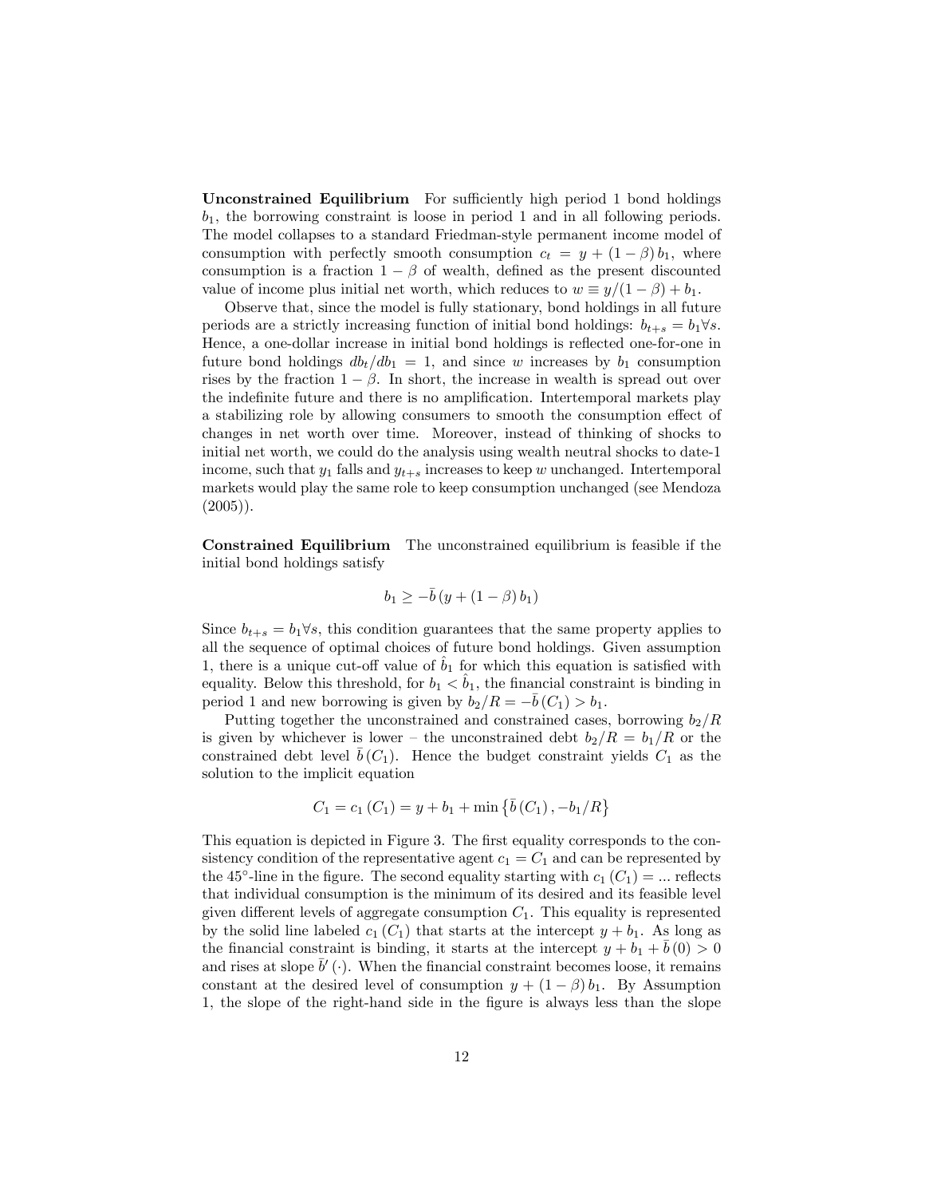**Unconstrained Equilibrium** For sufficiently high period 1 bond holdings $b_1$, the borrowing constraint is loose in period 1 and in all following periods. The model collapses to a standard Friedman-style permanent income model of consumption with perfectly smooth consumption $c_t = y + (1 - \beta) b_1$, where consumption is a fraction $1 - \beta$ of wealth, defined as the present discounted value of income plus initial net worth, which reduces to $w \equiv y/(1 - \beta) + b_1$.

Observe that, since the model is fully stationary, bond holdings in all future periods are a strictly increasing function of initial bond holdings: $b_{t+s} = b_1 \forall s$. Hence, a one-dollar increase in initial bond holdings is reflected one-for-one in future bond holdings $db_t/db_1 = 1$, and since $w$ increases by $b_1$ consumption rises by the fraction $1 - \beta$. In short, the increase in wealth is spread out over the indefinite future and there is no amplification. Intertemporal markets play a stabilizing role by allowing consumers to smooth the consumption effect of changes in net worth over time. Moreover, instead of thinking of shocks to initial net worth, we could do the analysis using wealth neutral shocks to date-1 income, such that $y_1$ falls and $y_{t+s}$ increases to keep $w$ unchanged. Intertemporal markets would play the same role to keep consumption unchanged (see Mendoza (2005)).

**Constrained Equilibrium** The unconstrained equilibrium is feasible if the initial bond holdings satisfy

$$b_1 \geq -\bar{b}\left(y + (1 - \beta) b_1\right)$$

Since $b_{t+s} = b_1 \forall s$, this condition guarantees that the same property applies to all the sequence of optimal choices of future bond holdings. Given assumption 1, there is a unique cut-off value of $\hat{b}_1$ for which this equation is satisfied with equality. Below this threshold, for $b_1 < \hat{b}_1$, the financial constraint is binding in period 1 and new borrowing is given by $b_2/R = -\bar{b}(C_1) > b_1$.

Putting together the unconstrained and constrained cases, borrowing $b_2/R$ is given by whichever is lower – the unconstrained debt $b_2/R = b_1/R$ or the constrained debt level $\bar{b}(C_1)$. Hence the budget constraint yields $C_1$ as the solution to the implicit equation

$$C_1 = c_1(C_1) = y + b_1 + \min\left\{\bar{b}(C_1), -b_1/R\right\}$$

This equation is depicted in Figure 3. The first equality corresponds to the consistency condition of the representative agent $c_1 = C_1$ and can be represented by the 45°-line in the figure. The second equality starting with $c_1(C_1) = ...$ reflects that individual consumption is the minimum of its desired and its feasible level given different levels of aggregate consumption $C_1$. This equality is represented by the solid line labeled $c_1(C_1)$ that starts at the intercept $y + b_1$. As long as the financial constraint is binding, it starts at the intercept $y + b_1 + \bar{b}(0) > 0$ and rises at slope $\bar{b}'(\cdot)$. When the financial constraint becomes loose, it remains constant at the desired level of consumption $y + (1 - \beta) b_1$. By Assumption 1, the slope of the right-hand side in the figure is always less than the slope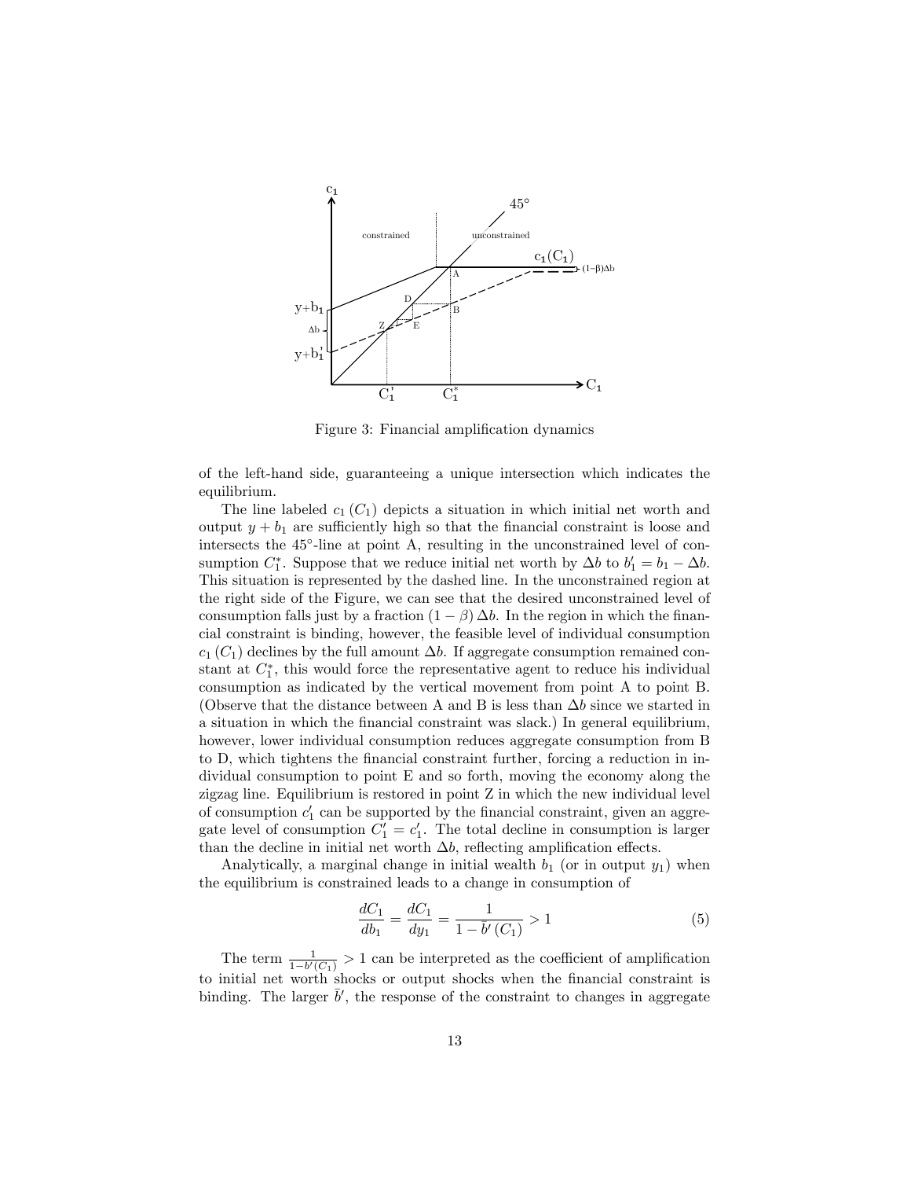Figure 3: Financial amplification dynamics

of the left-hand side, guaranteeing a unique intersection which indicates the equilibrium.

The line labeled $c_1(C_1)$ depicts a situation in which initial net worth and output $y + b_1$ are sufficiently high so that the financial constraint is loose and intersects the 45°-line at point A, resulting in the unconstrained level of consumption $C_1^*$. Suppose that we reduce initial net worth by $\Delta b$ to $b_1' = b_1 - \Delta b$. This situation is represented by the dashed line. In the unconstrained region at the right side of the Figure, we can see that the desired unconstrained level of consumption falls just by a fraction $(1 - \beta)\Delta b$. In the region in which the financial constraint is binding, however, the feasible level of individual consumption $c_1(C_1)$ declines by the full amount $\Delta b$. If aggregate consumption remained constant at $C_1^*$, this would force the representative agent to reduce his individual consumption as indicated by the vertical movement from point A to point B. (Observe that the distance between A and B is less than $\Delta b$ since we started in a situation in which the financial constraint was slack.) In general equilibrium, however, lower individual consumption reduces aggregate consumption from B to D, which tightens the financial constraint further, forcing a reduction in individual consumption to point E and so forth, moving the economy along the zigzag line. Equilibrium is restored in point Z in which the new individual level of consumption $c_1'$ can be supported by the financial constraint, given an aggregate level of consumption $C_1' = c_1'$. The total decline in consumption is larger than the decline in initial net worth $\Delta b$, reflecting amplification effects.

Analytically, a marginal change in initial wealth $b_1$ (or in output $y_1$) when the equilibrium is constrained leads to a change in consumption of

$$\frac{dC_1}{db_1} = \frac{dC_1}{dy_1} = \frac{1}{1 - \bar{b}'(C_1)} > 1 \tag{5}$$

The term $\frac{1}{1-\bar{b}'(C_1)} > 1$ can be interpreted as the coefficient of amplification to initial net worth shocks or output shocks when the financial constraint is binding. The larger $\bar{b}'$, the response of the constraint to changes in aggregate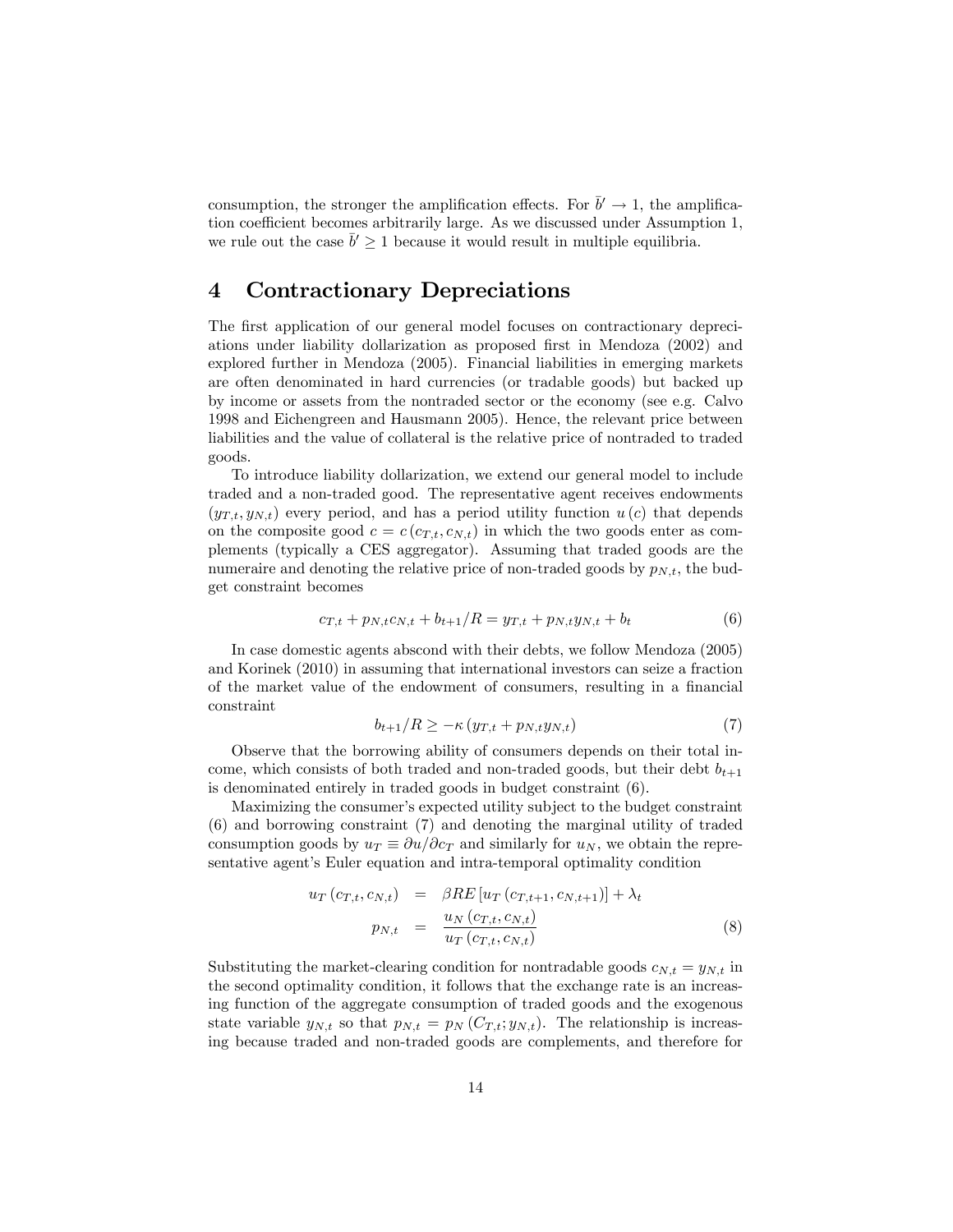consumption, the stronger the amplification effects. For $\bar{b}' \to 1$, the amplification coefficient becomes arbitrarily large. As we discussed under Assumption 1, we rule out the case $\bar{b}' \geq 1$ because it would result in multiple equilibria.

# 4 Contractionary Depreciations

The first application of our general model focuses on contractionary depreciations under liability dollarization as proposed first in Mendoza (2002) and explored further in Mendoza (2005). Financial liabilities in emerging markets are often denominated in hard currencies (or tradable goods) but backed up by income or assets from the nontraded sector or the economy (see e.g. Calvo 1998 and Eichengreen and Hausmann 2005). Hence, the relevant price between liabilities and the value of collateral is the relative price of nontraded to traded goods.

To introduce liability dollarization, we extend our general model to include traded and a non-traded good. The representative agent receives endowments $(y_{T,t}, y_{N,t})$ every period, and has a period utility function $u(c)$ that depends on the composite good $c = c(c_{T,t}, c_{N,t})$ in which the two goods enter as complements (typically a CES aggregator). Assuming that traded goods are the numeraire and denoting the relative price of non-traded goods by $p_{N,t}$, the budget constraint becomes

$$c_{T,t} + p_{N,t}c_{N,t} + b_{t+1}/R = y_{T,t} + p_{N,t}y_{N,t} + b_t \tag{6}$$

In case domestic agents abscond with their debts, we follow Mendoza (2005) and Korinek (2010) in assuming that international investors can seize a fraction of the market value of the endowment of consumers, resulting in a financial constraint

$$b_{t+1}/R \geq -\kappa \left(y_{T,t} + p_{N,t}y_{N,t}\right) \tag{7}$$

Observe that the borrowing ability of consumers depends on their total income, which consists of both traded and non-traded goods, but their debt $b_{t+1}$ is denominated entirely in traded goods in budget constraint (6).

Maximizing the consumer's expected utility subject to the budget constraint (6) and borrowing constraint (7) and denoting the marginal utility of traded consumption goods by $u_T \equiv \partial u / \partial c_T$ and similarly for $u_N$, we obtain the representative agent's Euler equation and intra-temporal optimality condition

$$\begin{aligned} u_T\left(c_{T,t}, c_{N,t}\right) &= \beta R E\left[u_T\left(c_{T,t+1}, c_{N,t+1}\right)\right] + \lambda_t \\ p_{N,t} &= \frac{u_N\left(c_{T,t}, c_{N,t}\right)}{u_T\left(c_{T,t}, c_{N,t}\right)} \end{aligned} \tag{8}$$

Substituting the market-clearing condition for nontradable goods $c_{N,t} = y_{N,t}$ in the second optimality condition, it follows that the exchange rate is an increasing function of the aggregate consumption of traded goods and the exogenous state variable $y_{N,t}$ so that $p_{N,t} = p_N(C_{T,t}; y_{N,t})$. The relationship is increasing because traded and non-traded goods are complements, and therefore for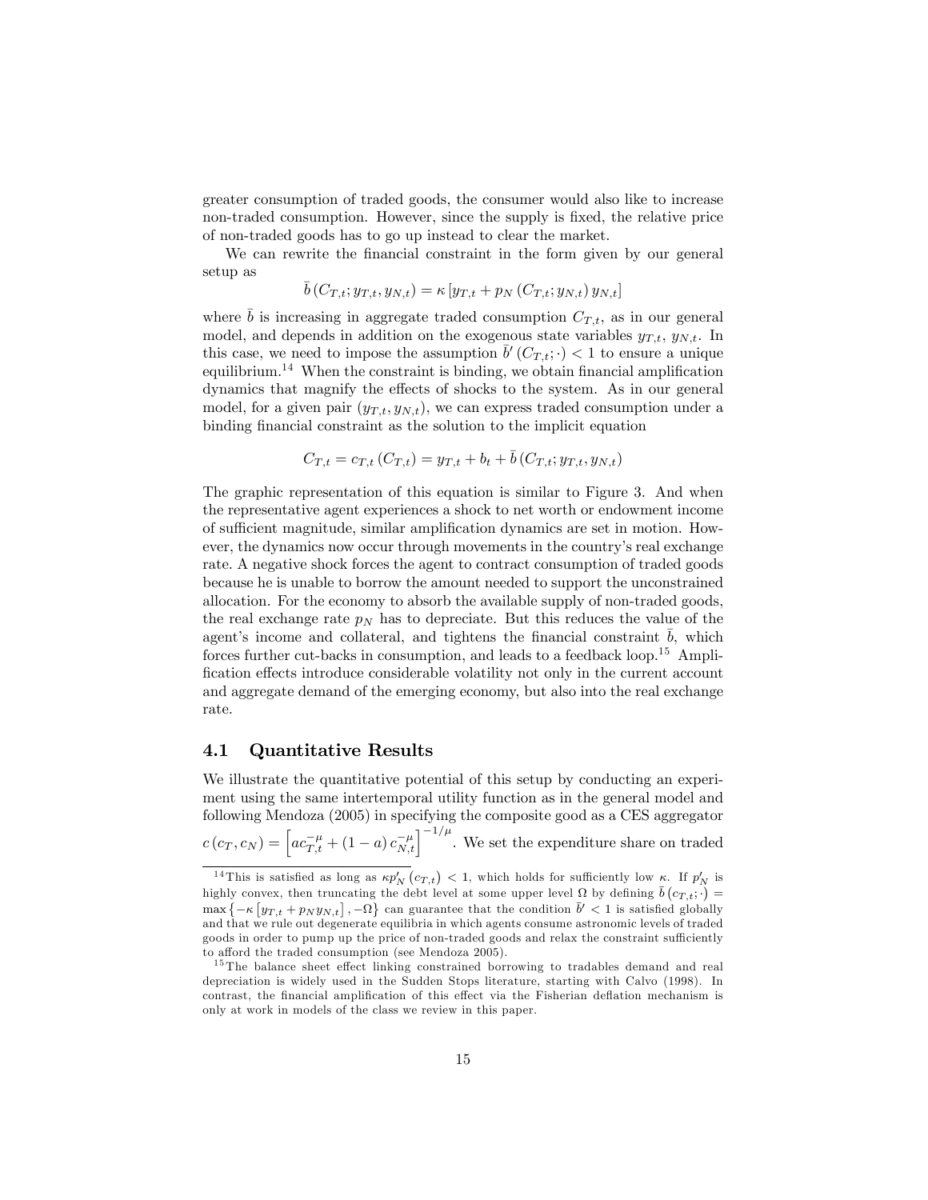greater consumption of traded goods, the consumer would also like to increase non-traded consumption. However, since the supply is fixed, the relative price of non-traded goods has to go up instead to clear the market.

We can rewrite the financial constraint in the form given by our general setup as

$$\bar{b}\left(C_{T,t}; y_{T,t}, y_{N,t}\right) = \kappa \left[y_{T,t} + p_N\left(C_{T,t}; y_{N,t}\right) y_{N,t}\right]$$

where $\bar{b}$ is increasing in aggregate traded consumption $C_{T,t}$, as in our general model, and depends in addition on the exogenous state variables $y_{T,t}$, $y_{N,t}$. In this case, we need to impose the assumption $\bar{b}'\left(C_{T,t}; \cdot\right) < 1$ to ensure a unique equilibrium.[14] When the constraint is binding, we obtain financial amplification dynamics that magnify the effects of shocks to the system. As in our general model, for a given pair $(y_{T,t}, y_{N,t})$, we can express traded consumption under a binding financial constraint as the solution to the implicit equation

$$C_{T,t} = c_{T,t}\left(C_{T,t}\right) = y_{T,t} + b_t + \bar{b}\left(C_{T,t}; y_{T,t}, y_{N,t}\right)$$

The graphic representation of this equation is similar to Figure 3. And when the representative agent experiences a shock to net worth or endowment income of sufficient magnitude, similar amplification dynamics are set in motion. However, the dynamics now occur through movements in the country's real exchange rate. A negative shock forces the agent to contract consumption of traded goods because he is unable to borrow the amount needed to support the unconstrained allocation. For the economy to absorb the available supply of non-traded goods, the real exchange rate $p_N$ has to depreciate. But this reduces the value of the agent's income and collateral, and tightens the financial constraint $\bar{b}$, which forces further cut-backs in consumption, and leads to a feedback loop.[15] Amplification effects introduce considerable volatility not only in the current account and aggregate demand of the emerging economy, but also into the real exchange rate.

### 4.1 Quantitative Results

We illustrate the quantitative potential of this setup by conducting an experiment using the same intertemporal utility function as in the general model and following Mendoza (2005) in specifying the composite good as a CES aggregator $c\left(c_T, c_N\right) = \left[a c_{T,t}^{-\mu} + (1-a) c_{N,t}^{-\mu}\right]^{-1/\mu}$. We set the expenditure share on traded

---

[14] This is satisfied as long as $\kappa p_N'\left(c_{T,t}\right) < 1$, which holds for sufficiently low $\kappa$. If $p_N'$ is highly convex, then truncating the debt level at some upper level $\Omega$ by defining $\bar{b}\left(c_{T,t}; \cdot\right) = \max\left\{-\kappa\left[y_{T,t} + p_N y_{N,t}\right], -\Omega\right\}$ can guarantee that the condition $\bar{b}' < 1$ is satisfied globally and that we rule out degenerate equilibria in which agents consume astronomic levels of traded goods in order to pump up the price of non-traded goods and relax the constraint sufficiently to afford the traded consumption (see Mendoza 2005).

[15] The balance sheet effect linking constrained borrowing to tradables demand and real depreciation is widely used in the Sudden Stops literature, starting with Calvo (1998). In contrast, the financial amplification of this effect via the Fisherian deflation mechanism is only at work in models of the class we review in this paper.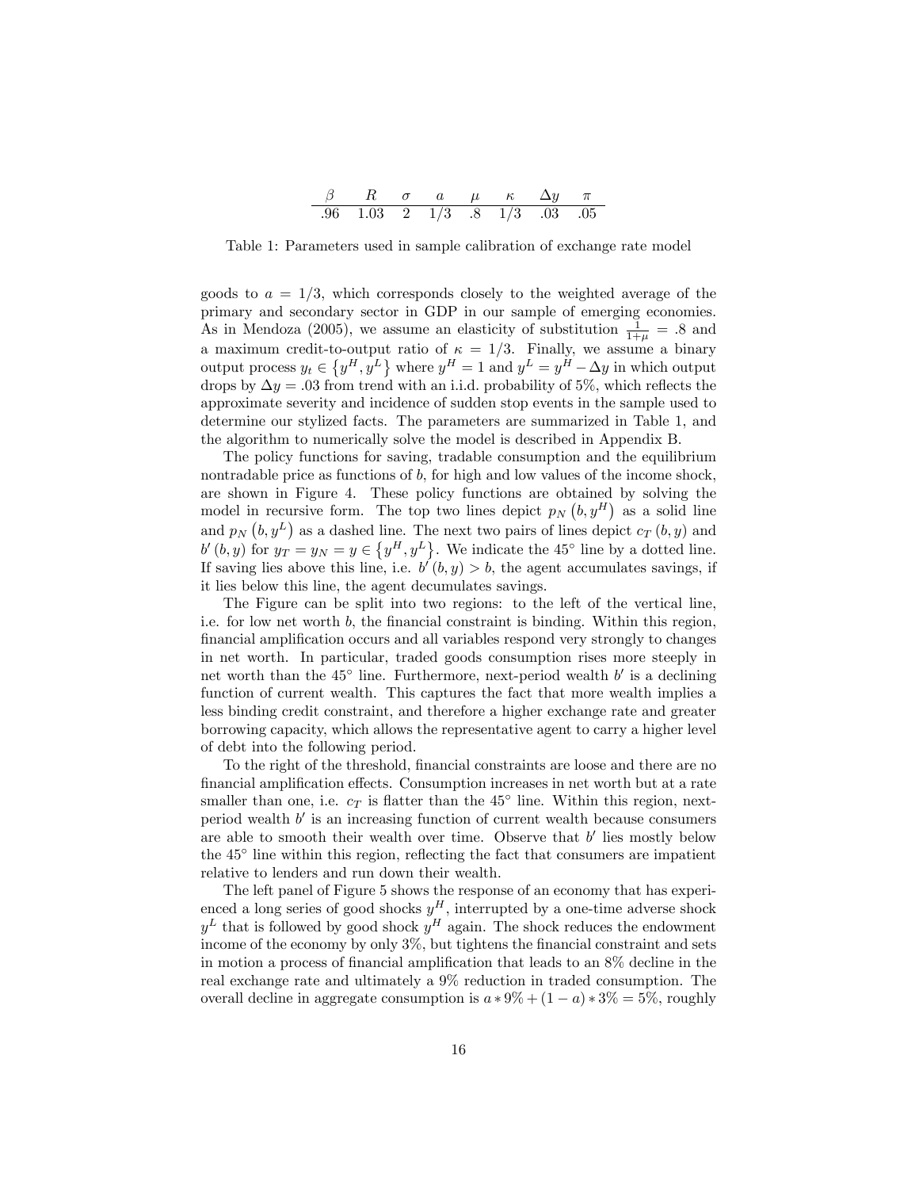| $\beta$ | $R$ | $\sigma$ | $a$ | $\mu$ | $\kappa$ | $\Delta y$ | $\pi$ |
|---|---|---|---|---|---|---|---|
| .96 | 1.03 | 2 | 1/3 | .8 | 1/3 | .03 | .05 |

Table 1: Parameters used in sample calibration of exchange rate model

goods to $a = 1/3$, which corresponds closely to the weighted average of the primary and secondary sector in GDP in our sample of emerging economies. As in Mendoza (2005), we assume an elasticity of substitution $\frac{1}{1+\mu} = .8$ and a maximum credit-to-output ratio of $\kappa = 1/3$. Finally, we assume a binary output process $y_t \in \{y^H, y^L\}$ where $y^H = 1$ and $y^L = y^H - \Delta y$ in which output drops by $\Delta y = .03$ from trend with an i.i.d. probability of 5%, which reflects the approximate severity and incidence of sudden stop events in the sample used to determine our stylized facts. The parameters are summarized in Table 1, and the algorithm to numerically solve the model is described in Appendix B.

The policy functions for saving, tradable consumption and the equilibrium nontradable price as functions of $b$, for high and low values of the income shock, are shown in Figure 4. These policy functions are obtained by solving the model in recursive form. The top two lines depict $p_N(b, y^H)$ as a solid line and $p_N(b, y^L)$ as a dashed line. The next two pairs of lines depict $c_T(b, y)$ and $b'(b, y)$ for $y_T = y_N = y \in \{y^H, y^L\}$. We indicate the 45° line by a dotted line. If saving lies above this line, i.e. $b'(b, y) > b$, the agent accumulates savings, if it lies below this line, the agent decumulates savings.

The Figure can be split into two regions: to the left of the vertical line, i.e. for low net worth $b$, the financial constraint is binding. Within this region, financial amplification occurs and all variables respond very strongly to changes in net worth. In particular, traded goods consumption rises more steeply in net worth than the 45° line. Furthermore, next-period wealth $b'$ is a declining function of current wealth. This captures the fact that more wealth implies a less binding credit constraint, and therefore a higher exchange rate and greater borrowing capacity, which allows the representative agent to carry a higher level of debt into the following period.

To the right of the threshold, financial constraints are loose and there are no financial amplification effects. Consumption increases in net worth but at a rate smaller than one, i.e. $c_T$ is flatter than the 45° line. Within this region, next-period wealth $b'$ is an increasing function of current wealth because consumers are able to smooth their wealth over time. Observe that $b'$ lies mostly below the 45° line within this region, reflecting the fact that consumers are impatient relative to lenders and run down their wealth.

The left panel of Figure 5 shows the response of an economy that has experienced a long series of good shocks $y^H$, interrupted by a one-time adverse shock $y^L$ that is followed by good shock $y^H$ again. The shock reduces the endowment income of the economy by only 3%, but tightens the financial constraint and sets in motion a process of financial amplification that leads to an 8% decline in the real exchange rate and ultimately a 9% reduction in traded consumption. The overall decline in aggregate consumption is $a * 9\% + (1 - a) * 3\% = 5\%$, roughly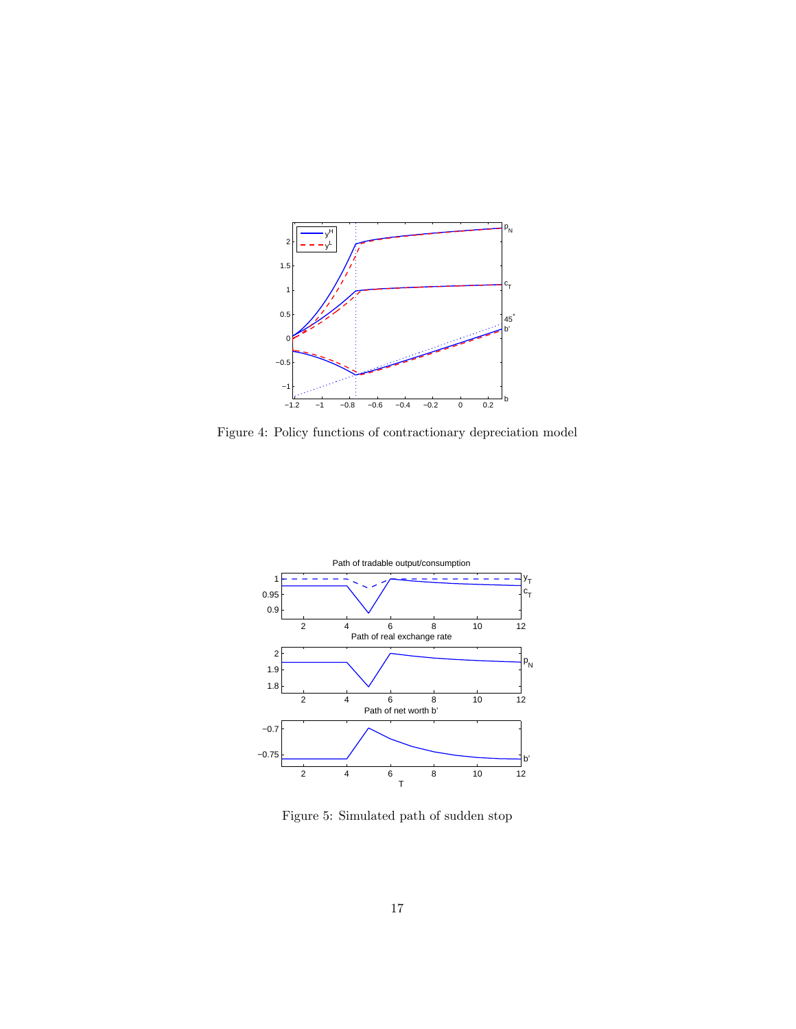Figure 4: Policy functions of contractionary depreciation model

Figure 5: Simulated path of sudden stop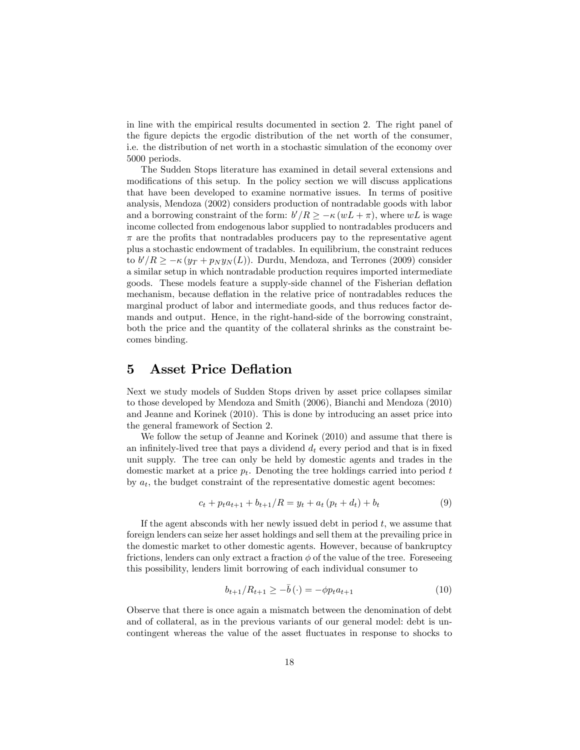in line with the empirical results documented in section 2. The right panel of the figure depicts the ergodic distribution of the net worth of the consumer, i.e. the distribution of net worth in a stochastic simulation of the economy over 5000 periods.

The Sudden Stops literature has examined in detail several extensions and modifications of this setup. In the policy section we will discuss applications that have been developed to examine normative issues. In terms of positive analysis, Mendoza (2002) considers production of nontradable goods with labor and a borrowing constraint of the form: $b'/R \geq -\kappa\,(wL + \pi)$, where $wL$ is wage income collected from endogenous labor supplied to nontradables producers and $\pi$ are the profits that nontradables producers pay to the representative agent plus a stochastic endowment of tradables. In equilibrium, the constraint reduces to $b'/R \geq -\kappa\,(y_T + p_N y_N(L))$. Durdu, Mendoza, and Terrones (2009) consider a similar setup in which nontradable production requires imported intermediate goods. These models feature a supply-side channel of the Fisherian deflation mechanism, because deflation in the relative price of nontradables reduces the marginal product of labor and intermediate goods, and thus reduces factor demands and output. Hence, in the right-hand-side of the borrowing constraint, both the price and the quantity of the collateral shrinks as the constraint becomes binding.

# 5 Asset Price Deflation

Next we study models of Sudden Stops driven by asset price collapses similar to those developed by Mendoza and Smith (2006), Bianchi and Mendoza (2010) and Jeanne and Korinek (2010). This is done by introducing an asset price into the general framework of Section 2.

We follow the setup of Jeanne and Korinek (2010) and assume that there is an infinitely-lived tree that pays a dividend $d_t$ every period and that is in fixed unit supply. The tree can only be held by domestic agents and trades in the domestic market at a price $p_t$. Denoting the tree holdings carried into period $t$ by $a_t$, the budget constraint of the representative domestic agent becomes:

$$c_t + p_t a_{t+1} + b_{t+1}/R = y_t + a_t\,(p_t + d_t) + b_t \tag{9}$$

If the agent absconds with her newly issued debt in period $t$, we assume that foreign lenders can seize her asset holdings and sell them at the prevailing price in the domestic market to other domestic agents. However, because of bankruptcy frictions, lenders can only extract a fraction $\phi$ of the value of the tree. Foreseeing this possibility, lenders limit borrowing of each individual consumer to

$$b_{t+1}/R_{t+1} \geq -\bar{b}\,(\cdot) = -\phi p_t a_{t+1} \tag{10}$$

Observe that there is once again a mismatch between the denomination of debt and of collateral, as in the previous variants of our general model: debt is uncontingent whereas the value of the asset fluctuates in response to shocks to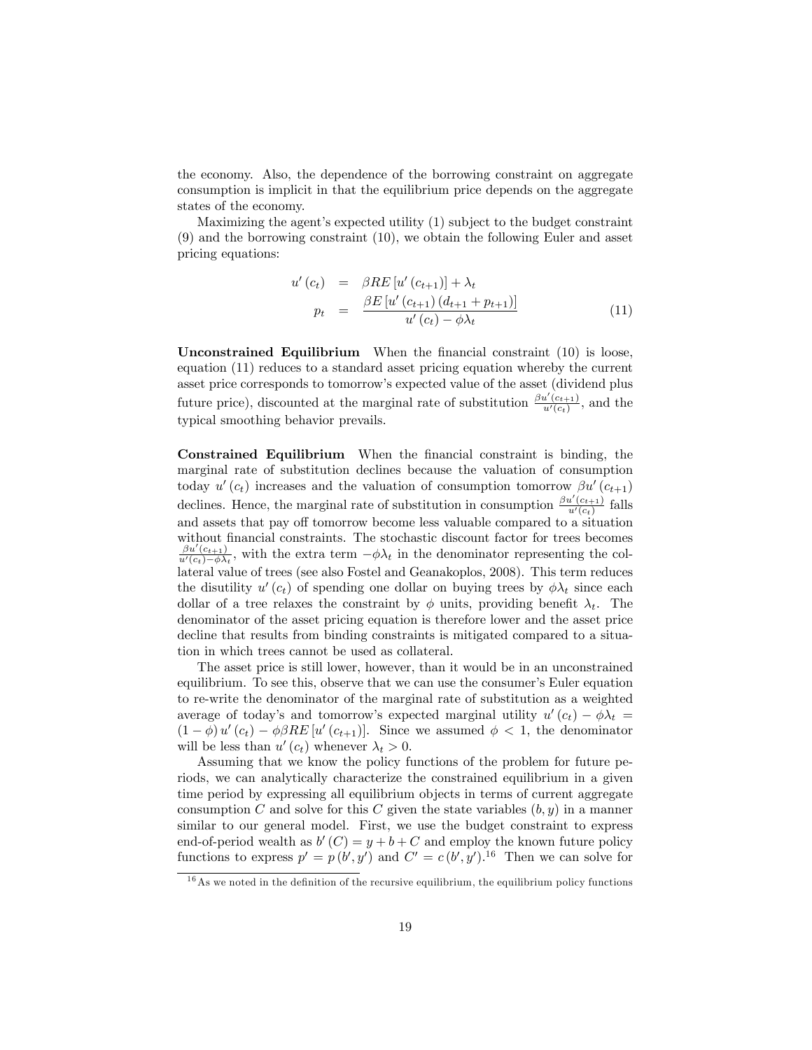the economy. Also, the dependence of the borrowing constraint on aggregate consumption is implicit in that the equilibrium price depends on the aggregate states of the economy.

Maximizing the agent's expected utility (1) subject to the budget constraint (9) and the borrowing constraint (10), we obtain the following Euler and asset pricing equations:

$$
\begin{aligned}
u'(c_t) &= \beta R E\left[u'(c_{t+1})\right] + \lambda_t \\
p_t &= \frac{\beta E\left[u'(c_{t+1})(d_{t+1} + p_{t+1})\right]}{u'(c_t) - \phi \lambda_t}
\end{aligned} \tag{11}
$$

**Unconstrained Equilibrium** When the financial constraint (10) is loose, equation (11) reduces to a standard asset pricing equation whereby the current asset price corresponds to tomorrow's expected value of the asset (dividend plus future price), discounted at the marginal rate of substitution $\frac{\beta u'(c_{t+1})}{u'(c_t)}$, and the typical smoothing behavior prevails.

**Constrained Equilibrium** When the financial constraint is binding, the marginal rate of substitution declines because the valuation of consumption today $u'(c_t)$ increases and the valuation of consumption tomorrow $\beta u'(c_{t+1})$ declines. Hence, the marginal rate of substitution in consumption $\frac{\beta u'(c_{t+1})}{u'(c_t)}$ falls and assets that pay off tomorrow become less valuable compared to a situation without financial constraints. The stochastic discount factor for trees becomes $\frac{\beta u'(c_{t+1})}{u'(c_t) - \phi \lambda_t}$, with the extra term $-\phi \lambda_t$ in the denominator representing the collateral value of trees (see also Fostel and Geanakoplos, 2008). This term reduces the disutility $u'(c_t)$ of spending one dollar on buying trees by $\phi \lambda_t$ since each dollar of a tree relaxes the constraint by $\phi$ units, providing benefit $\lambda_t$. The denominator of the asset pricing equation is therefore lower and the asset price decline that results from binding constraints is mitigated compared to a situation in which trees cannot be used as collateral.

The asset price is still lower, however, than it would be in an unconstrained equilibrium. To see this, observe that we can use the consumer's Euler equation to re-write the denominator of the marginal rate of substitution as a weighted average of today's and tomorrow's expected marginal utility $u'(c_t) - \phi \lambda_t = (1 - \phi) u'(c_t) - \phi \beta R E\left[u'(c_{t+1})\right]$. Since we assumed $\phi < 1$, the denominator will be less than $u'(c_t)$ whenever $\lambda_t > 0$.

Assuming that we know the policy functions of the problem for future periods, we can analytically characterize the constrained equilibrium in a given time period by expressing all equilibrium objects in terms of current aggregate consumption $C$ and solve for this $C$ given the state variables $(b, y)$ in a manner similar to our general model. First, we use the budget constraint to express end-of-period wealth as $b'(C) = y + b + C$ and employ the known future policy functions to express $p' = p(b', y')$ and $C' = c(b', y')$.[16] Then we can solve for

[16] As we noted in the definition of the recursive equilibrium, the equilibrium policy functions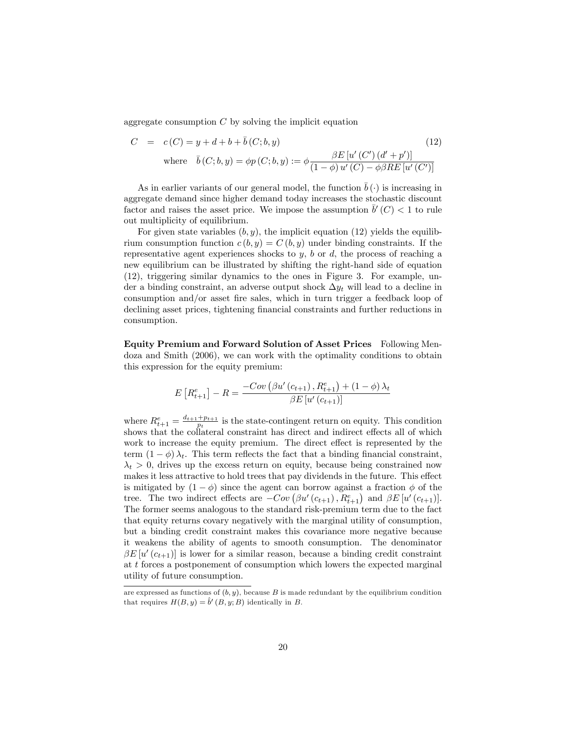aggregate consumption $C$ by solving the implicit equation

$$
\begin{aligned}
C &= c(C) = y + d + b + \bar{b}(C; b, y) \qquad (12) \\
&\text{where} \quad \bar{b}(C; b, y) = \phi p(C; b, y) := \phi \frac{\beta E[u'(C')(d' + p')]}{(1-\phi) u'(C) - \phi \beta R E[u'(C')]}
\end{aligned}
$$

As in earlier variants of our general model, the function $\bar{b}(\cdot)$ is increasing in aggregate demand since higher demand today increases the stochastic discount factor and raises the asset price. We impose the assumption $\bar{b}'(C) < 1$ to rule out multiplicity of equilibrium.

For given state variables $(b, y)$, the implicit equation (12) yields the equilibrium consumption function $c(b, y) = C(b, y)$ under binding constraints. If the representative agent experiences shocks to $y$, $b$ or $d$, the process of reaching a new equilibrium can be illustrated by shifting the right-hand side of equation (12), triggering similar dynamics to the ones in Figure 3. For example, under a binding constraint, an adverse output shock $\Delta y_t$ will lead to a decline in consumption and/or asset fire sales, which in turn trigger a feedback loop of declining asset prices, tightening financial constraints and further reductions in consumption.

**Equity Premium and Forward Solution of Asset Prices** Following Mendoza and Smith (2006), we can work with the optimality conditions to obtain this expression for the equity premium:

$$
E\left[R^e_{t+1}\right] - R = \frac{-Cov\left(\beta u'(c_{t+1}), R^e_{t+1}\right) + (1-\phi)\lambda_t}{\beta E[u'(c_{t+1})]}
$$

where $R^e_{t+1} = \frac{d_{t+1}+p_{t+1}}{p_t}$ is the state-contingent return on equity. This condition shows that the collateral constraint has direct and indirect effects all of which work to increase the equity premium. The direct effect is represented by the term $(1-\phi)\lambda_t$. This term reflects the fact that a binding financial constraint, $\lambda_t > 0$, drives up the excess return on equity, because being constrained now makes it less attractive to hold trees that pay dividends in the future. This effect is mitigated by $(1-\phi)$ since the agent can borrow against a fraction $\phi$ of the tree. The two indirect effects are $-Cov\left(\beta u'(c_{t+1}), R^e_{t+1}\right)$ and $\beta E[u'(c_{t+1})]$. The former seems analogous to the standard risk-premium term due to the fact that equity returns covary negatively with the marginal utility of consumption, but a binding credit constraint makes this covariance more negative because it weakens the ability of agents to smooth consumption. The denominator $\beta E[u'(c_{t+1})]$ is lower for a similar reason, because a binding credit constraint at $t$ forces a postponement of consumption which lowers the expected marginal utility of future consumption.

are expressed as functions of $(b, y)$, because $B$ is made redundant by the equilibrium condition that requires $H(B, y) = \hat{b}'(B, y; B)$ identically in $B$.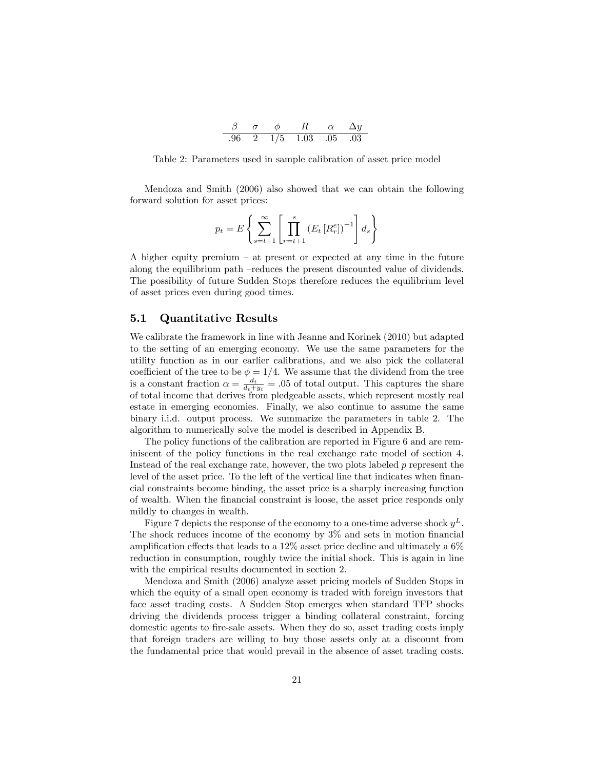| $\beta$ | $\sigma$ | $\phi$ | $R$ | $\alpha$ | $\Delta y$ |
|---|---|---|---|---|---|
| .96 | 2 | 1/5 | 1.03 | .05 | .03 |

Table 2: Parameters used in sample calibration of asset price model

Mendoza and Smith (2006) also showed that we can obtain the following forward solution for asset prices:

$$p_t = E\left\{ \sum_{s=t+1}^{\infty} \left[ \prod_{r=t+1}^{s} \left(E_t\left[R_r^e\right]\right)^{-1} \right] d_s \right\}$$

A higher equity premium – at present or expected at any time in the future along the equilibrium path –reduces the present discounted value of dividends. The possibility of future Sudden Stops therefore reduces the equilibrium level of asset prices even during good times.

## 5.1 Quantitative Results

We calibrate the framework in line with Jeanne and Korinek (2010) but adapted to the setting of an emerging economy. We use the same parameters for the utility function as in our earlier calibrations, and we also pick the collateral coefficient of the tree to be $\phi = 1/4$. We assume that the dividend from the tree is a constant fraction $\alpha = \frac{d_t}{d_t + y_t} = .05$ of total output. This captures the share of total income that derives from pledgeable assets, which represent mostly real estate in emerging economies. Finally, we also continue to assume the same binary i.i.d. output process. We summarize the parameters in table 2. The algorithm to numerically solve the model is described in Appendix B.

The policy functions of the calibration are reported in Figure 6 and are reminiscent of the policy functions in the real exchange rate model of section 4. Instead of the real exchange rate, however, the two plots labeled $p$ represent the level of the asset price. To the left of the vertical line that indicates when financial constraints become binding, the asset price is a sharply increasing function of wealth. When the financial constraint is loose, the asset price responds only mildly to changes in wealth.

Figure 7 depicts the response of the economy to a one-time adverse shock $y^L$. The shock reduces income of the economy by 3% and sets in motion financial amplification effects that leads to a 12% asset price decline and ultimately a 6% reduction in consumption, roughly twice the initial shock. This is again in line with the empirical results documented in section 2.

Mendoza and Smith (2006) analyze asset pricing models of Sudden Stops in which the equity of a small open economy is traded with foreign investors that face asset trading costs. A Sudden Stop emerges when standard TFP shocks driving the dividends process trigger a binding collateral constraint, forcing domestic agents to fire-sale assets. When they do so, asset trading costs imply that foreign traders are willing to buy those assets only at a discount from the fundamental price that would prevail in the absence of asset trading costs.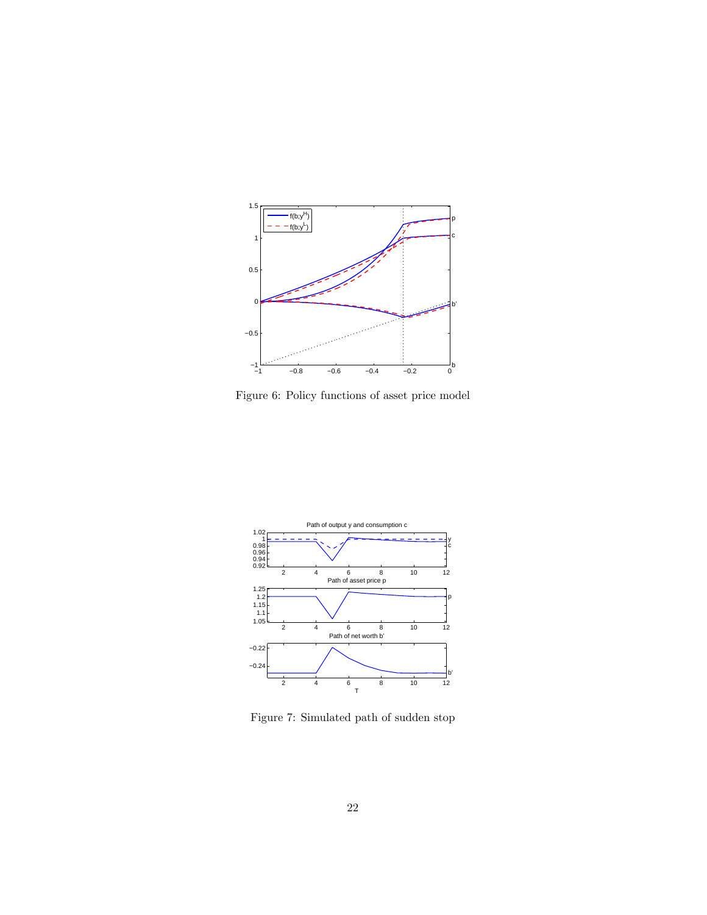Figure 6: Policy functions of asset price model

Figure 7: Simulated path of sudden stop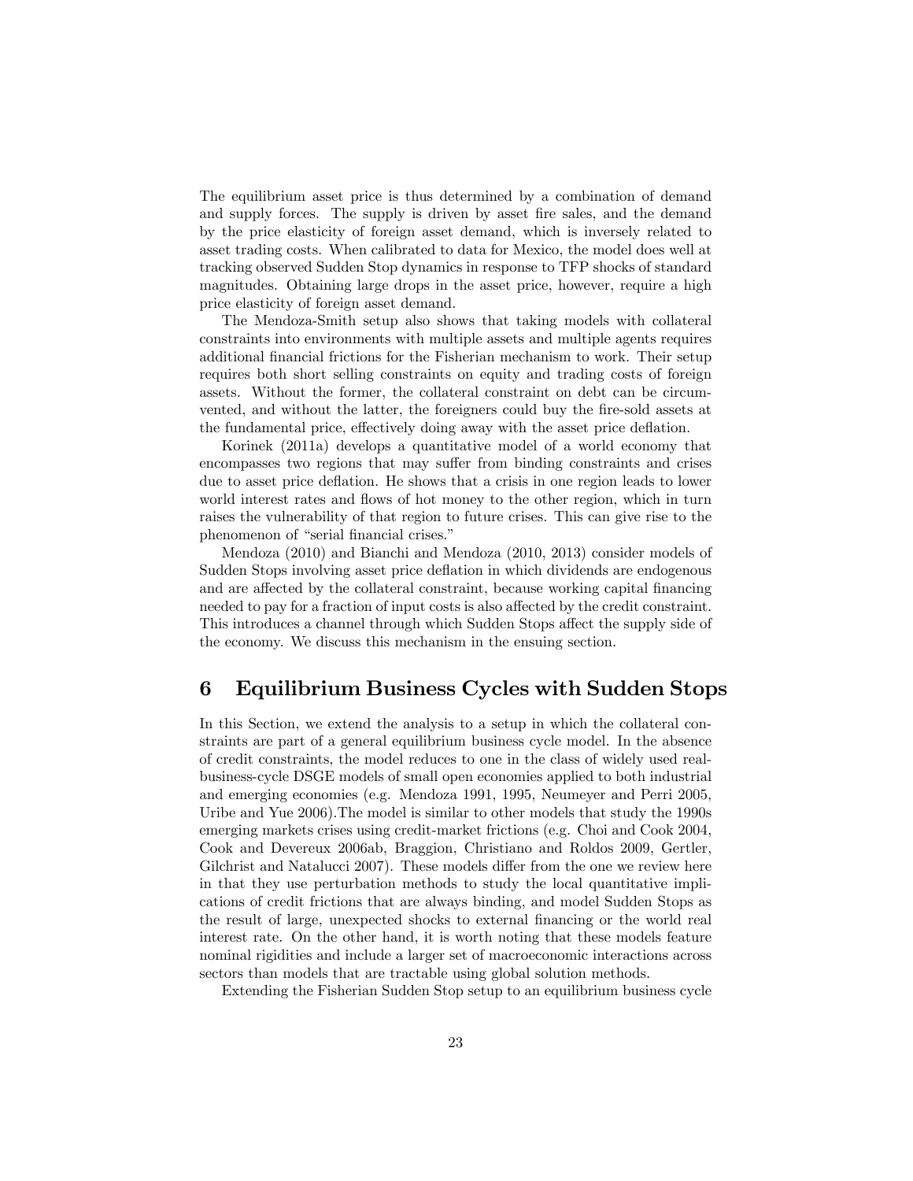The equilibrium asset price is thus determined by a combination of demand and supply forces. The supply is driven by asset fire sales, and the demand by the price elasticity of foreign asset demand, which is inversely related to asset trading costs. When calibrated to data for Mexico, the model does well at tracking observed Sudden Stop dynamics in response to TFP shocks of standard magnitudes. Obtaining large drops in the asset price, however, require a high price elasticity of foreign asset demand.

The Mendoza-Smith setup also shows that taking models with collateral constraints into environments with multiple assets and multiple agents requires additional financial frictions for the Fisherian mechanism to work. Their setup requires both short selling constraints on equity and trading costs of foreign assets. Without the former, the collateral constraint on debt can be circumvented, and without the latter, the foreigners could buy the fire-sold assets at the fundamental price, effectively doing away with the asset price deflation.

Korinek (2011a) develops a quantitative model of a world economy that encompasses two regions that may suffer from binding constraints and crises due to asset price deflation. He shows that a crisis in one region leads to lower world interest rates and flows of hot money to the other region, which in turn raises the vulnerability of that region to future crises. This can give rise to the phenomenon of "serial financial crises."

Mendoza (2010) and Bianchi and Mendoza (2010, 2013) consider models of Sudden Stops involving asset price deflation in which dividends are endogenous and are affected by the collateral constraint, because working capital financing needed to pay for a fraction of input costs is also affected by the credit constraint. This introduces a channel through which Sudden Stops affect the supply side of the economy. We discuss this mechanism in the ensuing section.

# 6 Equilibrium Business Cycles with Sudden Stops

In this Section, we extend the analysis to a setup in which the collateral constraints are part of a general equilibrium business cycle model. In the absence of credit constraints, the model reduces to one in the class of widely used real-business-cycle DSGE models of small open economies applied to both industrial and emerging economies (e.g. Mendoza 1991, 1995, Neumeyer and Perri 2005, Uribe and Yue 2006).The model is similar to other models that study the 1990s emerging markets crises using credit-market frictions (e.g. Choi and Cook 2004, Cook and Devereux 2006ab, Braggion, Christiano and Roldos 2009, Gertler, Gilchrist and Natalucci 2007). These models differ from the one we review here in that they use perturbation methods to study the local quantitative implications of credit frictions that are always binding, and model Sudden Stops as the result of large, unexpected shocks to external financing or the world real interest rate. On the other hand, it is worth noting that these models feature nominal rigidities and include a larger set of macroeconomic interactions across sectors than models that are tractable using global solution methods.

Extending the Fisherian Sudden Stop setup to an equilibrium business cycle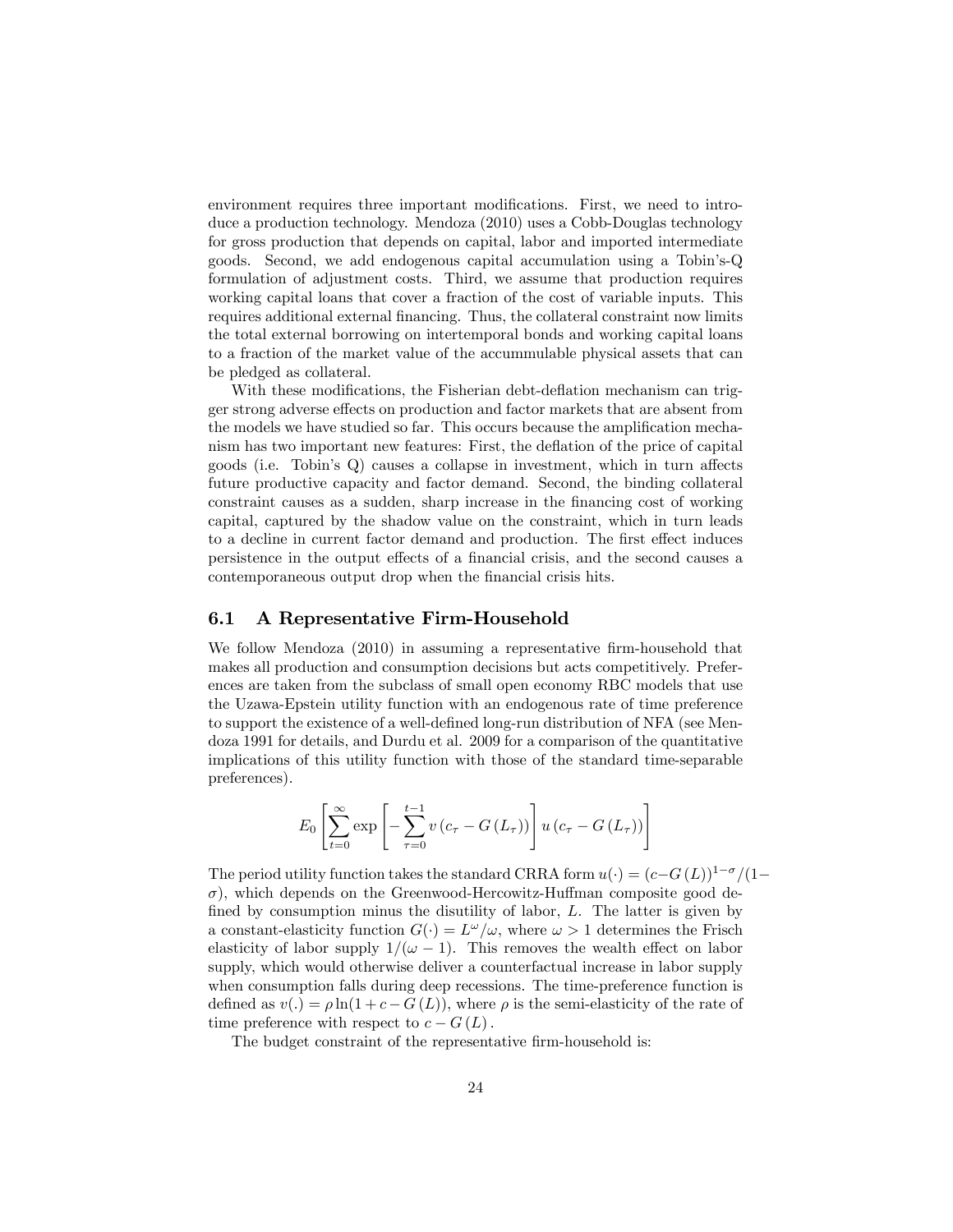environment requires three important modifications. First, we need to introduce a production technology. Mendoza (2010) uses a Cobb-Douglas technology for gross production that depends on capital, labor and imported intermediate goods. Second, we add endogenous capital accumulation using a Tobin's-Q formulation of adjustment costs. Third, we assume that production requires working capital loans that cover a fraction of the cost of variable inputs. This requires additional external financing. Thus, the collateral constraint now limits the total external borrowing on intertemporal bonds and working capital loans to a fraction of the market value of the accummulable physical assets that can be pledged as collateral.

With these modifications, the Fisherian debt-deflation mechanism can trigger strong adverse effects on production and factor markets that are absent from the models we have studied so far. This occurs because the amplification mechanism has two important new features: First, the deflation of the price of capital goods (i.e. Tobin's Q) causes a collapse in investment, which in turn affects future productive capacity and factor demand. Second, the binding collateral constraint causes as a sudden, sharp increase in the financing cost of working capital, captured by the shadow value on the constraint, which in turn leads to a decline in current factor demand and production. The first effect induces persistence in the output effects of a financial crisis, and the second causes a contemporaneous output drop when the financial crisis hits.

## 6.1 A Representative Firm-Household

We follow Mendoza (2010) in assuming a representative firm-household that makes all production and consumption decisions but acts competitively. Preferences are taken from the subclass of small open economy RBC models that use the Uzawa-Epstein utility function with an endogenous rate of time preference to support the existence of a well-defined long-run distribution of NFA (see Mendoza 1991 for details, and Durdu et al. 2009 for a comparison of the quantitative implications of this utility function with those of the standard time-separable preferences).

$$E_0\left[\sum_{t=0}^{\infty}\exp\left[-\sum_{\tau=0}^{t-1}v\left(c_\tau - G\left(L_\tau\right)\right)\right]u\left(c_\tau - G\left(L_\tau\right)\right)\right]$$

The period utility function takes the standard CRRA form $u(\cdot) = (c - G(L))^{1-\sigma}/(1-\sigma)$, which depends on the Greenwood-Hercowitz-Huffman composite good defined by consumption minus the disutility of labor, $L$. The latter is given by a constant-elasticity function $G(\cdot) = L^{\omega}/\omega$, where $\omega > 1$ determines the Frisch elasticity of labor supply $1/(\omega - 1)$. This removes the wealth effect on labor supply, which would otherwise deliver a counterfactual increase in labor supply when consumption falls during deep recessions. The time-preference function is defined as $v(.) = \rho \ln(1 + c - G(L))$, where $\rho$ is the semi-elasticity of the rate of time preference with respect to $c - G(L)$.

The budget constraint of the representative firm-household is: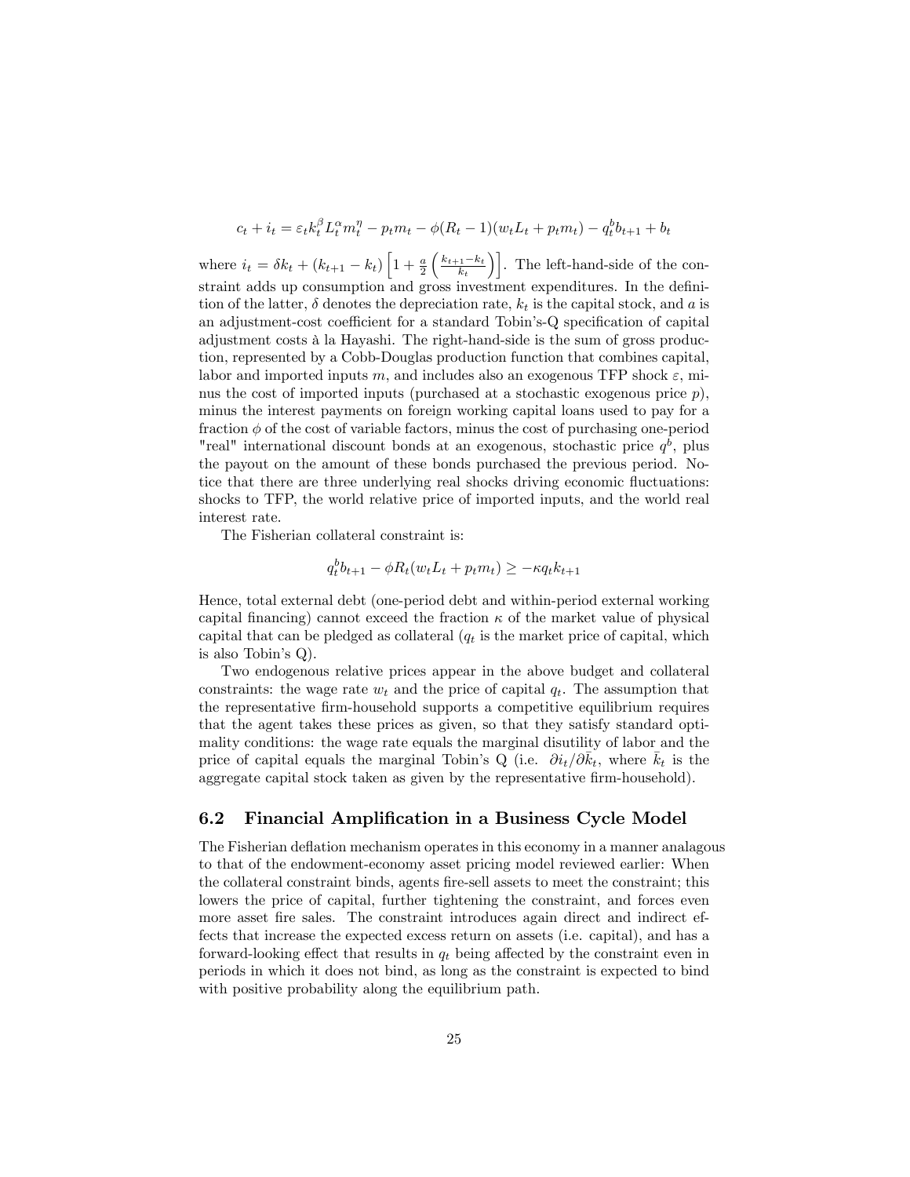$$c_t + i_t = \varepsilon_t k_t^{\beta} L_t^{\alpha} m_t^{\eta} - p_t m_t - \phi(R_t - 1)(w_t L_t + p_t m_t) - q_t^b b_{t+1} + b_t$$

where $i_t = \delta k_t + (k_{t+1} - k_t)\left[1 + \frac{a}{2}\left(\frac{k_{t+1}-k_t}{k_t}\right)\right]$. The left-hand-side of the constraint adds up consumption and gross investment expenditures. In the definition of the latter, $\delta$ denotes the depreciation rate, $k_t$ is the capital stock, and $a$ is an adjustment-cost coefficient for a standard Tobin's-Q specification of capital adjustment costs à la Hayashi. The right-hand-side is the sum of gross production, represented by a Cobb-Douglas production function that combines capital, labor and imported inputs $m$, and includes also an exogenous TFP shock $\varepsilon$, minus the cost of imported inputs (purchased at a stochastic exogenous price $p$), minus the interest payments on foreign working capital loans used to pay for a fraction $\phi$ of the cost of variable factors, minus the cost of purchasing one-period "real" international discount bonds at an exogenous, stochastic price $q^b$, plus the payout on the amount of these bonds purchased the previous period. Notice that there are three underlying real shocks driving economic fluctuations: shocks to TFP, the world relative price of imported inputs, and the world real interest rate.

The Fisherian collateral constraint is:

$$q_t^b b_{t+1} - \phi R_t (w_t L_t + p_t m_t) \geq -\kappa q_t k_{t+1}$$

Hence, total external debt (one-period debt and within-period external working capital financing) cannot exceed the fraction $\kappa$ of the market value of physical capital that can be pledged as collateral ($q_t$ is the market price of capital, which is also Tobin's Q).

Two endogenous relative prices appear in the above budget and collateral constraints: the wage rate $w_t$ and the price of capital $q_t$. The assumption that the representative firm-household supports a competitive equilibrium requires that the agent takes these prices as given, so that they satisfy standard optimality conditions: the wage rate equals the marginal disutility of labor and the price of capital equals the marginal Tobin's Q (i.e. $\partial i_t / \partial \bar{k}_t$, where $\bar{k}_t$ is the aggregate capital stock taken as given by the representative firm-household).

## 6.2 Financial Amplification in a Business Cycle Model

The Fisherian deflation mechanism operates in this economy in a manner analagous to that of the endowment-economy asset pricing model reviewed earlier: When the collateral constraint binds, agents fire-sell assets to meet the constraint; this lowers the price of capital, further tightening the constraint, and forces even more asset fire sales. The constraint introduces again direct and indirect effects that increase the expected excess return on assets (i.e. capital), and has a forward-looking effect that results in $q_t$ being affected by the constraint even in periods in which it does not bind, as long as the constraint is expected to bind with positive probability along the equilibrium path.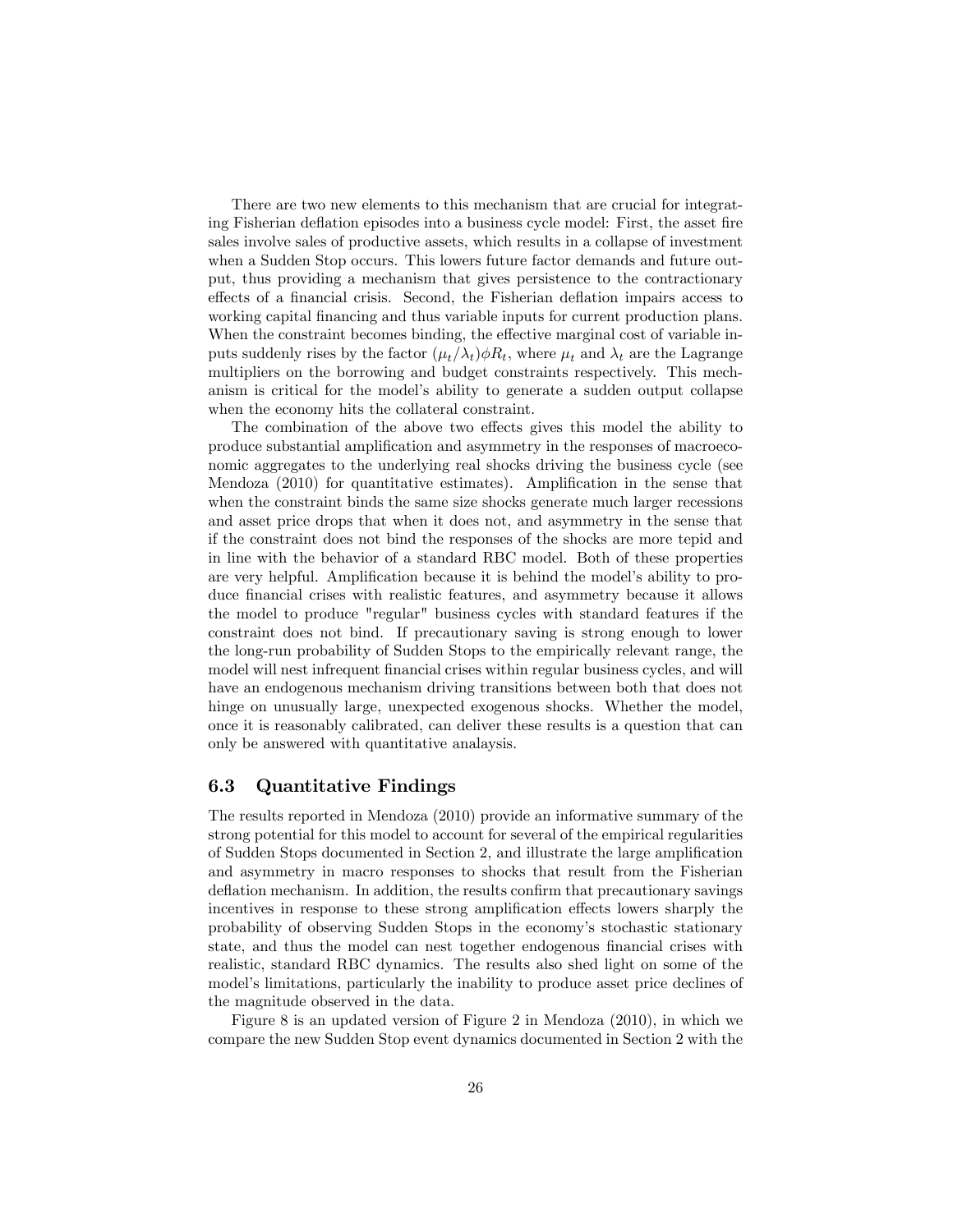There are two new elements to this mechanism that are crucial for integrating Fisherian deflation episodes into a business cycle model: First, the asset fire sales involve sales of productive assets, which results in a collapse of investment when a Sudden Stop occurs. This lowers future factor demands and future output, thus providing a mechanism that gives persistence to the contractionary effects of a financial crisis. Second, the Fisherian deflation impairs access to working capital financing and thus variable inputs for current production plans. When the constraint becomes binding, the effective marginal cost of variable inputs suddenly rises by the factor $(\mu_t/\lambda_t)\phi R_t$, where $\mu_t$ and $\lambda_t$ are the Lagrange multipliers on the borrowing and budget constraints respectively. This mechanism is critical for the model's ability to generate a sudden output collapse when the economy hits the collateral constraint.

The combination of the above two effects gives this model the ability to produce substantial amplification and asymmetry in the responses of macroeconomic aggregates to the underlying real shocks driving the business cycle (see Mendoza (2010) for quantitative estimates). Amplification in the sense that when the constraint binds the same size shocks generate much larger recessions and asset price drops that when it does not, and asymmetry in the sense that if the constraint does not bind the responses of the shocks are more tepid and in line with the behavior of a standard RBC model. Both of these properties are very helpful. Amplification because it is behind the model's ability to produce financial crises with realistic features, and asymmetry because it allows the model to produce "regular" business cycles with standard features if the constraint does not bind. If precautionary saving is strong enough to lower the long-run probability of Sudden Stops to the empirically relevant range, the model will nest infrequent financial crises within regular business cycles, and will have an endogenous mechanism driving transitions between both that does not hinge on unusually large, unexpected exogenous shocks. Whether the model, once it is reasonably calibrated, can deliver these results is a question that can only be answered with quantitative analaysis.

### 6.3 Quantitative Findings

The results reported in Mendoza (2010) provide an informative summary of the strong potential for this model to account for several of the empirical regularities of Sudden Stops documented in Section 2, and illustrate the large amplification and asymmetry in macro responses to shocks that result from the Fisherian deflation mechanism. In addition, the results confirm that precautionary savings incentives in response to these strong amplification effects lowers sharply the probability of observing Sudden Stops in the economy's stochastic stationary state, and thus the model can nest together endogenous financial crises with realistic, standard RBC dynamics. The results also shed light on some of the model's limitations, particularly the inability to produce asset price declines of the magnitude observed in the data.

Figure 8 is an updated version of Figure 2 in Mendoza (2010), in which we compare the new Sudden Stop event dynamics documented in Section 2 with the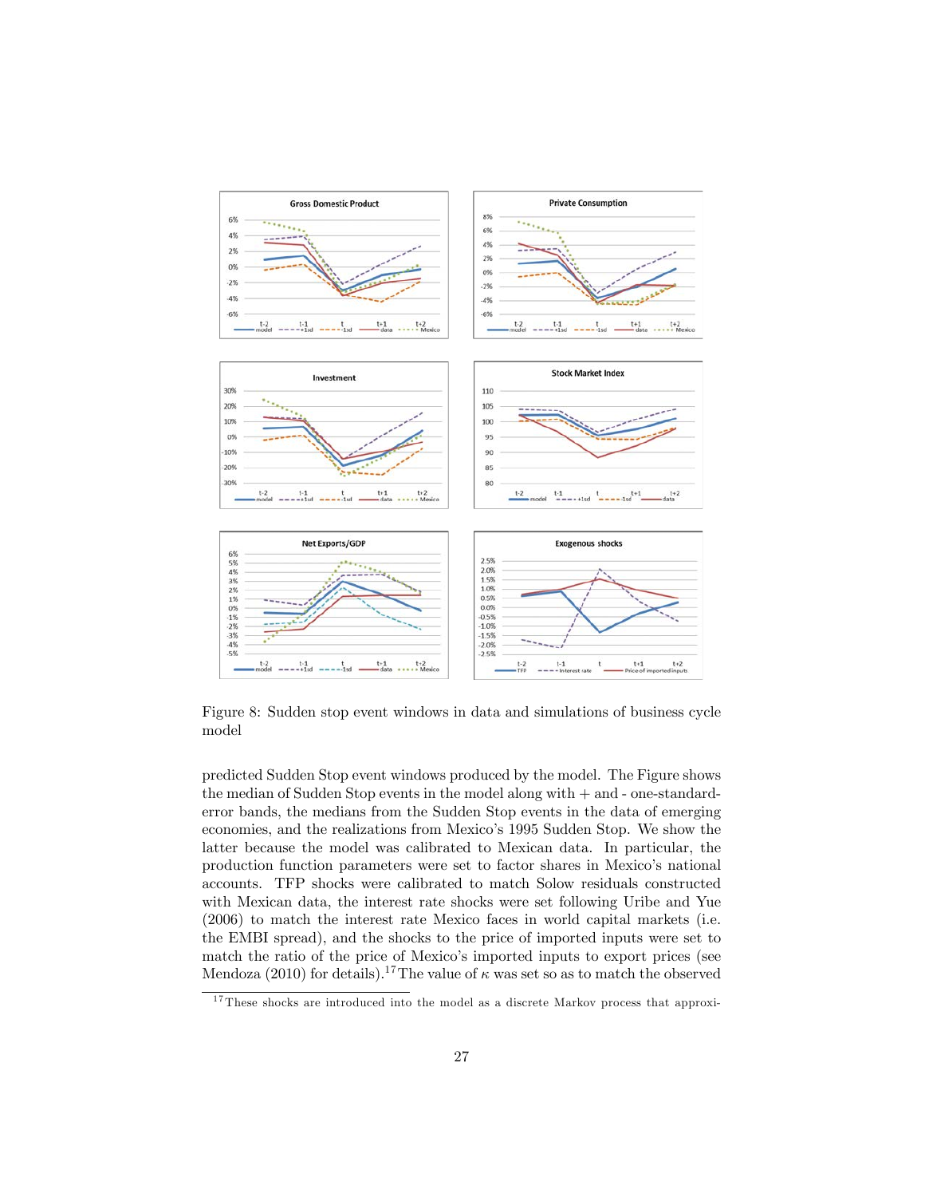Figure 8: Sudden stop event windows in data and simulations of business cycle model

predicted Sudden Stop event windows produced by the model. The Figure shows the median of Sudden Stop events in the model along with + and - one-standard-error bands, the medians from the Sudden Stop events in the data of emerging economies, and the realizations from Mexico's 1995 Sudden Stop. We show the latter because the model was calibrated to Mexican data. In particular, the production function parameters were set to factor shares in Mexico's national accounts. TFP shocks were calibrated to match Solow residuals constructed with Mexican data, the interest rate shocks were set following Uribe and Yue (2006) to match the interest rate Mexico faces in world capital markets (i.e. the EMBI spread), and the shocks to the price of imported inputs were set to match the ratio of the price of Mexico's imported inputs to export prices (see Mendoza (2010) for details).[17] The value of $\kappa$ was set so as to match the observed

[17] These shocks are introduced into the model as a discrete Markov process that approxi-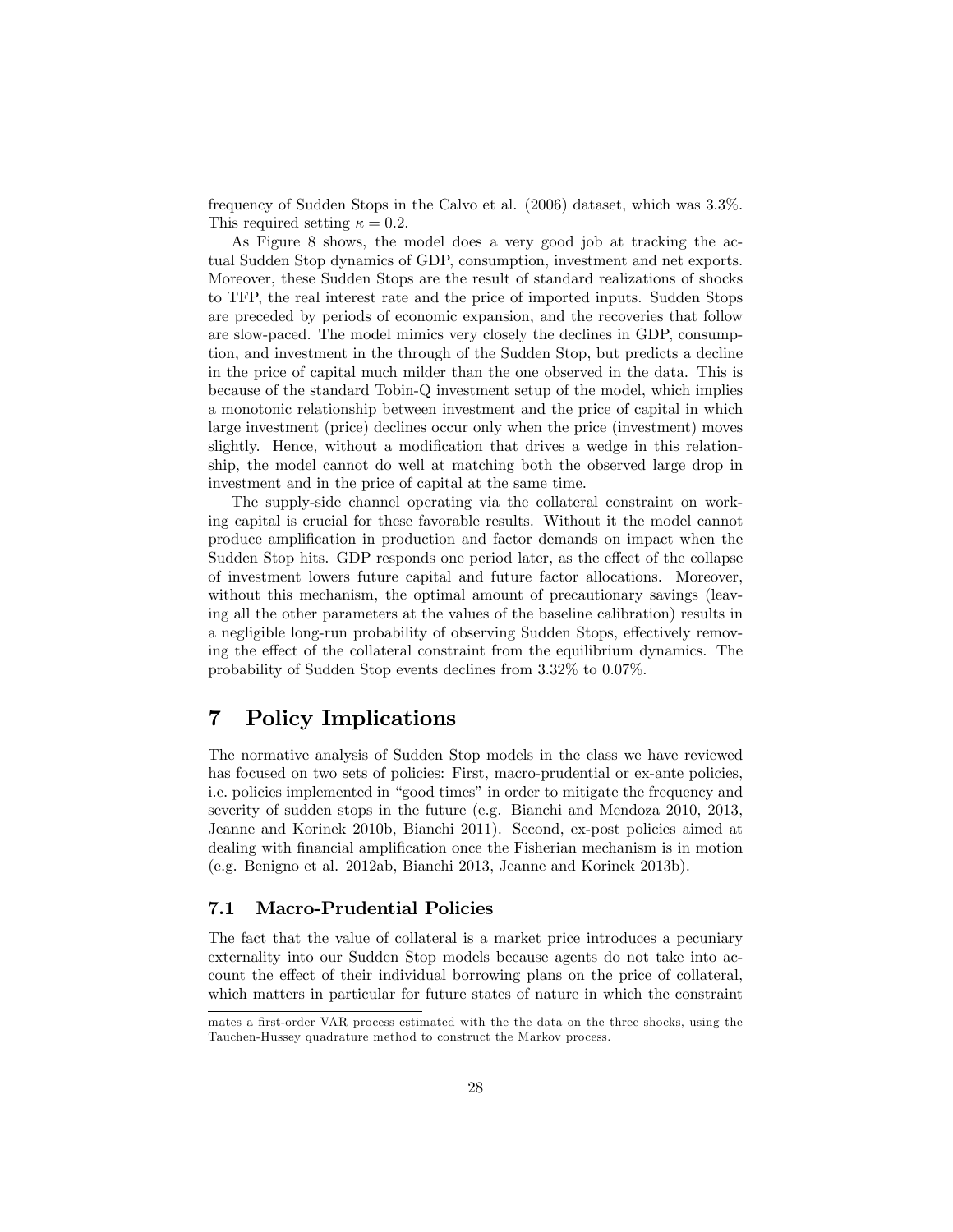frequency of Sudden Stops in the Calvo et al. (2006) dataset, which was 3.3%. This required setting $\kappa = 0.2$.

As Figure 8 shows, the model does a very good job at tracking the actual Sudden Stop dynamics of GDP, consumption, investment and net exports. Moreover, these Sudden Stops are the result of standard realizations of shocks to TFP, the real interest rate and the price of imported inputs. Sudden Stops are preceded by periods of economic expansion, and the recoveries that follow are slow-paced. The model mimics very closely the declines in GDP, consumption, and investment in the through of the Sudden Stop, but predicts a decline in the price of capital much milder than the one observed in the data. This is because of the standard Tobin-Q investment setup of the model, which implies a monotonic relationship between investment and the price of capital in which large investment (price) declines occur only when the price (investment) moves slightly. Hence, without a modification that drives a wedge in this relationship, the model cannot do well at matching both the observed large drop in investment and in the price of capital at the same time.

The supply-side channel operating via the collateral constraint on working capital is crucial for these favorable results. Without it the model cannot produce amplification in production and factor demands on impact when the Sudden Stop hits. GDP responds one period later, as the effect of the collapse of investment lowers future capital and future factor allocations. Moreover, without this mechanism, the optimal amount of precautionary savings (leaving all the other parameters at the values of the baseline calibration) results in a negligible long-run probability of observing Sudden Stops, effectively removing the effect of the collateral constraint from the equilibrium dynamics. The probability of Sudden Stop events declines from 3.32% to 0.07%.

# 7 Policy Implications

The normative analysis of Sudden Stop models in the class we have reviewed has focused on two sets of policies: First, macro-prudential or ex-ante policies, i.e. policies implemented in "good times" in order to mitigate the frequency and severity of sudden stops in the future (e.g. Bianchi and Mendoza 2010, 2013, Jeanne and Korinek 2010b, Bianchi 2011). Second, ex-post policies aimed at dealing with financial amplification once the Fisherian mechanism is in motion (e.g. Benigno et al. 2012ab, Bianchi 2013, Jeanne and Korinek 2013b).

## 7.1 Macro-Prudential Policies

The fact that the value of collateral is a market price introduces a pecuniary externality into our Sudden Stop models because agents do not take into account the effect of their individual borrowing plans on the price of collateral, which matters in particular for future states of nature in which the constraint

mates a first-order VAR process estimated with the the data on the three shocks, using the Tauchen-Hussey quadrature method to construct the Markov process.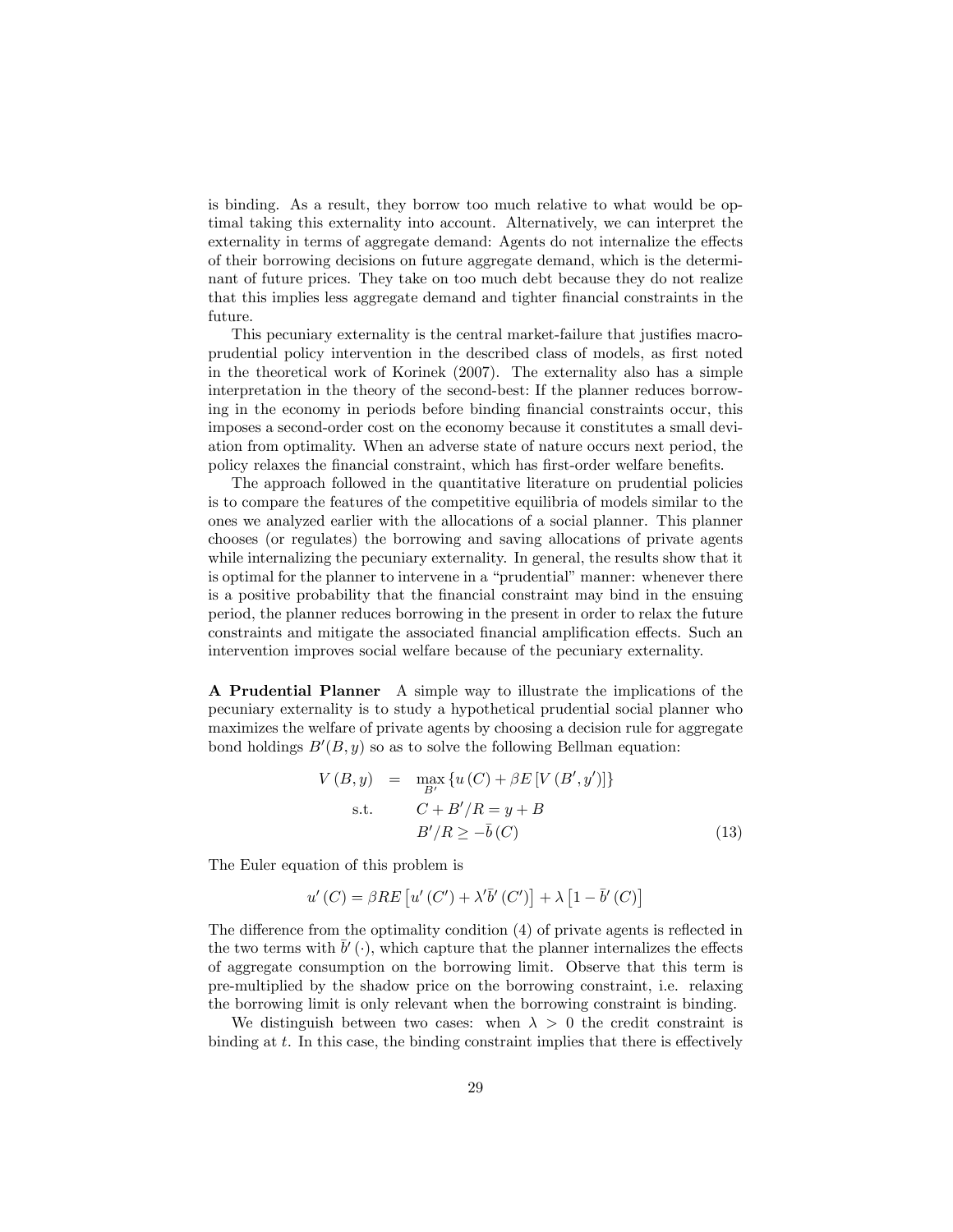is binding. As a result, they borrow too much relative to what would be optimal taking this externality into account. Alternatively, we can interpret the externality in terms of aggregate demand: Agents do not internalize the effects of their borrowing decisions on future aggregate demand, which is the determinant of future prices. They take on too much debt because they do not realize that this implies less aggregate demand and tighter financial constraints in the future.

This pecuniary externality is the central market-failure that justifies macroprudential policy intervention in the described class of models, as first noted in the theoretical work of Korinek (2007). The externality also has a simple interpretation in the theory of the second-best: If the planner reduces borrowing in the economy in periods before binding financial constraints occur, this imposes a second-order cost on the economy because it constitutes a small deviation from optimality. When an adverse state of nature occurs next period, the policy relaxes the financial constraint, which has first-order welfare benefits.

The approach followed in the quantitative literature on prudential policies is to compare the features of the competitive equilibria of models similar to the ones we analyzed earlier with the allocations of a social planner. This planner chooses (or regulates) the borrowing and saving allocations of private agents while internalizing the pecuniary externality. In general, the results show that it is optimal for the planner to intervene in a "prudential" manner: whenever there is a positive probability that the financial constraint may bind in the ensuing period, the planner reduces borrowing in the present in order to relax the future constraints and mitigate the associated financial amplification effects. Such an intervention improves social welfare because of the pecuniary externality.

**A Prudential Planner** A simple way to illustrate the implications of the pecuniary externality is to study a hypothetical prudential social planner who maximizes the welfare of private agents by choosing a decision rule for aggregate bond holdings $B'(B, y)$ so as to solve the following Bellman equation:

$$
\begin{aligned}
V(B, y) &= \max_{B'} \{u(C) + \beta E[V(B', y')]\} \\
\text{s.t.} \quad & C + B'/R = y + B \\
& B'/R \geq -\bar{b}(C)
\end{aligned}
\tag{13}
$$

The Euler equation of this problem is

$$
u'(C) = \beta R E\left[u'(C') + \lambda' \bar{b}'(C')\right] + \lambda\left[1 - \bar{b}'(C)\right]
$$

The difference from the optimality condition (4) of private agents is reflected in the two terms with $\bar{b}'(\cdot)$, which capture that the planner internalizes the effects of aggregate consumption on the borrowing limit. Observe that this term is pre-multiplied by the shadow price on the borrowing constraint, i.e. relaxing the borrowing limit is only relevant when the borrowing constraint is binding.

We distinguish between two cases: when $\lambda > 0$ the credit constraint is binding at $t$. In this case, the binding constraint implies that there is effectively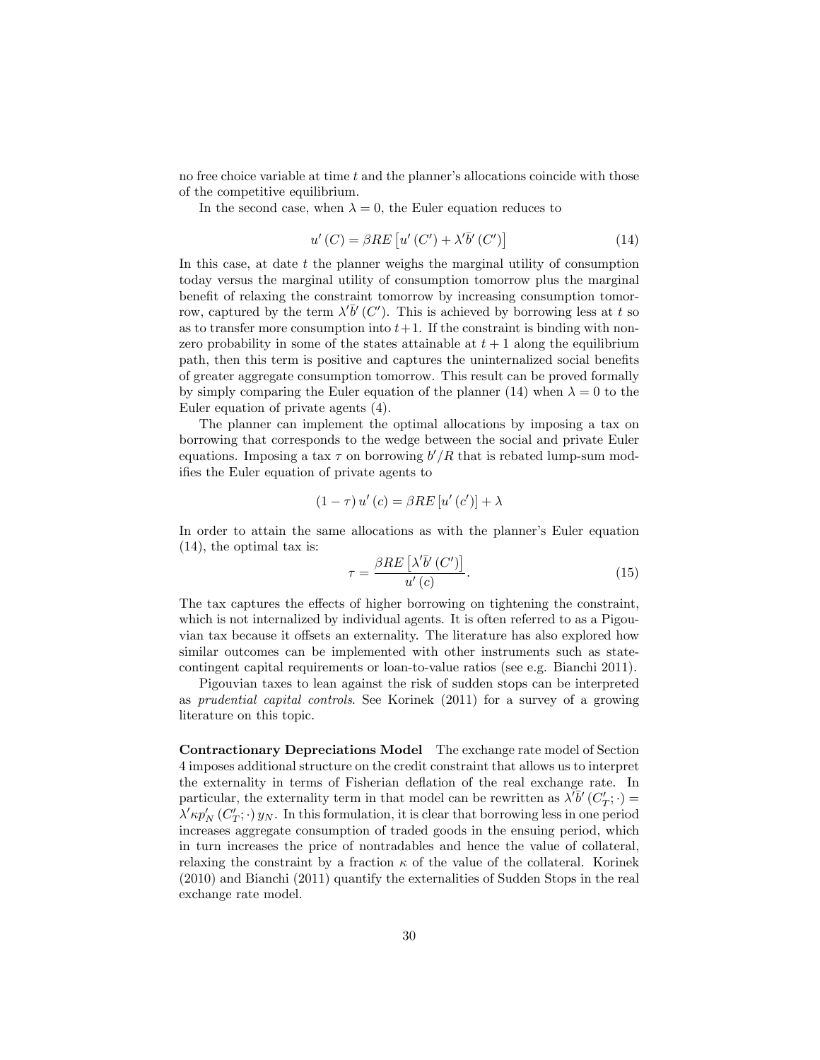no free choice variable at time $t$ and the planner's allocations coincide with those of the competitive equilibrium.

In the second case, when $\lambda = 0$, the Euler equation reduces to

$$u'(C) = \beta R E\left[u'(C') + \lambda' \bar{b}'(C')\right] \tag{14}$$

In this case, at date $t$ the planner weighs the marginal utility of consumption today versus the marginal utility of consumption tomorrow plus the marginal benefit of relaxing the constraint tomorrow by increasing consumption tomorrow, captured by the term $\lambda' \bar{b}'(C')$. This is achieved by borrowing less at $t$ so as to transfer more consumption into $t+1$. If the constraint is binding with non-zero probability in some of the states attainable at $t+1$ along the equilibrium path, then this term is positive and captures the uninternalized social benefits of greater aggregate consumption tomorrow. This result can be proved formally by simply comparing the Euler equation of the planner (14) when $\lambda = 0$ to the Euler equation of private agents (4).

The planner can implement the optimal allocations by imposing a tax on borrowing that corresponds to the wedge between the social and private Euler equations. Imposing a tax $\tau$ on borrowing $b'/R$ that is rebated lump-sum modifies the Euler equation of private agents to

$$(1-\tau)\, u'(c) = \beta R E\left[u'(c')\right] + \lambda$$

In order to attain the same allocations as with the planner's Euler equation (14), the optimal tax is:

$$\tau = \frac{\beta R E\left[\lambda' \bar{b}'(C')\right]}{u'(c)}. \tag{15}$$

The tax captures the effects of higher borrowing on tightening the constraint, which is not internalized by individual agents. It is often referred to as a Pigouvian tax because it offsets an externality. The literature has also explored how similar outcomes can be implemented with other instruments such as state-contingent capital requirements or loan-to-value ratios (see e.g. Bianchi 2011).

Pigouvian taxes to lean against the risk of sudden stops can be interpreted as *prudential capital controls*. See Korinek (2011) for a survey of a growing literature on this topic.

**Contractionary Depreciations Model** The exchange rate model of Section 4 imposes additional structure on the credit constraint that allows us to interpret the externality in terms of Fisherian deflation of the real exchange rate. In particular, the externality term in that model can be rewritten as $\lambda' \bar{b}'(C_T'; \cdot) = \lambda' \kappa p_N'(C_T'; \cdot)\, y_N$. In this formulation, it is clear that borrowing less in one period increases aggregate consumption of traded goods in the ensuing period, which in turn increases the price of nontradables and hence the value of collateral, relaxing the constraint by a fraction $\kappa$ of the value of the collateral. Korinek (2010) and Bianchi (2011) quantify the externalities of Sudden Stops in the real exchange rate model.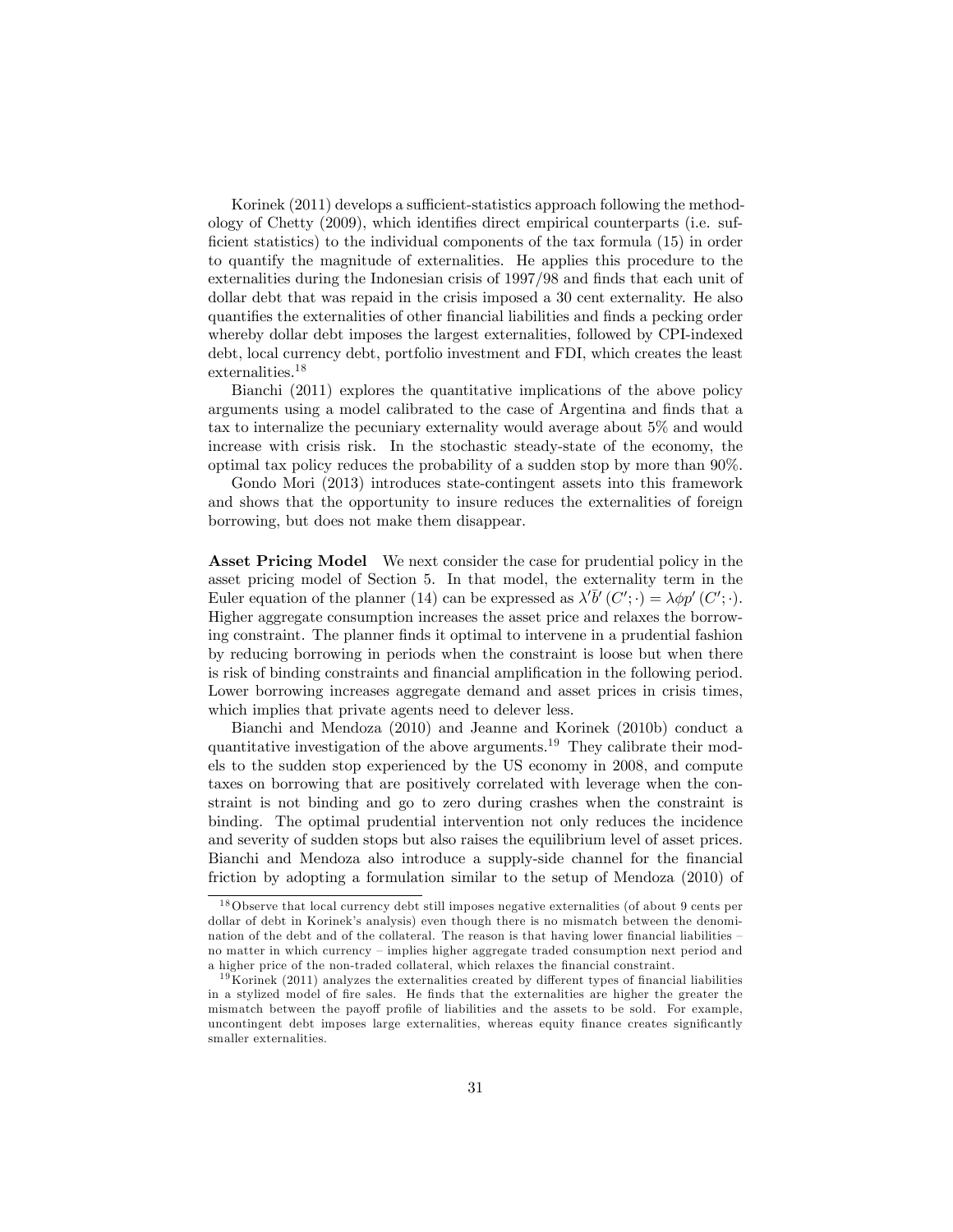Korinek (2011) develops a sufficient-statistics approach following the methodology of Chetty (2009), which identifies direct empirical counterparts (i.e. sufficient statistics) to the individual components of the tax formula (15) in order to quantify the magnitude of externalities. He applies this procedure to the externalities during the Indonesian crisis of 1997/98 and finds that each unit of dollar debt that was repaid in the crisis imposed a 30 cent externality. He also quantifies the externalities of other financial liabilities and finds a pecking order whereby dollar debt imposes the largest externalities, followed by CPI-indexed debt, local currency debt, portfolio investment and FDI, which creates the least externalities.[18]

Bianchi (2011) explores the quantitative implications of the above policy arguments using a model calibrated to the case of Argentina and finds that a tax to internalize the pecuniary externality would average about 5% and would increase with crisis risk. In the stochastic steady-state of the economy, the optimal tax policy reduces the probability of a sudden stop by more than 90%.

Gondo Mori (2013) introduces state-contingent assets into this framework and shows that the opportunity to insure reduces the externalities of foreign borrowing, but does not make them disappear.

**Asset Pricing Model** We next consider the case for prudential policy in the asset pricing model of Section 5. In that model, the externality term in the Euler equation of the planner (14) can be expressed as $\lambda' \overline{b}' (C'; \cdot) = \lambda \phi p' (C'; \cdot)$. Higher aggregate consumption increases the asset price and relaxes the borrowing constraint. The planner finds it optimal to intervene in a prudential fashion by reducing borrowing in periods when the constraint is loose but when there is risk of binding constraints and financial amplification in the following period. Lower borrowing increases aggregate demand and asset prices in crisis times, which implies that private agents need to delever less.

Bianchi and Mendoza (2010) and Jeanne and Korinek (2010b) conduct a quantitative investigation of the above arguments.[19] They calibrate their models to the sudden stop experienced by the US economy in 2008, and compute taxes on borrowing that are positively correlated with leverage when the constraint is not binding and go to zero during crashes when the constraint is binding. The optimal prudential intervention not only reduces the incidence and severity of sudden stops but also raises the equilibrium level of asset prices. Bianchi and Mendoza also introduce a supply-side channel for the financial friction by adopting a formulation similar to the setup of Mendoza (2010) of

[18] Observe that local currency debt still imposes negative externalities (of about 9 cents per dollar of debt in Korinek's analysis) even though there is no mismatch between the denomination of the debt and of the collateral. The reason is that having lower financial liabilities – no matter in which currency – implies higher aggregate traded consumption next period and a higher price of the non-traded collateral, which relaxes the financial constraint.

[19] Korinek (2011) analyzes the externalities created by different types of financial liabilities in a stylized model of fire sales. He finds that the externalities are higher the greater the mismatch between the payoff profile of liabilities and the assets to be sold. For example, uncontingent debt imposes large externalities, whereas equity finance creates significantly smaller externalities.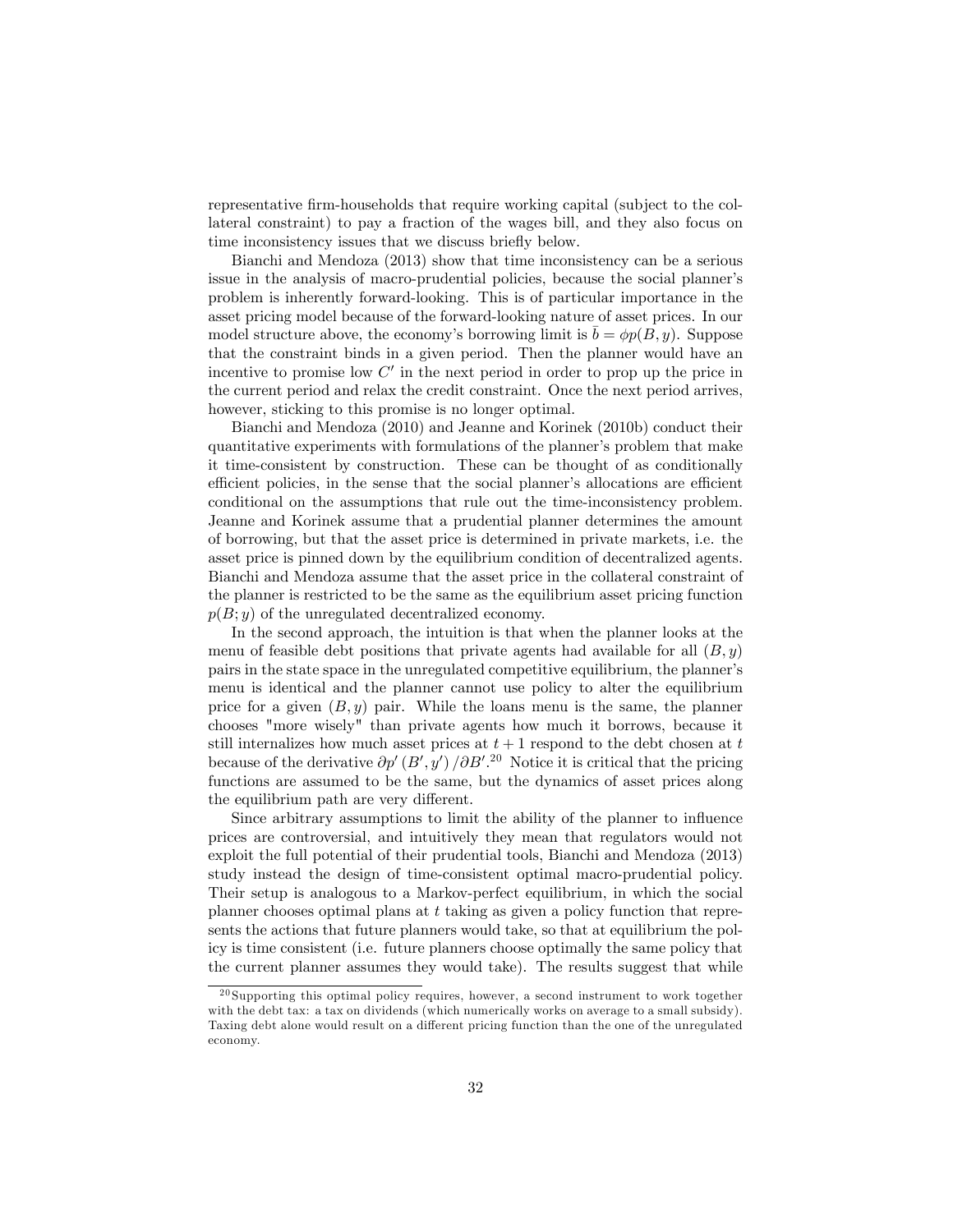representative firm-households that require working capital (subject to the collateral constraint) to pay a fraction of the wages bill, and they also focus on time inconsistency issues that we discuss briefly below.

Bianchi and Mendoza (2013) show that time inconsistency can be a serious issue in the analysis of macro-prudential policies, because the social planner's problem is inherently forward-looking. This is of particular importance in the asset pricing model because of the forward-looking nature of asset prices. In our model structure above, the economy's borrowing limit is $\bar{b} = \phi p(B, y)$. Suppose that the constraint binds in a given period. Then the planner would have an incentive to promise low $C'$ in the next period in order to prop up the price in the current period and relax the credit constraint. Once the next period arrives, however, sticking to this promise is no longer optimal.

Bianchi and Mendoza (2010) and Jeanne and Korinek (2010b) conduct their quantitative experiments with formulations of the planner's problem that make it time-consistent by construction. These can be thought of as conditionally efficient policies, in the sense that the social planner's allocations are efficient conditional on the assumptions that rule out the time-inconsistency problem. Jeanne and Korinek assume that a prudential planner determines the amount of borrowing, but that the asset price is determined in private markets, i.e. the asset price is pinned down by the equilibrium condition of decentralized agents. Bianchi and Mendoza assume that the asset price in the collateral constraint of the planner is restricted to be the same as the equilibrium asset pricing function $p(B; y)$ of the unregulated decentralized economy.

In the second approach, the intuition is that when the planner looks at the menu of feasible debt positions that private agents had available for all $(B, y)$ pairs in the state space in the unregulated competitive equilibrium, the planner's menu is identical and the planner cannot use policy to alter the equilibrium price for a given $(B, y)$ pair. While the loans menu is the same, the planner chooses "more wisely" than private agents how much it borrows, because it still internalizes how much asset prices at $t + 1$ respond to the debt chosen at $t$ because of the derivative $\partial p'(B', y') / \partial B'$.[20] Notice it is critical that the pricing functions are assumed to be the same, but the dynamics of asset prices along the equilibrium path are very different.

Since arbitrary assumptions to limit the ability of the planner to influence prices are controversial, and intuitively they mean that regulators would not exploit the full potential of their prudential tools, Bianchi and Mendoza (2013) study instead the design of time-consistent optimal macro-prudential policy. Their setup is analogous to a Markov-perfect equilibrium, in which the social planner chooses optimal plans at $t$ taking as given a policy function that represents the actions that future planners would take, so that at equilibrium the policy is time consistent (i.e. future planners choose optimally the same policy that the current planner assumes they would take). The results suggest that while

[20] Supporting this optimal policy requires, however, a second instrument to work together with the debt tax: a tax on dividends (which numerically works on average to a small subsidy). Taxing debt alone would result on a different pricing function than the one of the unregulated economy.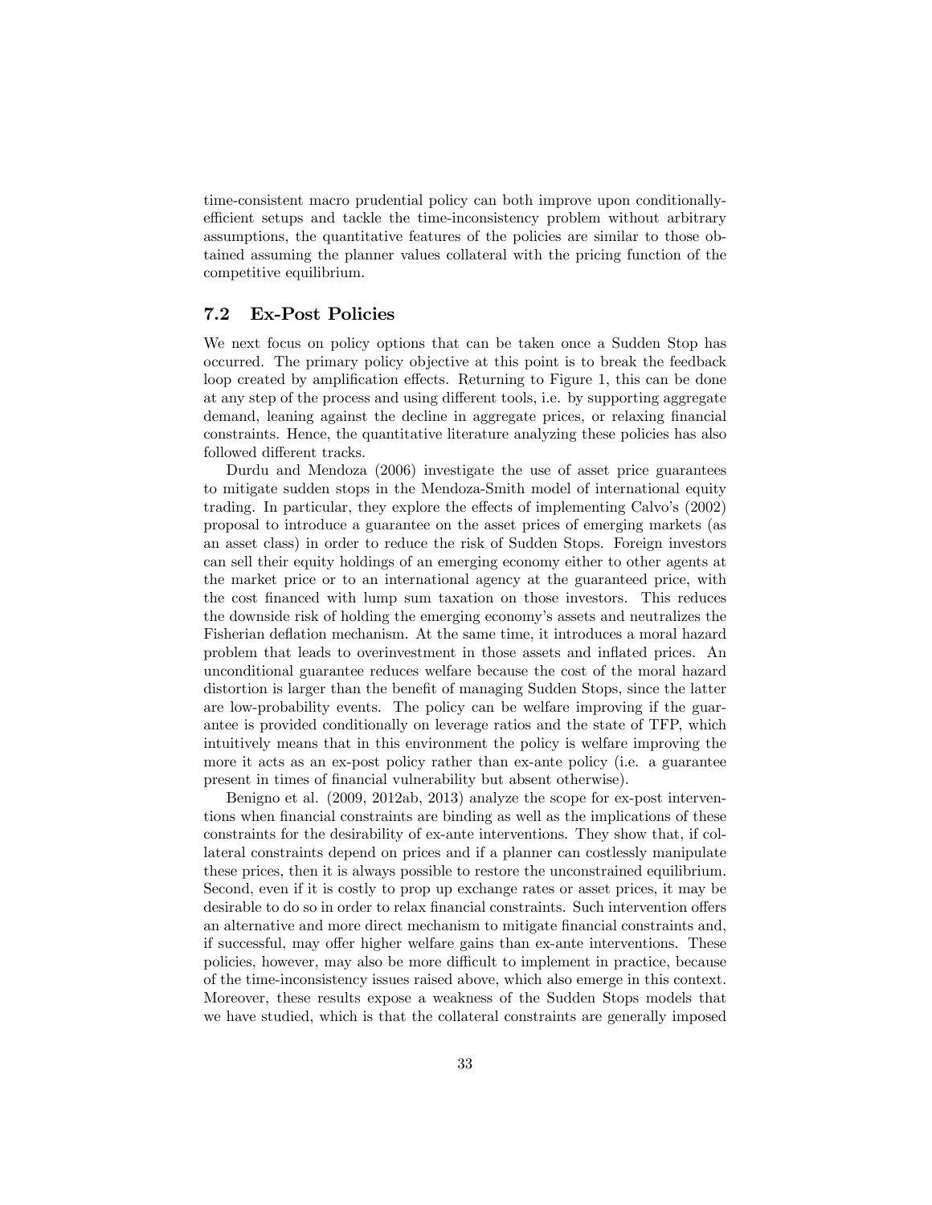time-consistent macro prudential policy can both improve upon conditionally-efficient setups and tackle the time-inconsistency problem without arbitrary assumptions, the quantitative features of the policies are similar to those obtained assuming the planner values collateral with the pricing function of the competitive equilibrium.

### 7.2 Ex-Post Policies

We next focus on policy options that can be taken once a Sudden Stop has occurred. The primary policy objective at this point is to break the feedback loop created by amplification effects. Returning to Figure 1, this can be done at any step of the process and using different tools, i.e. by supporting aggregate demand, leaning against the decline in aggregate prices, or relaxing financial constraints. Hence, the quantitative literature analyzing these policies has also followed different tracks.

Durdu and Mendoza (2006) investigate the use of asset price guarantees to mitigate sudden stops in the Mendoza-Smith model of international equity trading. In particular, they explore the effects of implementing Calvo's (2002) proposal to introduce a guarantee on the asset prices of emerging markets (as an asset class) in order to reduce the risk of Sudden Stops. Foreign investors can sell their equity holdings of an emerging economy either to other agents at the market price or to an international agency at the guaranteed price, with the cost financed with lump sum taxation on those investors. This reduces the downside risk of holding the emerging economy's assets and neutralizes the Fisherian deflation mechanism. At the same time, it introduces a moral hazard problem that leads to overinvestment in those assets and inflated prices. An unconditional guarantee reduces welfare because the cost of the moral hazard distortion is larger than the benefit of managing Sudden Stops, since the latter are low-probability events. The policy can be welfare improving if the guarantee is provided conditionally on leverage ratios and the state of TFP, which intuitively means that in this environment the policy is welfare improving the more it acts as an ex-post policy rather than ex-ante policy (i.e. a guarantee present in times of financial vulnerability but absent otherwise).

Benigno et al. (2009, 2012ab, 2013) analyze the scope for ex-post interventions when financial constraints are binding as well as the implications of these constraints for the desirability of ex-ante interventions. They show that, if collateral constraints depend on prices and if a planner can costlessly manipulate these prices, then it is always possible to restore the unconstrained equilibrium. Second, even if it is costly to prop up exchange rates or asset prices, it may be desirable to do so in order to relax financial constraints. Such intervention offers an alternative and more direct mechanism to mitigate financial constraints and, if successful, may offer higher welfare gains than ex-ante interventions. These policies, however, may also be more difficult to implement in practice, because of the time-inconsistency issues raised above, which also emerge in this context. Moreover, these results expose a weakness of the Sudden Stops models that we have studied, which is that the collateral constraints are generally imposed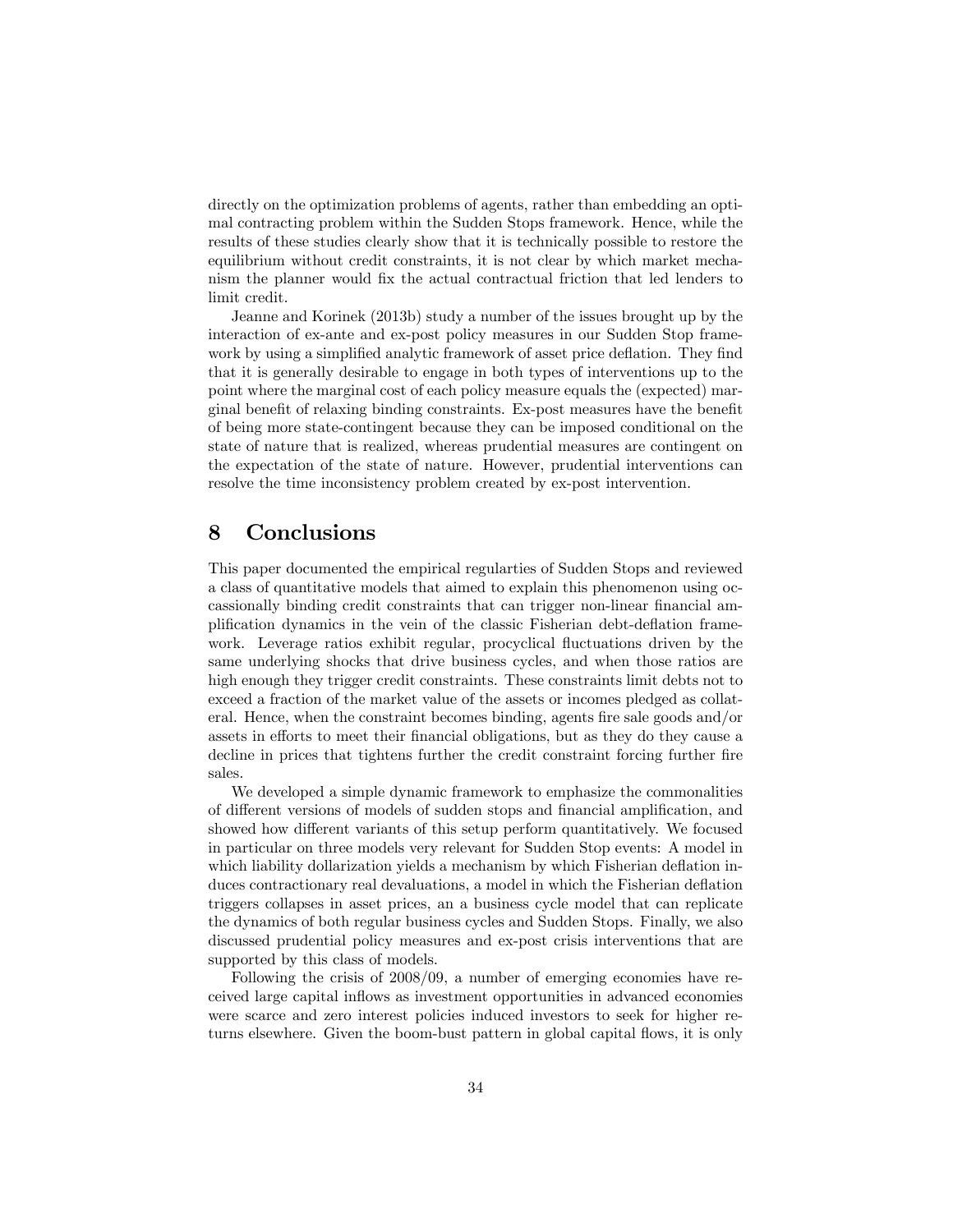directly on the optimization problems of agents, rather than embedding an optimal contracting problem within the Sudden Stops framework. Hence, while the results of these studies clearly show that it is technically possible to restore the equilibrium without credit constraints, it is not clear by which market mechanism the planner would fix the actual contractual friction that led lenders to limit credit.

Jeanne and Korinek (2013b) study a number of the issues brought up by the interaction of ex-ante and ex-post policy measures in our Sudden Stop framework by using a simplified analytic framework of asset price deflation. They find that it is generally desirable to engage in both types of interventions up to the point where the marginal cost of each policy measure equals the (expected) marginal benefit of relaxing binding constraints. Ex-post measures have the benefit of being more state-contingent because they can be imposed conditional on the state of nature that is realized, whereas prudential measures are contingent on the expectation of the state of nature. However, prudential interventions can resolve the time inconsistency problem created by ex-post intervention.

# 8 Conclusions

This paper documented the empirical regulartìes of Sudden Stops and reviewed a class of quantitative models that aimed to explain this phenomenon using occassionally binding credit constraints that can trigger non-linear financial amplification dynamics in the vein of the classic Fisherian debt-deflation framework. Leverage ratios exhibit regular, procyclical fluctuations driven by the same underlying shocks that drive business cycles, and when those ratios are high enough they trigger credit constraints. These constraints limit debts not to exceed a fraction of the market value of the assets or incomes pledged as collateral. Hence, when the constraint becomes binding, agents fire sale goods and/or assets in efforts to meet their financial obligations, but as they do they cause a decline in prices that tightens further the credit constraint forcing further fire sales.

We developed a simple dynamic framework to emphasize the commonalities of different versions of models of sudden stops and financial amplification, and showed how different variants of this setup perform quantitatively. We focused in particular on three models very relevant for Sudden Stop events: A model in which liability dollarization yields a mechanism by which Fisherian deflation induces contractionary real devaluations, a model in which the Fisherian deflation triggers collapses in asset prices, an a business cycle model that can replicate the dynamics of both regular business cycles and Sudden Stops. Finally, we also discussed prudential policy measures and ex-post crisis interventions that are supported by this class of models.

Following the crisis of 2008/09, a number of emerging economies have received large capital inflows as investment opportunities in advanced economies were scarce and zero interest policies induced investors to seek for higher returns elsewhere. Given the boom-bust pattern in global capital flows, it is only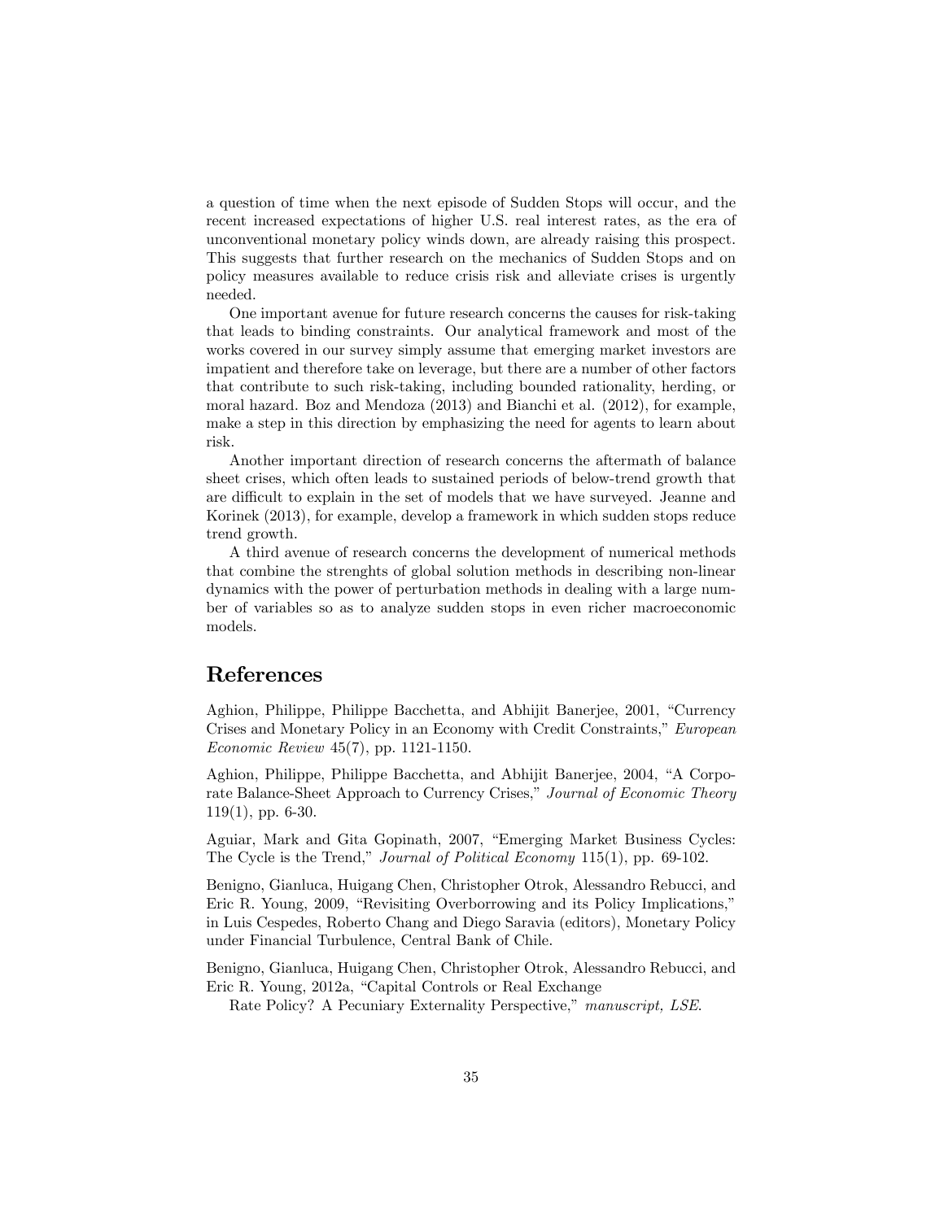a question of time when the next episode of Sudden Stops will occur, and the recent increased expectations of higher U.S. real interest rates, as the era of unconventional monetary policy winds down, are already raising this prospect. This suggests that further research on the mechanics of Sudden Stops and on policy measures available to reduce crisis risk and alleviate crises is urgently needed.

One important avenue for future research concerns the causes for risk-taking that leads to binding constraints. Our analytical framework and most of the works covered in our survey simply assume that emerging market investors are impatient and therefore take on leverage, but there are a number of other factors that contribute to such risk-taking, including bounded rationality, herding, or moral hazard. Boz and Mendoza (2013) and Bianchi et al. (2012), for example, make a step in this direction by emphasizing the need for agents to learn about risk.

Another important direction of research concerns the aftermath of balance sheet crises, which often leads to sustained periods of below-trend growth that are difficult to explain in the set of models that we have surveyed. Jeanne and Korinek (2013), for example, develop a framework in which sudden stops reduce trend growth.

A third avenue of research concerns the development of numerical methods that combine the strenghts of global solution methods in describing non-linear dynamics with the power of perturbation methods in dealing with a large number of variables so as to analyze sudden stops in even richer macroeconomic models.

## References

Aghion, Philippe, Philippe Bacchetta, and Abhijit Banerjee, 2001, "Currency Crises and Monetary Policy in an Economy with Credit Constraints," *European Economic Review* 45(7), pp. 1121-1150.

Aghion, Philippe, Philippe Bacchetta, and Abhijit Banerjee, 2004, "A Corporate Balance-Sheet Approach to Currency Crises," *Journal of Economic Theory* 119(1), pp. 6-30.

Aguiar, Mark and Gita Gopinath, 2007, "Emerging Market Business Cycles: The Cycle is the Trend," *Journal of Political Economy* 115(1), pp. 69-102.

Benigno, Gianluca, Huigang Chen, Christopher Otrok, Alessandro Rebucci, and Eric R. Young, 2009, "Revisiting Overborrowing and its Policy Implications," in Luis Cespedes, Roberto Chang and Diego Saravia (editors), Monetary Policy under Financial Turbulence, Central Bank of Chile.

Benigno, Gianluca, Huigang Chen, Christopher Otrok, Alessandro Rebucci, and Eric R. Young, 2012a, "Capital Controls or Real Exchange Rate Policy? A Pecuniary Externality Perspective," *manuscript, LSE*.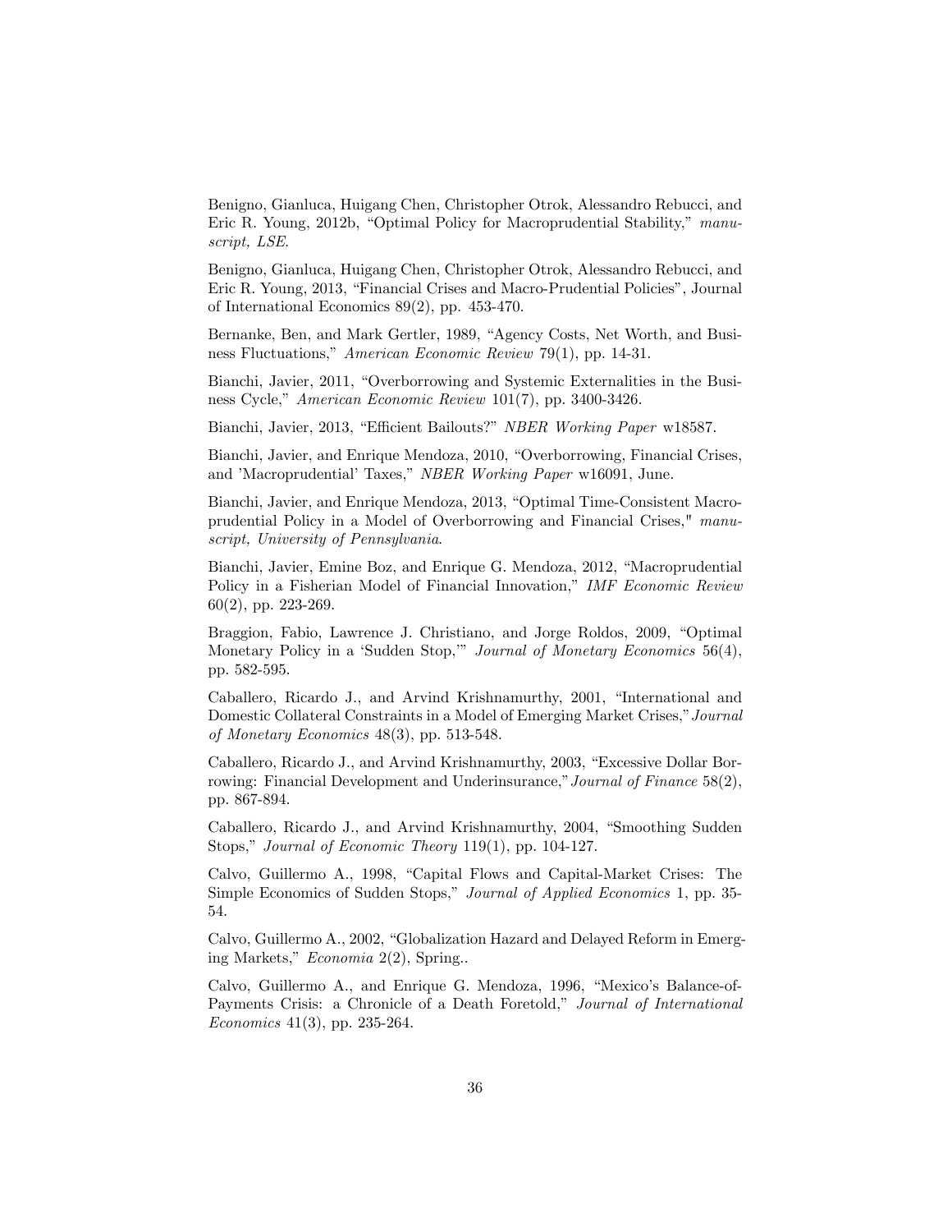Benigno, Gianluca, Huigang Chen, Christopher Otrok, Alessandro Rebucci, and Eric R. Young, 2012b, "Optimal Policy for Macroprudential Stability," *manuscript, LSE*.

Benigno, Gianluca, Huigang Chen, Christopher Otrok, Alessandro Rebucci, and Eric R. Young, 2013, "Financial Crises and Macro-Prudential Policies", Journal of International Economics 89(2), pp. 453-470.

Bernanke, Ben, and Mark Gertler, 1989, "Agency Costs, Net Worth, and Business Fluctuations," *American Economic Review* 79(1), pp. 14-31.

Bianchi, Javier, 2011, "Overborrowing and Systemic Externalities in the Business Cycle," *American Economic Review* 101(7), pp. 3400-3426.

Bianchi, Javier, 2013, "Efficient Bailouts?" *NBER Working Paper* w18587.

Bianchi, Javier, and Enrique Mendoza, 2010, "Overborrowing, Financial Crises, and 'Macroprudential' Taxes," *NBER Working Paper* w16091, June.

Bianchi, Javier, and Enrique Mendoza, 2013, "Optimal Time-Consistent Macroprudential Policy in a Model of Overborrowing and Financial Crises," *manuscript, University of Pennsylvania*.

Bianchi, Javier, Emine Boz, and Enrique G. Mendoza, 2012, "Macroprudential Policy in a Fisherian Model of Financial Innovation," *IMF Economic Review* 60(2), pp. 223-269.

Braggion, Fabio, Lawrence J. Christiano, and Jorge Roldos, 2009, "Optimal Monetary Policy in a 'Sudden Stop,'" *Journal of Monetary Economics* 56(4), pp. 582-595.

Caballero, Ricardo J., and Arvind Krishnamurthy, 2001, "International and Domestic Collateral Constraints in a Model of Emerging Market Crises," *Journal of Monetary Economics* 48(3), pp. 513-548.

Caballero, Ricardo J., and Arvind Krishnamurthy, 2003, "Excessive Dollar Borrowing: Financial Development and Underinsurance," *Journal of Finance* 58(2), pp. 867-894.

Caballero, Ricardo J., and Arvind Krishnamurthy, 2004, "Smoothing Sudden Stops," *Journal of Economic Theory* 119(1), pp. 104-127.

Calvo, Guillermo A., 1998, "Capital Flows and Capital-Market Crises: The Simple Economics of Sudden Stops," *Journal of Applied Economics* 1, pp. 35-54.

Calvo, Guillermo A., 2002, "Globalization Hazard and Delayed Reform in Emerging Markets," *Economia* 2(2), Spring..

Calvo, Guillermo A., and Enrique G. Mendoza, 1996, "Mexico's Balance-of-Payments Crisis: a Chronicle of a Death Foretold," *Journal of International Economics* 41(3), pp. 235-264.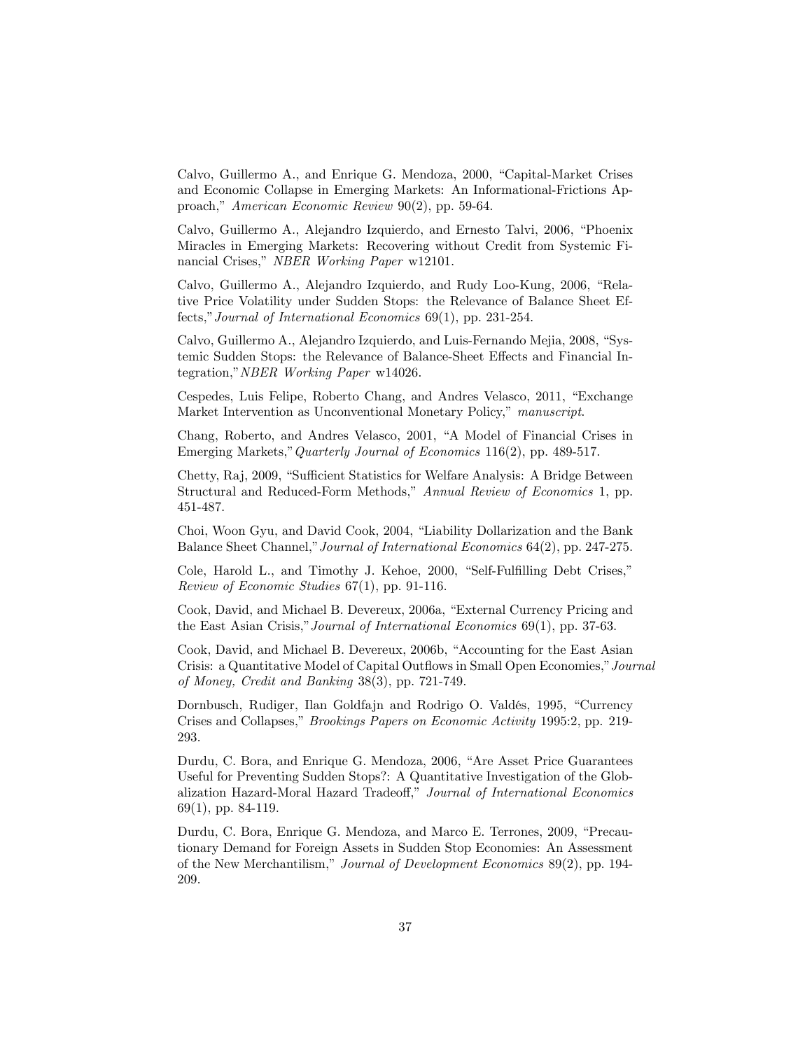Calvo, Guillermo A., and Enrique G. Mendoza, 2000, "Capital-Market Crises and Economic Collapse in Emerging Markets: An Informational-Frictions Approach," *American Economic Review* 90(2), pp. 59-64.

Calvo, Guillermo A., Alejandro Izquierdo, and Ernesto Talvi, 2006, "Phoenix Miracles in Emerging Markets: Recovering without Credit from Systemic Financial Crises," *NBER Working Paper* w12101.

Calvo, Guillermo A., Alejandro Izquierdo, and Rudy Loo-Kung, 2006, "Relative Price Volatility under Sudden Stops: the Relevance of Balance Sheet Effects," *Journal of International Economics* 69(1), pp. 231-254.

Calvo, Guillermo A., Alejandro Izquierdo, and Luis-Fernando Mejia, 2008, "Systemic Sudden Stops: the Relevance of Balance-Sheet Effects and Financial Integration," *NBER Working Paper* w14026.

Cespedes, Luis Felipe, Roberto Chang, and Andres Velasco, 2011, "Exchange Market Intervention as Unconventional Monetary Policy," *manuscript*.

Chang, Roberto, and Andres Velasco, 2001, "A Model of Financial Crises in Emerging Markets," *Quarterly Journal of Economics* 116(2), pp. 489-517.

Chetty, Raj, 2009, "Sufficient Statistics for Welfare Analysis: A Bridge Between Structural and Reduced-Form Methods," *Annual Review of Economics* 1, pp. 451-487.

Choi, Woon Gyu, and David Cook, 2004, "Liability Dollarization and the Bank Balance Sheet Channel," *Journal of International Economics* 64(2), pp. 247-275.

Cole, Harold L., and Timothy J. Kehoe, 2000, "Self-Fulfilling Debt Crises," *Review of Economic Studies* 67(1), pp. 91-116.

Cook, David, and Michael B. Devereux, 2006a, "External Currency Pricing and the East Asian Crisis," *Journal of International Economics* 69(1), pp. 37-63.

Cook, David, and Michael B. Devereux, 2006b, "Accounting for the East Asian Crisis: a Quantitative Model of Capital Outflows in Small Open Economies," *Journal of Money, Credit and Banking* 38(3), pp. 721-749.

Dornbusch, Rudiger, Ilan Goldfajn and Rodrigo O. Valdés, 1995, "Currency Crises and Collapses," *Brookings Papers on Economic Activity* 1995:2, pp. 219-293.

Durdu, C. Bora, and Enrique G. Mendoza, 2006, "Are Asset Price Guarantees Useful for Preventing Sudden Stops?: A Quantitative Investigation of the Globalization Hazard-Moral Hazard Tradeoff," *Journal of International Economics* 69(1), pp. 84-119.

Durdu, C. Bora, Enrique G. Mendoza, and Marco E. Terrones, 2009, "Precautionary Demand for Foreign Assets in Sudden Stop Economies: An Assessment of the New Merchantilism," *Journal of Development Economics* 89(2), pp. 194-209.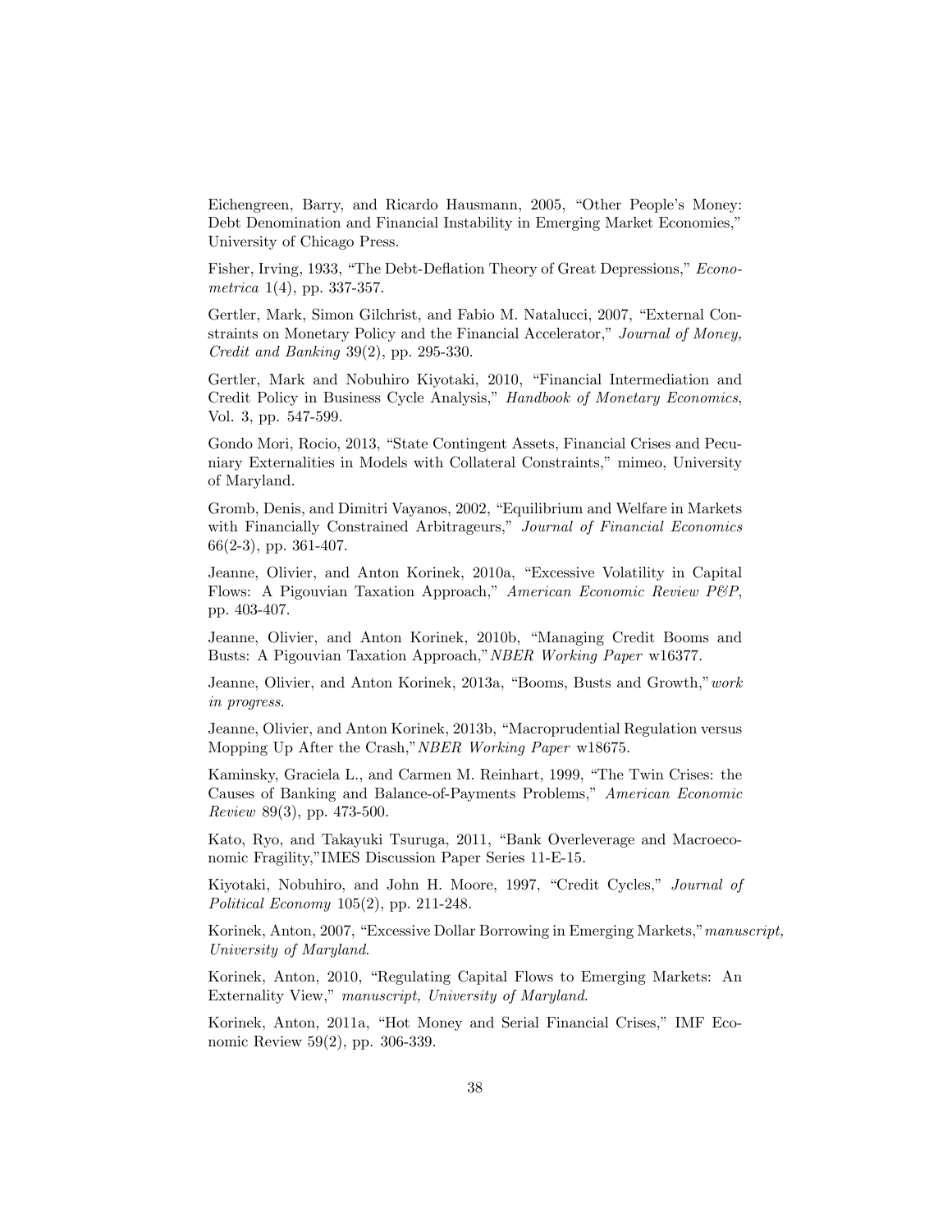Eichengreen, Barry, and Ricardo Hausmann, 2005, "Other People's Money: Debt Denomination and Financial Instability in Emerging Market Economies," University of Chicago Press.

Fisher, Irving, 1933, "The Debt-Deflation Theory of Great Depressions," *Econometrica* 1(4), pp. 337-357.

Gertler, Mark, Simon Gilchrist, and Fabio M. Natalucci, 2007, "External Constraints on Monetary Policy and the Financial Accelerator," *Journal of Money, Credit and Banking* 39(2), pp. 295-330.

Gertler, Mark and Nobuhiro Kiyotaki, 2010, "Financial Intermediation and Credit Policy in Business Cycle Analysis," *Handbook of Monetary Economics*, Vol. 3, pp. 547-599.

Gondo Mori, Rocio, 2013, "State Contingent Assets, Financial Crises and Pecuniary Externalities in Models with Collateral Constraints," mimeo, University of Maryland.

Gromb, Denis, and Dimitri Vayanos, 2002, "Equilibrium and Welfare in Markets with Financially Constrained Arbitrageurs," *Journal of Financial Economics* 66(2-3), pp. 361-407.

Jeanne, Olivier, and Anton Korinek, 2010a, "Excessive Volatility in Capital Flows: A Pigouvian Taxation Approach," *American Economic Review P&P*, pp. 403-407.

Jeanne, Olivier, and Anton Korinek, 2010b, "Managing Credit Booms and Busts: A Pigouvian Taxation Approach,"*NBER Working Paper* w16377.

Jeanne, Olivier, and Anton Korinek, 2013a, "Booms, Busts and Growth,"*work in progress*.

Jeanne, Olivier, and Anton Korinek, 2013b, "Macroprudential Regulation versus Mopping Up After the Crash,"*NBER Working Paper* w18675.

Kaminsky, Graciela L., and Carmen M. Reinhart, 1999, "The Twin Crises: the Causes of Banking and Balance-of-Payments Problems," *American Economic Review* 89(3), pp. 473-500.

Kato, Ryo, and Takayuki Tsuruga, 2011, "Bank Overleverage and Macroeconomic Fragility,"IMES Discussion Paper Series 11-E-15.

Kiyotaki, Nobuhiro, and John H. Moore, 1997, "Credit Cycles," *Journal of Political Economy* 105(2), pp. 211-248.

Korinek, Anton, 2007, "Excessive Dollar Borrowing in Emerging Markets,"*manuscript, University of Maryland*.

Korinek, Anton, 2010, "Regulating Capital Flows to Emerging Markets: An Externality View," *manuscript, University of Maryland*.

Korinek, Anton, 2011a, "Hot Money and Serial Financial Crises," IMF Economic Review 59(2), pp. 306-339.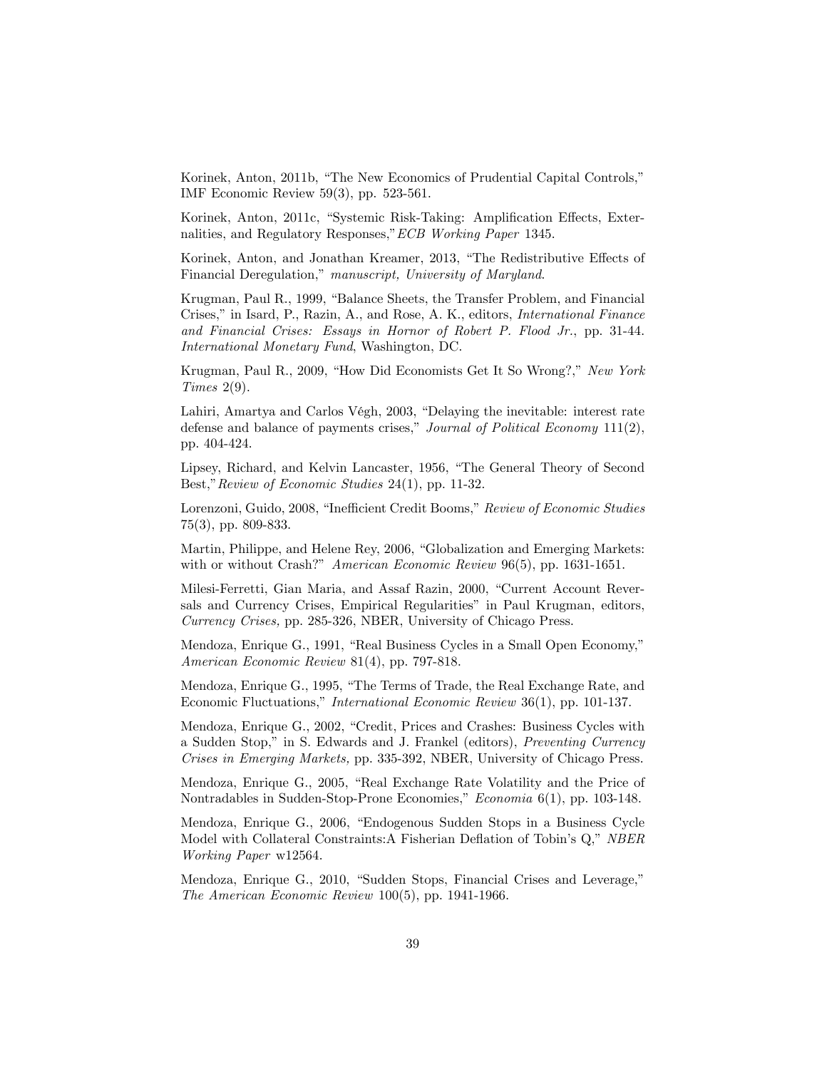Korinek, Anton, 2011b, "The New Economics of Prudential Capital Controls," IMF Economic Review 59(3), pp. 523-561.

Korinek, Anton, 2011c, "Systemic Risk-Taking: Amplification Effects, Externalities, and Regulatory Responses," *ECB Working Paper* 1345.

Korinek, Anton, and Jonathan Kreamer, 2013, "The Redistributive Effects of Financial Deregulation," *manuscript, University of Maryland*.

Krugman, Paul R., 1999, "Balance Sheets, the Transfer Problem, and Financial Crises," in Isard, P., Razin, A., and Rose, A. K., editors, *International Finance and Financial Crises: Essays in Hornor of Robert P. Flood Jr.*, pp. 31-44. *International Monetary Fund*, Washington, DC.

Krugman, Paul R., 2009, "How Did Economists Get It So Wrong?," *New York Times* 2(9).

Lahiri, Amartya and Carlos Végh, 2003, "Delaying the inevitable: interest rate defense and balance of payments crises," *Journal of Political Economy* 111(2), pp. 404-424.

Lipsey, Richard, and Kelvin Lancaster, 1956, "The General Theory of Second Best," *Review of Economic Studies* 24(1), pp. 11-32.

Lorenzoni, Guido, 2008, "Inefficient Credit Booms," *Review of Economic Studies* 75(3), pp. 809-833.

Martin, Philippe, and Helene Rey, 2006, "Globalization and Emerging Markets: with or without Crash?" *American Economic Review* 96(5), pp. 1631-1651.

Milesi-Ferretti, Gian Maria, and Assaf Razin, 2000, "Current Account Reversals and Currency Crises, Empirical Regularities" in Paul Krugman, editors, *Currency Crises,* pp. 285-326, NBER, University of Chicago Press.

Mendoza, Enrique G., 1991, "Real Business Cycles in a Small Open Economy," *American Economic Review* 81(4), pp. 797-818.

Mendoza, Enrique G., 1995, "The Terms of Trade, the Real Exchange Rate, and Economic Fluctuations," *International Economic Review* 36(1), pp. 101-137.

Mendoza, Enrique G., 2002, "Credit, Prices and Crashes: Business Cycles with a Sudden Stop," in S. Edwards and J. Frankel (editors), *Preventing Currency Crises in Emerging Markets,* pp. 335-392, NBER, University of Chicago Press.

Mendoza, Enrique G., 2005, "Real Exchange Rate Volatility and the Price of Nontradables in Sudden-Stop-Prone Economies," *Economia* 6(1), pp. 103-148.

Mendoza, Enrique G., 2006, "Endogenous Sudden Stops in a Business Cycle Model with Collateral Constraints:A Fisherian Deflation of Tobin's Q," *NBER Working Paper* w12564.

Mendoza, Enrique G., 2010, "Sudden Stops, Financial Crises and Leverage," *The American Economic Review* 100(5), pp. 1941-1966.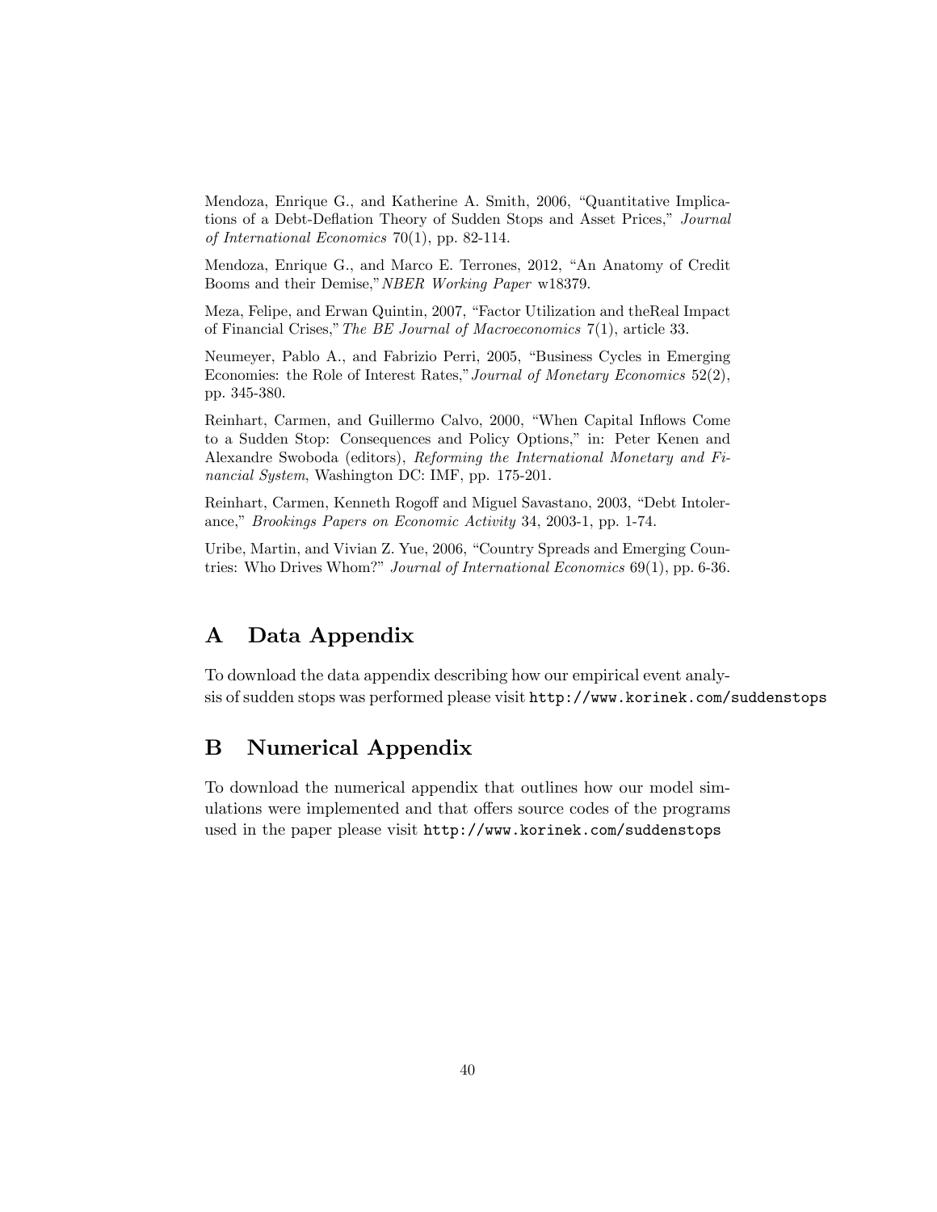Mendoza, Enrique G., and Katherine A. Smith, 2006, "Quantitative Implications of a Debt-Deflation Theory of Sudden Stops and Asset Prices," *Journal of International Economics* 70(1), pp. 82-114.

Mendoza, Enrique G., and Marco E. Terrones, 2012, "An Anatomy of Credit Booms and their Demise,"*NBER Working Paper* w18379.

Meza, Felipe, and Erwan Quintin, 2007, "Factor Utilization and theReal Impact of Financial Crises," *The BE Journal of Macroeconomics* 7(1), article 33.

Neumeyer, Pablo A., and Fabrizio Perri, 2005, "Business Cycles in Emerging Economies: the Role of Interest Rates,"*Journal of Monetary Economics* 52(2), pp. 345-380.

Reinhart, Carmen, and Guillermo Calvo, 2000, "When Capital Inflows Come to a Sudden Stop: Consequences and Policy Options," in: Peter Kenen and Alexandre Swoboda (editors), *Reforming the International Monetary and Financial System*, Washington DC: IMF, pp. 175-201.

Reinhart, Carmen, Kenneth Rogoff and Miguel Savastano, 2003, "Debt Intolerance," *Brookings Papers on Economic Activity* 34, 2003-1, pp. 1-74.

Uribe, Martin, and Vivian Z. Yue, 2006, "Country Spreads and Emerging Countries: Who Drives Whom?" *Journal of International Economics* 69(1), pp. 6-36.

# A Data Appendix

To download the data appendix describing how our empirical event analysis of sudden stops was performed please visit `http://www.korinek.com/suddenstops`

# B Numerical Appendix

To download the numerical appendix that outlines how our model simulations were implemented and that offers source codes of the programs used in the paper please visit `http://www.korinek.com/suddenstops`